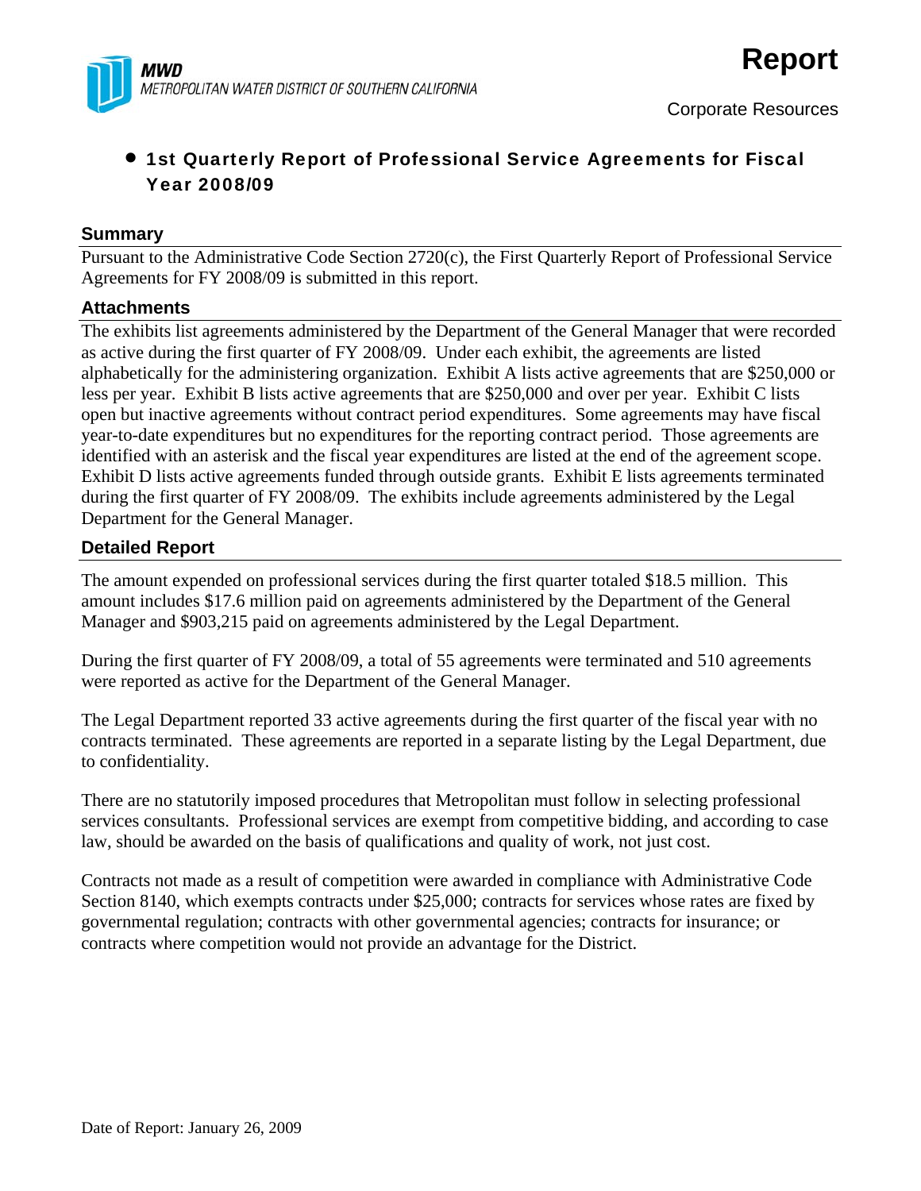**MWD**
*METROPOLITAN WATER DISTRICT OF SOUTHERN CALIFORNIA*

# Report

Corporate Resources

- **1st Quarterly Report of Professional Service Agreements for Fiscal Year 2008/09**

## Summary

Pursuant to the Administrative Code Section 2720(c), the First Quarterly Report of Professional Service Agreements for FY 2008/09 is submitted in this report.

## Attachments

The exhibits list agreements administered by the Department of the General Manager that were recorded as active during the first quarter of FY 2008/09. Under each exhibit, the agreements are listed alphabetically for the administering organization. Exhibit A lists active agreements that are $250,000 or less per year. Exhibit B lists active agreements that are $250,000 and over per year. Exhibit C lists open but inactive agreements without contract period expenditures. Some agreements may have fiscal year-to-date expenditures but no expenditures for the reporting contract period. Those agreements are identified with an asterisk and the fiscal year expenditures are listed at the end of the agreement scope. Exhibit D lists active agreements funded through outside grants. Exhibit E lists agreements terminated during the first quarter of FY 2008/09. The exhibits include agreements administered by the Legal Department for the General Manager.

## Detailed Report

The amount expended on professional services during the first quarter totaled $18.5 million. This amount includes $17.6 million paid on agreements administered by the Department of the General Manager and $903,215 paid on agreements administered by the Legal Department.

During the first quarter of FY 2008/09, a total of 55 agreements were terminated and 510 agreements were reported as active for the Department of the General Manager.

The Legal Department reported 33 active agreements during the first quarter of the fiscal year with no contracts terminated. These agreements are reported in a separate listing by the Legal Department, due to confidentiality.

There are no statutorily imposed procedures that Metropolitan must follow in selecting professional services consultants. Professional services are exempt from competitive bidding, and according to case law, should be awarded on the basis of qualifications and quality of work, not just cost.

Contracts not made as a result of competition were awarded in compliance with Administrative Code Section 8140, which exempts contracts under $25,000; contracts for services whose rates are fixed by governmental regulation; contracts with other governmental agencies; contracts for insurance; or contracts where competition would not provide an advantage for the District.

Date of Report: January 26, 2009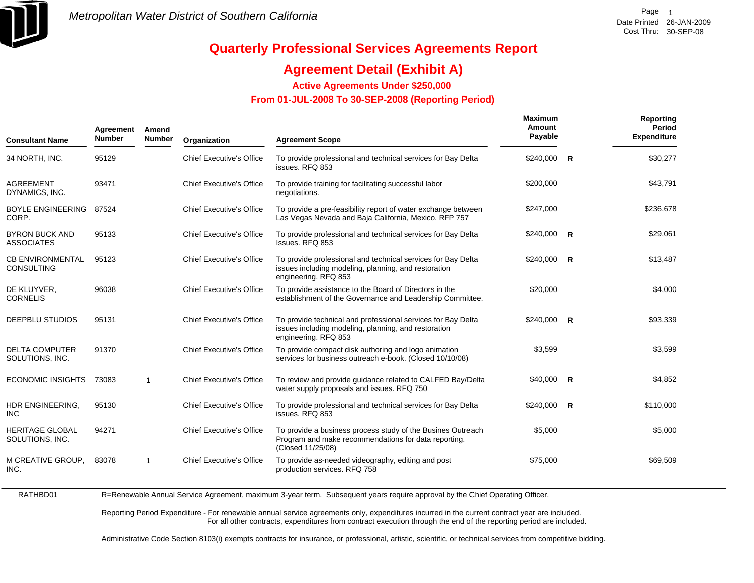Metropolitan Water District of Southern California

Date Printed 26-JAN-2009
Cost Thru: 30-SEP-08

# Quarterly Professional Services Agreements Report

## Agreement Detail (Exhibit A)

### Active Agreements Under $250,000

### From 01-JUL-2008 To 30-SEP-2008 (Reporting Period)

| Consultant Name | Agreement Number | Amend Number | Organization | Agreement Scope | Maximum Amount Payable | | Reporting Period Expenditure |
|---|---|---|---|---|---|---|---|
| 34 NORTH, INC. | 95129 | | Chief Executive's Office | To provide professional and technical services for Bay Delta issues. RFQ 853 | $240,000 | R | $30,277 |
| AGREEMENT DYNAMICS, INC. | 93471 | | Chief Executive's Office | To provide training for facilitating successful labor negotiations. | $200,000 | | $43,791 |
| BOYLE ENGINEERING CORP. | 87524 | | Chief Executive's Office | To provide a pre-feasibility report of water exchange between Las Vegas Nevada and Baja California, Mexico. RFP 757 | $247,000 | | $236,678 |
| BYRON BUCK AND ASSOCIATES | 95133 | | Chief Executive's Office | To provide professional and technical services for Bay Delta Issues. RFQ 853 | $240,000 | R | $29,061 |
| CB ENVIRONMENTAL CONSULTING | 95123 | | Chief Executive's Office | To provide professional and technical services for Bay Delta issues including modeling, planning, and restoration engineering. RFQ 853 | $240,000 | R | $13,487 |
| DE KLUYVER, CORNELIS | 96038 | | Chief Executive's Office | To provide assistance to the Board of Directors in the establishment of the Governance and Leadership Committee. | $20,000 | | $4,000 |
| DEEPBLU STUDIOS | 95131 | | Chief Executive's Office | To provide technical and professional services for Bay Delta issues including modeling, planning, and restoration engineering. RFQ 853 | $240,000 | R | $93,339 |
| DELTA COMPUTER SOLUTIONS, INC. | 91370 | | Chief Executive's Office | To provide compact disk authoring and logo animation services for business outreach e-book. (Closed 10/10/08) | $3,599 | | $3,599 |
| ECONOMIC INSIGHTS | 73083 | 1 | Chief Executive's Office | To review and provide guidance related to CALFED Bay/Delta water supply proposals and issues. RFQ 750 | $40,000 | R | $4,852 |
| HDR ENGINEERING, INC | 95130 | | Chief Executive's Office | To provide professional and technical services for Bay Delta issues. RFQ 853 | $240,000 | R | $110,000 |
| HERITAGE GLOBAL SOLUTIONS, INC. | 94271 | | Chief Executive's Office | To provide a business process study of the Busines Outreach Program and make recommendations for data reporting. (Closed 11/25/08) | $5,000 | | $5,000 |
| M CREATIVE GROUP, INC. | 83078 | 1 | Chief Executive's Office | To provide as-needed videography, editing and post production services. RFQ 758 | $75,000 | | $69,509 |

RATHBD01

R=Renewable Annual Service Agreement, maximum 3-year term. Subsequent years require approval by the Chief Operating Officer.

Reporting Period Expenditure - For renewable annual service agreements only, expenditures incurred in the current contract year are included. For all other contracts, expenditures from contract execution through the end of the reporting period are included.

Administrative Code Section 8103(i) exempts contracts for insurance, or professional, artistic, scientific, or technical services from competitive bidding.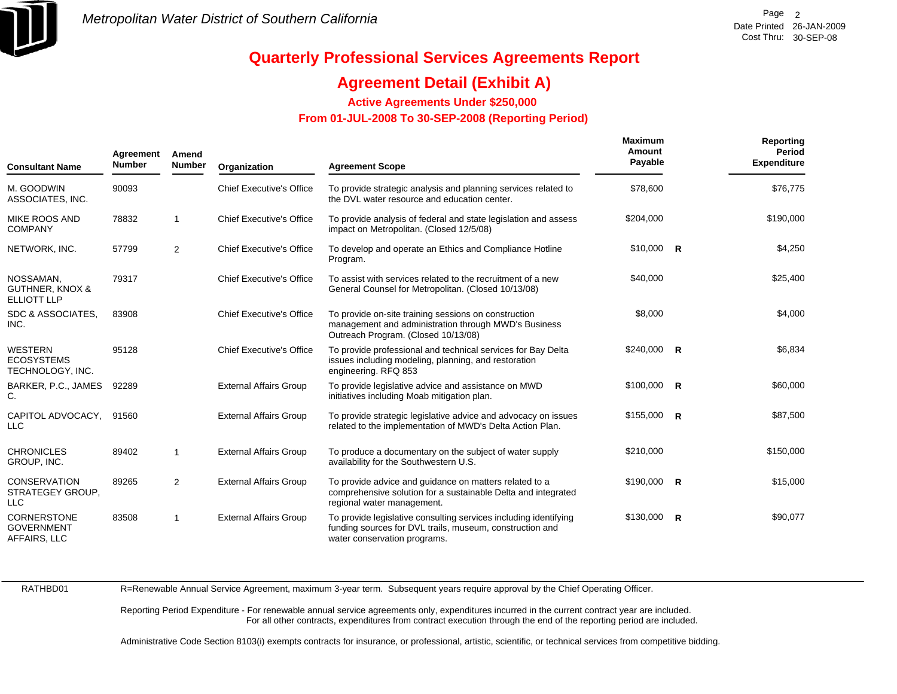# Metropolitan Water District of Southern California

Date Printed 26-JAN-2009
Cost Thru: 30-SEP-08

## Quarterly Professional Services Agreements Report

## Agreement Detail (Exhibit A)

### Active Agreements Under $250,000

### From 01-JUL-2008 To 30-SEP-2008 (Reporting Period)

| Consultant Name | Agreement Number | Amend Number | Organization | Agreement Scope | Maximum Amount Payable | | Reporting Period Expenditure |
|---|---|---|---|---|---|---|---|
| M. GOODWIN ASSOCIATES, INC. | 90093 | | Chief Executive's Office | To provide strategic analysis and planning services related to the DVL water resource and education center. | $78,600 | | $76,775 |
| MIKE ROOS AND COMPANY | 78832 | 1 | Chief Executive's Office | To provide analysis of federal and state legislation and assess impact on Metropolitan. (Closed 12/5/08) | $204,000 | | $190,000 |
| NETWORK, INC. | 57799 | 2 | Chief Executive's Office | To develop and operate an Ethics and Compliance Hotline Program. | $10,000 | R | $4,250 |
| NOSSAMAN, GUTHNER, KNOX & ELLIOTT LLP | 79317 | | Chief Executive's Office | To assist with services related to the recruitment of a new General Counsel for Metropolitan. (Closed 10/13/08) | $40,000 | | $25,400 |
| SDC & ASSOCIATES, INC. | 83908 | | Chief Executive's Office | To provide on-site training sessions on construction management and administration through MWD's Business Outreach Program. (Closed 10/13/08) | $8,000 | | $4,000 |
| WESTERN ECOSYSTEMS TECHNOLOGY, INC. | 95128 | | Chief Executive's Office | To provide professional and technical services for Bay Delta issues including modeling, planning, and restoration engineering. RFQ 853 | $240,000 | R | $6,834 |
| BARKER, P.C., JAMES C. | 92289 | | External Affairs Group | To provide legislative advice and assistance on MWD initiatives including Moab mitigation plan. | $100,000 | R | $60,000 |
| CAPITOL ADVOCACY, LLC | 91560 | | External Affairs Group | To provide strategic legislative advice and advocacy on issues related to the implementation of MWD's Delta Action Plan. | $155,000 | R | $87,500 |
| CHRONICLES GROUP, INC. | 89402 | 1 | External Affairs Group | To produce a documentary on the subject of water supply availability for the Southwestern U.S. | $210,000 | | $150,000 |
| CONSERVATION STRATEGEY GROUP, LLC | 89265 | 2 | External Affairs Group | To provide advice and guidance on matters related to a comprehensive solution for a sustainable Delta and integrated regional water management. | $190,000 | R | $15,000 |
| CORNERSTONE GOVERNMENT AFFAIRS, LLC | 83508 | 1 | External Affairs Group | To provide legislative consulting services including identifying funding sources for DVL trails, museum, construction and water conservation programs. | $130,000 | R | $90,077 |

RATHBD01

R=Renewable Annual Service Agreement, maximum 3-year term. Subsequent years require approval by the Chief Operating Officer.

Reporting Period Expenditure - For renewable annual service agreements only, expenditures incurred in the current contract year are included. For all other contracts, expenditures from contract execution through the end of the reporting period are included.

Administrative Code Section 8103(i) exempts contracts for insurance, or professional, artistic, scientific, or technical services from competitive bidding.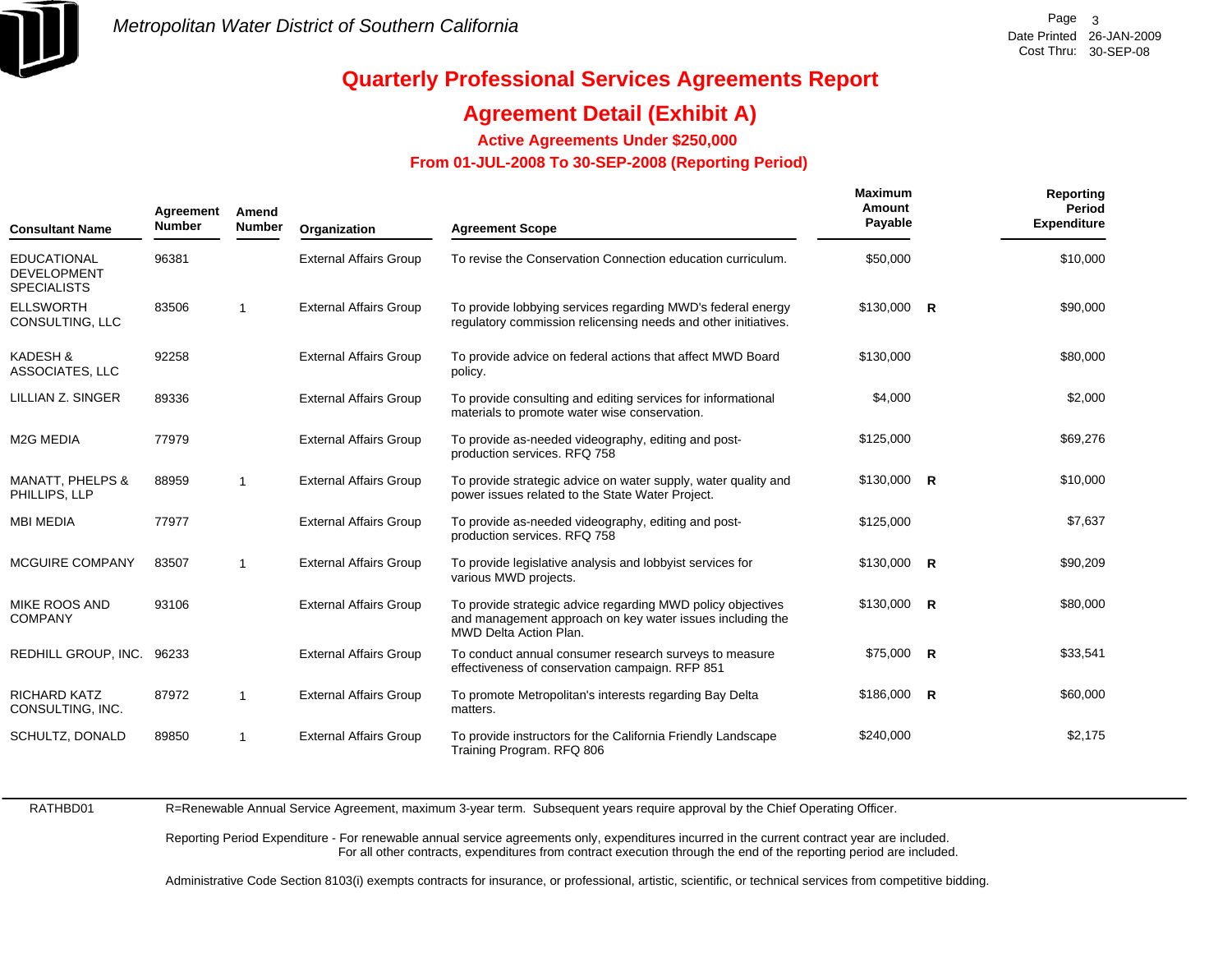Metropolitan Water District of Southern California

Date Printed 26-JAN-2009
Cost Thru: 30-SEP-08

# Quarterly Professional Services Agreements Report

## Agreement Detail (Exhibit A)

### Active Agreements Under $250,000

### From 01-JUL-2008 To 30-SEP-2008 (Reporting Period)

| Consultant Name | Agreement Number | Amend Number | Organization | Agreement Scope | Maximum Amount Payable | | Reporting Period Expenditure |
|---|---|---|---|---|---|---|---|
| EDUCATIONAL DEVELOPMENT SPECIALISTS | 96381 | | External Affairs Group | To revise the Conservation Connection education curriculum. | $50,000 | | $10,000 |
| ELLSWORTH CONSULTING, LLC | 83506 | 1 | External Affairs Group | To provide lobbying services regarding MWD's federal energy regulatory commission relicensing needs and other initiatives. | $130,000 | R | $90,000 |
| KADESH & ASSOCIATES, LLC | 92258 | | External Affairs Group | To provide advice on federal actions that affect MWD Board policy. | $130,000 | | $80,000 |
| LILLIAN Z. SINGER | 89336 | | External Affairs Group | To provide consulting and editing services for informational materials to promote water wise conservation. | $4,000 | | $2,000 |
| M2G MEDIA | 77979 | | External Affairs Group | To provide as-needed videography, editing and post-production services. RFQ 758 | $125,000 | | $69,276 |
| MANATT, PHELPS & PHILLIPS, LLP | 88959 | 1 | External Affairs Group | To provide strategic advice on water supply, water quality and power issues related to the State Water Project. | $130,000 | R | $10,000 |
| MBI MEDIA | 77977 | | External Affairs Group | To provide as-needed videography, editing and post-production services. RFQ 758 | $125,000 | | $7,637 |
| MCGUIRE COMPANY | 83507 | 1 | External Affairs Group | To provide legislative analysis and lobbyist services for various MWD projects. | $130,000 | R | $90,209 |
| MIKE ROOS AND COMPANY | 93106 | | External Affairs Group | To provide strategic advice regarding MWD policy objectives and management approach on key water issues including the MWD Delta Action Plan. | $130,000 | R | $80,000 |
| REDHILL GROUP, INC. | 96233 | | External Affairs Group | To conduct annual consumer research surveys to measure effectiveness of conservation campaign. RFP 851 | $75,000 | R | $33,541 |
| RICHARD KATZ CONSULTING, INC. | 87972 | 1 | External Affairs Group | To promote Metropolitan's interests regarding Bay Delta matters. | $186,000 | R | $60,000 |
| SCHULTZ, DONALD | 89850 | 1 | External Affairs Group | To provide instructors for the California Friendly Landscape Training Program. RFQ 806 | $240,000 | | $2,175 |

RATHBD01

R=Renewable Annual Service Agreement, maximum 3-year term. Subsequent years require approval by the Chief Operating Officer.

Reporting Period Expenditure - For renewable annual service agreements only, expenditures incurred in the current contract year are included. For all other contracts, expenditures from contract execution through the end of the reporting period are included.

Administrative Code Section 8103(i) exempts contracts for insurance, or professional, artistic, scientific, or technical services from competitive bidding.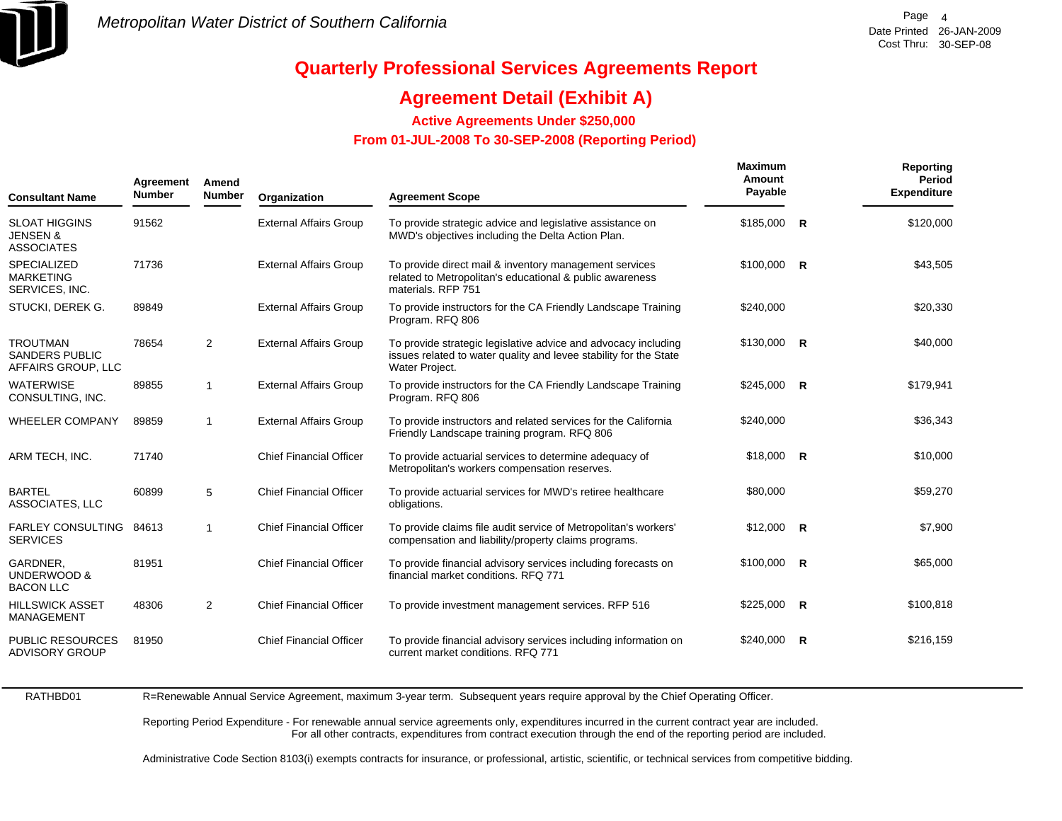# Quarterly Professional Services Agreements Report

## Agreement Detail (Exhibit A)

### Active Agreements Under $250,000

### From 01-JUL-2008 To 30-SEP-2008 (Reporting Period)

| Consultant Name | Agreement Number | Amend Number | Organization | Agreement Scope | Maximum Amount Payable | | Reporting Period Expenditure |
|---|---|---|---|---|---|---|---|
| SLOAT HIGGINS JENSEN & ASSOCIATES | 91562 | | External Affairs Group | To provide strategic advice and legislative assistance on MWD's objectives including the Delta Action Plan. | $185,000 | R | $120,000 |
| SPECIALIZED MARKETING SERVICES, INC. | 71736 | | External Affairs Group | To provide direct mail & inventory management services related to Metropolitan's educational & public awareness materials. RFP 751 | $100,000 | R | $43,505 |
| STUCKI, DEREK G. | 89849 | | External Affairs Group | To provide instructors for the CA Friendly Landscape Training Program. RFQ 806 | $240,000 | | $20,330 |
| TROUTMAN SANDERS PUBLIC AFFAIRS GROUP, LLC | 78654 | 2 | External Affairs Group | To provide strategic legislative advice and advocacy including issues related to water quality and levee stability for the State Water Project. | $130,000 | R | $40,000 |
| WATERWISE CONSULTING, INC. | 89855 | 1 | External Affairs Group | To provide instructors for the CA Friendly Landscape Training Program. RFQ 806 | $245,000 | R | $179,941 |
| WHEELER COMPANY | 89859 | 1 | External Affairs Group | To provide instructors and related services for the California Friendly Landscape training program. RFQ 806 | $240,000 | | $36,343 |
| ARM TECH, INC. | 71740 | | Chief Financial Officer | To provide actuarial services to determine adequacy of Metropolitan's workers compensation reserves. | $18,000 | R | $10,000 |
| BARTEL ASSOCIATES, LLC | 60899 | 5 | Chief Financial Officer | To provide actuarial services for MWD's retiree healthcare obligations. | $80,000 | | $59,270 |
| FARLEY CONSULTING SERVICES | 84613 | 1 | Chief Financial Officer | To provide claims file audit service of Metropolitan's workers' compensation and liability/property claims programs. | $12,000 | R | $7,900 |
| GARDNER, UNDERWOOD & BACON LLC | 81951 | | Chief Financial Officer | To provide financial advisory services including forecasts on financial market conditions. RFQ 771 | $100,000 | R | $65,000 |
| HILLSWICK ASSET MANAGEMENT | 48306 | 2 | Chief Financial Officer | To provide investment management services. RFP 516 | $225,000 | R | $100,818 |
| PUBLIC RESOURCES ADVISORY GROUP | 81950 | | Chief Financial Officer | To provide financial advisory services including information on current market conditions. RFQ 771 | $240,000 | R | $216,159 |

RATHBD01

R=Renewable Annual Service Agreement, maximum 3-year term. Subsequent years require approval by the Chief Operating Officer.

Reporting Period Expenditure - For renewable annual service agreements only, expenditures incurred in the current contract year are included. For all other contracts, expenditures from contract execution through the end of the reporting period are included.

Administrative Code Section 8103(i) exempts contracts for insurance, or professional, artistic, scientific, or technical services from competitive bidding.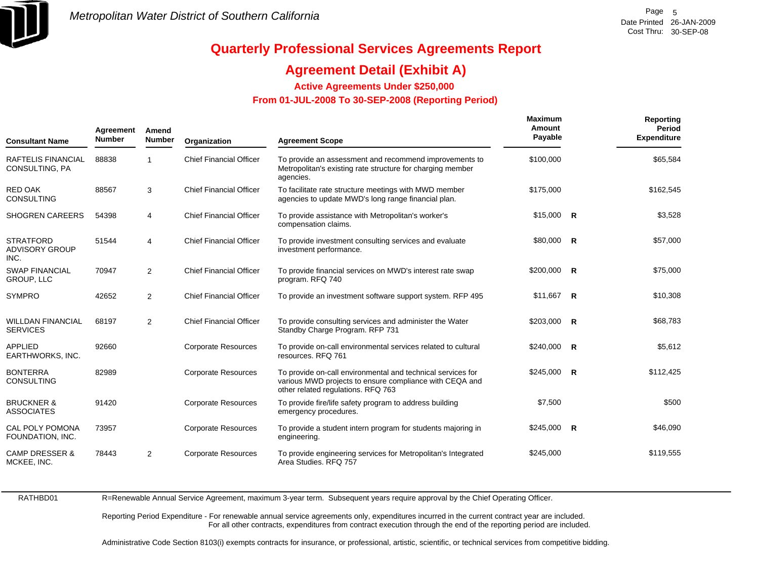# Quarterly Professional Services Agreements Report

## Agreement Detail (Exhibit A)

### Active Agreements Under $250,000

### From 01-JUL-2008 To 30-SEP-2008 (Reporting Period)

| Consultant Name | Agreement Number | Amend Number | Organization | Agreement Scope | Maximum Amount Payable | | Reporting Period Expenditure |
|---|---|---|---|---|---|---|---|
| RAFTELIS FINANCIAL CONSULTING, PA | 88838 | 1 | Chief Financial Officer | To provide an assessment and recommend improvements to Metropolitan's existing rate structure for charging member agencies. | $100,000 | | $65,584 |
| RED OAK CONSULTING | 88567 | 3 | Chief Financial Officer | To facilitate rate structure meetings with MWD member agencies to update MWD's long range financial plan. | $175,000 | | $162,545 |
| SHOGREN CAREERS | 54398 | 4 | Chief Financial Officer | To provide assistance with Metropolitan's worker's compensation claims. | $15,000 | R | $3,528 |
| STRATFORD ADVISORY GROUP INC. | 51544 | 4 | Chief Financial Officer | To provide investment consulting services and evaluate investment performance. | $80,000 | R | $57,000 |
| SWAP FINANCIAL GROUP, LLC | 70947 | 2 | Chief Financial Officer | To provide financial services on MWD's interest rate swap program. RFQ 740 | $200,000 | R | $75,000 |
| SYMPRO | 42652 | 2 | Chief Financial Officer | To provide an investment software support system. RFP 495 | $11,667 | R | $10,308 |
| WILLDAN FINANCIAL SERVICES | 68197 | 2 | Chief Financial Officer | To provide consulting services and administer the Water Standby Charge Program. RFP 731 | $203,000 | R | $68,783 |
| APPLIED EARTHWORKS, INC. | 92660 | | Corporate Resources | To provide on-call environmental services related to cultural resources. RFQ 761 | $240,000 | R | $5,612 |
| BONTERRA CONSULTING | 82989 | | Corporate Resources | To provide on-call environmental and technical services for various MWD projects to ensure compliance with CEQA and other related regulations. RFQ 763 | $245,000 | R | $112,425 |
| BRUCKNER & ASSOCIATES | 91420 | | Corporate Resources | To provide fire/life safety program to address building emergency procedures. | $7,500 | | $500 |
| CAL POLY POMONA FOUNDATION, INC. | 73957 | | Corporate Resources | To provide a student intern program for students majoring in engineering. | $245,000 | R | $46,090 |
| CAMP DRESSER & MCKEE, INC. | 78443 | 2 | Corporate Resources | To provide engineering services for Metropolitan's Integrated Area Studies. RFQ 757 | $245,000 | | $119,555 |

RATHBD01

R=Renewable Annual Service Agreement, maximum 3-year term. Subsequent years require approval by the Chief Operating Officer.

Reporting Period Expenditure - For renewable annual service agreements only, expenditures incurred in the current contract year are included. For all other contracts, expenditures from contract execution through the end of the reporting period are included.

Administrative Code Section 8103(i) exempts contracts for insurance, or professional, artistic, scientific, or technical services from competitive bidding.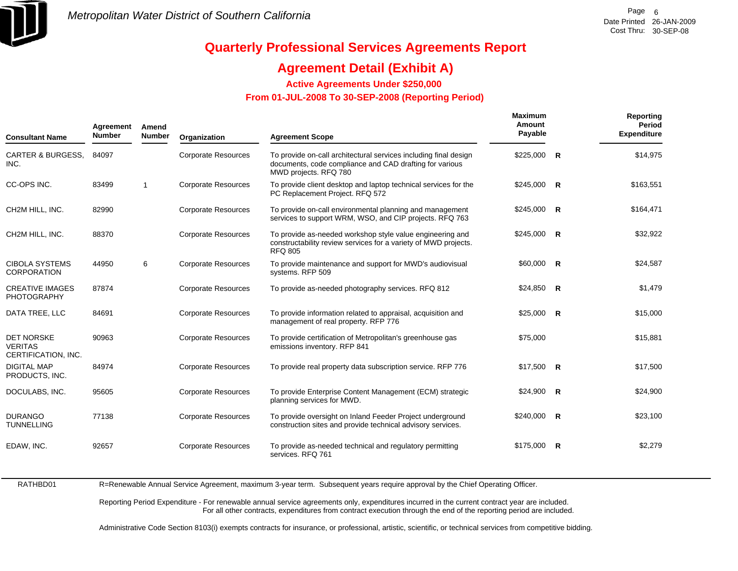# Quarterly Professional Services Agreements Report

## Agreement Detail (Exhibit A)

### Active Agreements Under $250,000

### From 01-JUL-2008 To 30-SEP-2008 (Reporting Period)

| Consultant Name | Agreement Number | Amend Number | Organization | Agreement Scope | Maximum Amount Payable | | Reporting Period Expenditure |
|---|---|---|---|---|---|---|---|
| CARTER & BURGESS, INC. | 84097 | | Corporate Resources | To provide on-call architectural services including final design documents, code compliance and CAD drafting for various MWD projects. RFQ 780 | $225,000 | R | $14,975 |
| CC-OPS INC. | 83499 | 1 | Corporate Resources | To provide client desktop and laptop technical services for the PC Replacement Project. RFQ 572 | $245,000 | R | $163,551 |
| CH2M HILL, INC. | 82990 | | Corporate Resources | To provide on-call environmental planning and management services to support WRM, WSO, and CIP projects. RFQ 763 | $245,000 | R | $164,471 |
| CH2M HILL, INC. | 88370 | | Corporate Resources | To provide as-needed workshop style value engineering and constructability review services for a variety of MWD projects. RFQ 805 | $245,000 | R | $32,922 |
| CIBOLA SYSTEMS CORPORATION | 44950 | 6 | Corporate Resources | To provide maintenance and support for MWD's audiovisual systems. RFP 509 | $60,000 | R | $24,587 |
| CREATIVE IMAGES PHOTOGRAPHY | 87874 | | Corporate Resources | To provide as-needed photography services. RFQ 812 | $24,850 | R | $1,479 |
| DATA TREE, LLC | 84691 | | Corporate Resources | To provide information related to appraisal, acquisition and management of real property. RFP 776 | $25,000 | R | $15,000 |
| DET NORSKE VERITAS CERTIFICATION, INC. | 90963 | | Corporate Resources | To provide certification of Metropolitan's greenhouse gas emissions inventory. RFP 841 | $75,000 | | $15,881 |
| DIGITAL MAP PRODUCTS, INC. | 84974 | | Corporate Resources | To provide real property data subscription service. RFP 776 | $17,500 | R | $17,500 |
| DOCULABS, INC. | 95605 | | Corporate Resources | To provide Enterprise Content Management (ECM) strategic planning services for MWD. | $24,900 | R | $24,900 |
| DURANGO TUNNELLING | 77138 | | Corporate Resources | To provide oversight on Inland Feeder Project underground construction sites and provide technical advisory services. | $240,000 | R | $23,100 |
| EDAW, INC. | 92657 | | Corporate Resources | To provide as-needed technical and regulatory permitting services. RFQ 761 | $175,000 | R | $2,279 |

RATHBD01

R=Renewable Annual Service Agreement, maximum 3-year term. Subsequent years require approval by the Chief Operating Officer.

Reporting Period Expenditure - For renewable annual service agreements only, expenditures incurred in the current contract year are included. For all other contracts, expenditures from contract execution through the end of the reporting period are included.

Administrative Code Section 8103(i) exempts contracts for insurance, or professional, artistic, scientific, or technical services from competitive bidding.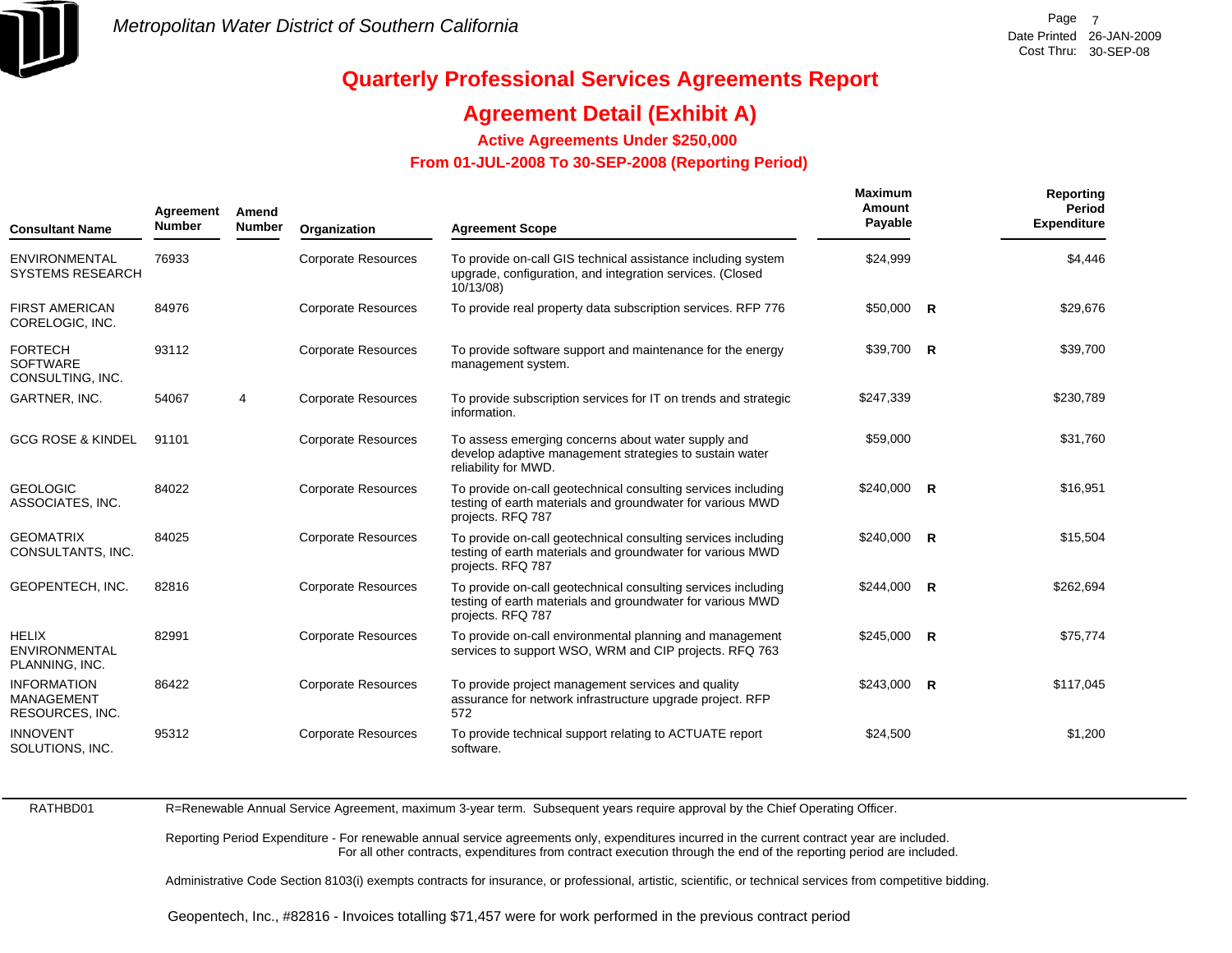Metropolitan Water District of Southern California

Date Printed 26-JAN-2009
Cost Thru: 30-SEP-08

# Quarterly Professional Services Agreements Report

## Agreement Detail (Exhibit A)

### Active Agreements Under $250,000

### From 01-JUL-2008 To 30-SEP-2008 (Reporting Period)

| Consultant Name | Agreement Number | Amend Number | Organization | Agreement Scope | Maximum Amount Payable | | Reporting Period Expenditure |
|---|---|---|---|---|---|---|---|
| ENVIRONMENTAL SYSTEMS RESEARCH | 76933 | | Corporate Resources | To provide on-call GIS technical assistance including system upgrade, configuration, and integration services. (Closed 10/13/08) | $24,999 | | $4,446 |
| FIRST AMERICAN CORELOGIC, INC. | 84976 | | Corporate Resources | To provide real property data subscription services. RFP 776 | $50,000 | R | $29,676 |
| FORTECH SOFTWARE CONSULTING, INC. | 93112 | | Corporate Resources | To provide software support and maintenance for the energy management system. | $39,700 | R | $39,700 |
| GARTNER, INC. | 54067 | 4 | Corporate Resources | To provide subscription services for IT on trends and strategic information. | $247,339 | | $230,789 |
| GCG ROSE & KINDEL | 91101 | | Corporate Resources | To assess emerging concerns about water supply and develop adaptive management strategies to sustain water reliability for MWD. | $59,000 | | $31,760 |
| GEOLOGIC ASSOCIATES, INC. | 84022 | | Corporate Resources | To provide on-call geotechnical consulting services including testing of earth materials and groundwater for various MWD projects. RFQ 787 | $240,000 | R | $16,951 |
| GEOMATRIX CONSULTANTS, INC. | 84025 | | Corporate Resources | To provide on-call geotechnical consulting services including testing of earth materials and groundwater for various MWD projects. RFQ 787 | $240,000 | R | $15,504 |
| GEOPENTECH, INC. | 82816 | | Corporate Resources | To provide on-call geotechnical consulting services including testing of earth materials and groundwater for various MWD projects. RFQ 787 | $244,000 | R | $262,694 |
| HELIX ENVIRONMENTAL PLANNING, INC. | 82991 | | Corporate Resources | To provide on-call environmental planning and management services to support WSO, WRM and CIP projects. RFQ 763 | $245,000 | R | $75,774 |
| INFORMATION MANAGEMENT RESOURCES, INC. | 86422 | | Corporate Resources | To provide project management services and quality assurance for network infrastructure upgrade project. RFP 572 | $243,000 | R | $117,045 |
| INNOVENT SOLUTIONS, INC. | 95312 | | Corporate Resources | To provide technical support relating to ACTUATE report software. | $24,500 | | $1,200 |

RATHBD01

R=Renewable Annual Service Agreement, maximum 3-year term. Subsequent years require approval by the Chief Operating Officer.

Reporting Period Expenditure - For renewable annual service agreements only, expenditures incurred in the current contract year are included. For all other contracts, expenditures from contract execution through the end of the reporting period are included.

Administrative Code Section 8103(i) exempts contracts for insurance, or professional, artistic, scientific, or technical services from competitive bidding.

Geopentech, Inc., #82816 - Invoices totalling $71,457 were for work performed in the previous contract period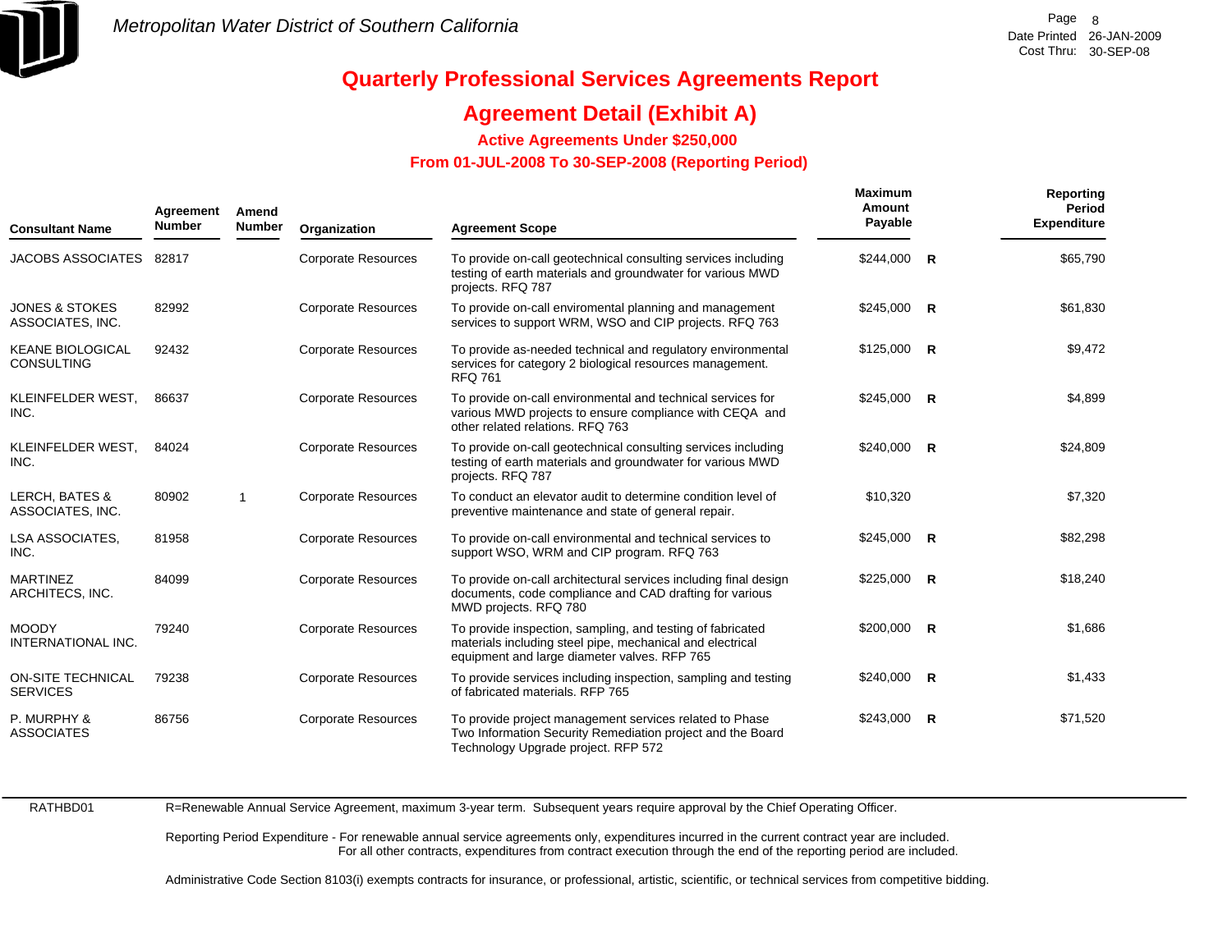# Metropolitan Water District of Southern California

Date Printed 26-JAN-2009
Cost Thru: 30-SEP-08

## Quarterly Professional Services Agreements Report

## Agreement Detail (Exhibit A)

### Active Agreements Under $250,000

### From 01-JUL-2008 To 30-SEP-2008 (Reporting Period)

| Consultant Name | Agreement Number | Amend Number | Organization | Agreement Scope | Maximum Amount Payable | | Reporting Period Expenditure |
|---|---|---|---|---|---|---|---|
| JACOBS ASSOCIATES | 82817 | | Corporate Resources | To provide on-call geotechnical consulting services including testing of earth materials and groundwater for various MWD projects. RFQ 787 | $244,000 | R | $65,790 |
| JONES & STOKES ASSOCIATES, INC. | 82992 | | Corporate Resources | To provide on-call enviromental planning and management services to support WRM, WSO and CIP projects. RFQ 763 | $245,000 | R | $61,830 |
| KEANE BIOLOGICAL CONSULTING | 92432 | | Corporate Resources | To provide as-needed technical and regulatory environmental services for category 2 biological resources management. RFQ 761 | $125,000 | R | $9,472 |
| KLEINFELDER WEST, INC. | 86637 | | Corporate Resources | To provide on-call environmental and technical services for various MWD projects to ensure compliance with CEQA and other related relations. RFQ 763 | $245,000 | R | $4,899 |
| KLEINFELDER WEST, INC. | 84024 | | Corporate Resources | To provide on-call geotechnical consulting services including testing of earth materials and groundwater for various MWD projects. RFQ 787 | $240,000 | R | $24,809 |
| LERCH, BATES & ASSOCIATES, INC. | 80902 | 1 | Corporate Resources | To conduct an elevator audit to determine condition level of preventive maintenance and state of general repair. | $10,320 | | $7,320 |
| LSA ASSOCIATES, INC. | 81958 | | Corporate Resources | To provide on-call environmental and technical services to support WSO, WRM and CIP program. RFQ 763 | $245,000 | R | $82,298 |
| MARTINEZ ARCHITECS, INC. | 84099 | | Corporate Resources | To provide on-call architectural services including final design documents, code compliance and CAD drafting for various MWD projects. RFQ 780 | $225,000 | R | $18,240 |
| MOODY INTERNATIONAL INC. | 79240 | | Corporate Resources | To provide inspection, sampling, and testing of fabricated materials including steel pipe, mechanical and electrical equipment and large diameter valves. RFP 765 | $200,000 | R | $1,686 |
| ON-SITE TECHNICAL SERVICES | 79238 | | Corporate Resources | To provide services including inspection, sampling and testing of fabricated materials. RFP 765 | $240,000 | R | $1,433 |
| P. MURPHY & ASSOCIATES | 86756 | | Corporate Resources | To provide project management services related to Phase Two Information Security Remediation project and the Board Technology Upgrade project. RFP 572 | $243,000 | R | $71,520 |

RATHBD01

R=Renewable Annual Service Agreement, maximum 3-year term. Subsequent years require approval by the Chief Operating Officer.

Reporting Period Expenditure - For renewable annual service agreements only, expenditures incurred in the current contract year are included. For all other contracts, expenditures from contract execution through the end of the reporting period are included.

Administrative Code Section 8103(i) exempts contracts for insurance, or professional, artistic, scientific, or technical services from competitive bidding.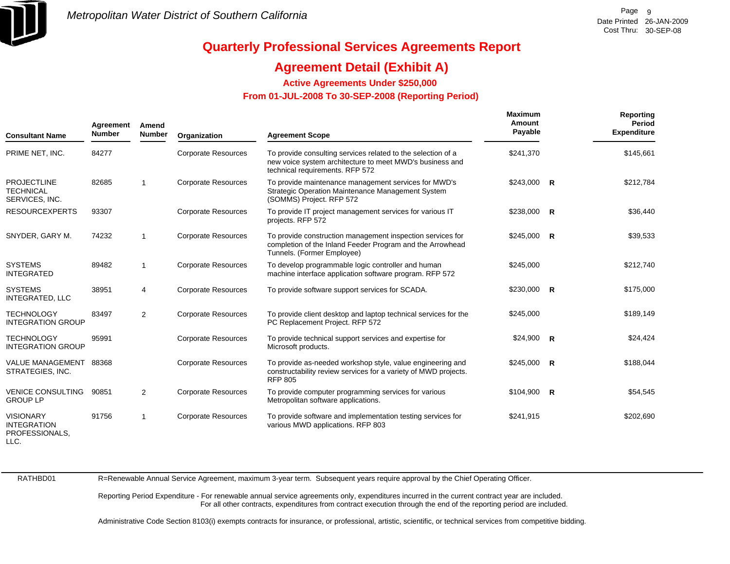# Quarterly Professional Services Agreements Report

## Agreement Detail (Exhibit A)

### Active Agreements Under $250,000

### From 01-JUL-2008 To 30-SEP-2008 (Reporting Period)

| Consultant Name | Agreement Number | Amend Number | Organization | Agreement Scope | Maximum Amount Payable | | Reporting Period Expenditure |
|---|---|---|---|---|---|---|---|
| PRIME NET, INC. | 84277 | | Corporate Resources | To provide consulting services related to the selection of a new voice system architecture to meet MWD's business and technical requirements. RFP 572 | $241,370 | | $145,661 |
| PROJECTLINE TECHNICAL SERVICES, INC. | 82685 | 1 | Corporate Resources | To provide maintenance management services for MWD's Strategic Operation Maintenance Management System (SOMMS) Project. RFP 572 | $243,000 | R | $212,784 |
| RESOURCEXPERTS | 93307 | | Corporate Resources | To provide IT project management services for various IT projects. RFP 572 | $238,000 | R | $36,440 |
| SNYDER, GARY M. | 74232 | 1 | Corporate Resources | To provide construction management inspection services for completion of the Inland Feeder Program and the Arrowhead Tunnels. (Former Employee) | $245,000 | R | $39,533 |
| SYSTEMS INTEGRATED | 89482 | 1 | Corporate Resources | To develop programmable logic controller and human machine interface application software program. RFP 572 | $245,000 | | $212,740 |
| SYSTEMS INTEGRATED, LLC | 38951 | 4 | Corporate Resources | To provide software support services for SCADA. | $230,000 | R | $175,000 |
| TECHNOLOGY INTEGRATION GROUP | 83497 | 2 | Corporate Resources | To provide client desktop and laptop technical services for the PC Replacement Project. RFP 572 | $245,000 | | $189,149 |
| TECHNOLOGY INTEGRATION GROUP | 95991 | | Corporate Resources | To provide technical support services and expertise for Microsoft products. | $24,900 | R | $24,424 |
| VALUE MANAGEMENT STRATEGIES, INC. | 88368 | | Corporate Resources | To provide as-needed workshop style, value engineering and constructability review services for a variety of MWD projects. RFP 805 | $245,000 | R | $188,044 |
| VENICE CONSULTING GROUP LP | 90851 | 2 | Corporate Resources | To provide computer programming services for various Metropolitan software applications. | $104,900 | R | $54,545 |
| VISIONARY INTEGRATION PROFESSIONALS, LLC. | 91756 | 1 | Corporate Resources | To provide software and implementation testing services for various MWD applications. RFP 803 | $241,915 | | $202,690 |

RATHBD01

R=Renewable Annual Service Agreement, maximum 3-year term. Subsequent years require approval by the Chief Operating Officer.

Reporting Period Expenditure - For renewable annual service agreements only, expenditures incurred in the current contract year are included. For all other contracts, expenditures from contract execution through the end of the reporting period are included.

Administrative Code Section 8103(i) exempts contracts for insurance, or professional, artistic, scientific, or technical services from competitive bidding.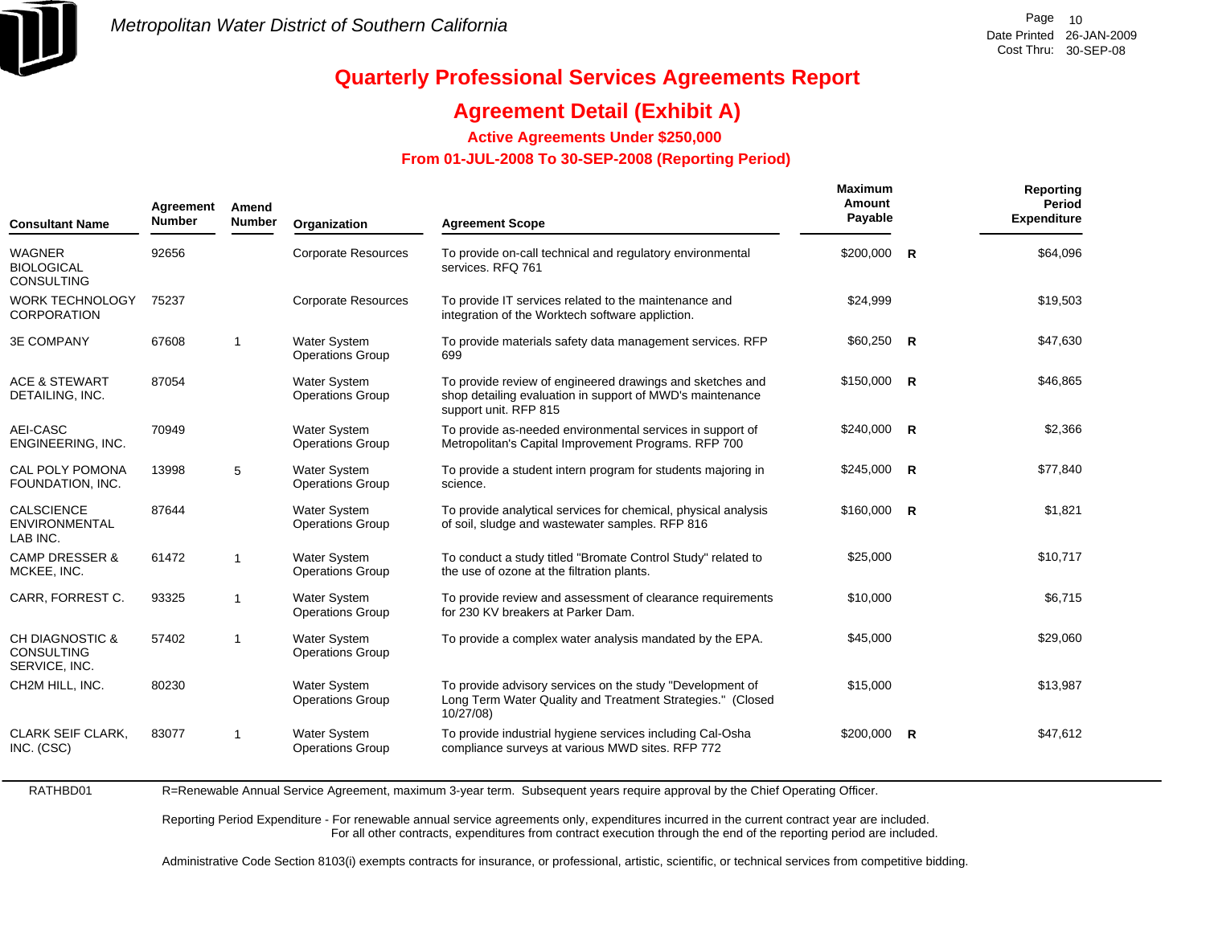Metropolitan Water District of Southern California

# Quarterly Professional Services Agreements Report

## Agreement Detail (Exhibit A)

### Active Agreements Under $250,000

### From 01-JUL-2008 To 30-SEP-2008 (Reporting Period)

| Consultant Name | Agreement Number | Amend Number | Organization | Agreement Scope | Maximum Amount Payable | | Reporting Period Expenditure |
|---|---|---|---|---|---|---|---|
| WAGNER BIOLOGICAL CONSULTING | 92656 | | Corporate Resources | To provide on-call technical and regulatory environmental services. RFQ 761 | $200,000 | R | $64,096 |
| WORK TECHNOLOGY CORPORATION | 75237 | | Corporate Resources | To provide IT services related to the maintenance and integration of the Worktech software appliction. | $24,999 | | $19,503 |
| 3E COMPANY | 67608 | 1 | Water System Operations Group | To provide materials safety data management services. RFP 699 | $60,250 | R | $47,630 |
| ACE & STEWART DETAILING, INC. | 87054 | | Water System Operations Group | To provide review of engineered drawings and sketches and shop detailing evaluation in support of MWD's maintenance support unit. RFP 815 | $150,000 | R | $46,865 |
| AEI-CASC ENGINEERING, INC. | 70949 | | Water System Operations Group | To provide as-needed environmental services in support of Metropolitan's Capital Improvement Programs. RFP 700 | $240,000 | R | $2,366 |
| CAL POLY POMONA FOUNDATION, INC. | 13998 | 5 | Water System Operations Group | To provide a student intern program for students majoring in science. | $245,000 | R | $77,840 |
| CALSCIENCE ENVIRONMENTAL LAB INC. | 87644 | | Water System Operations Group | To provide analytical services for chemical, physical analysis of soil, sludge and wastewater samples. RFP 816 | $160,000 | R | $1,821 |
| CAMP DRESSER & MCKEE, INC. | 61472 | 1 | Water System Operations Group | To conduct a study titled "Bromate Control Study" related to the use of ozone at the filtration plants. | $25,000 | | $10,717 |
| CARR, FORREST C. | 93325 | 1 | Water System Operations Group | To provide review and assessment of clearance requirements for 230 KV breakers at Parker Dam. | $10,000 | | $6,715 |
| CH DIAGNOSTIC & CONSULTING SERVICE, INC. | 57402 | 1 | Water System Operations Group | To provide a complex water analysis mandated by the EPA. | $45,000 | | $29,060 |
| CH2M HILL, INC. | 80230 | | Water System Operations Group | To provide advisory services on the study "Development of Long Term Water Quality and Treatment Strategies." (Closed 10/27/08) | $15,000 | | $13,987 |
| CLARK SEIF CLARK, INC. (CSC) | 83077 | 1 | Water System Operations Group | To provide industrial hygiene services including Cal-Osha compliance surveys at various MWD sites. RFP 772 | $200,000 | R | $47,612 |

RATHBD01

R=Renewable Annual Service Agreement, maximum 3-year term. Subsequent years require approval by the Chief Operating Officer.

Reporting Period Expenditure - For renewable annual service agreements only, expenditures incurred in the current contract year are included. For all other contracts, expenditures from contract execution through the end of the reporting period are included.

Administrative Code Section 8103(i) exempts contracts for insurance, or professional, artistic, scientific, or technical services from competitive bidding.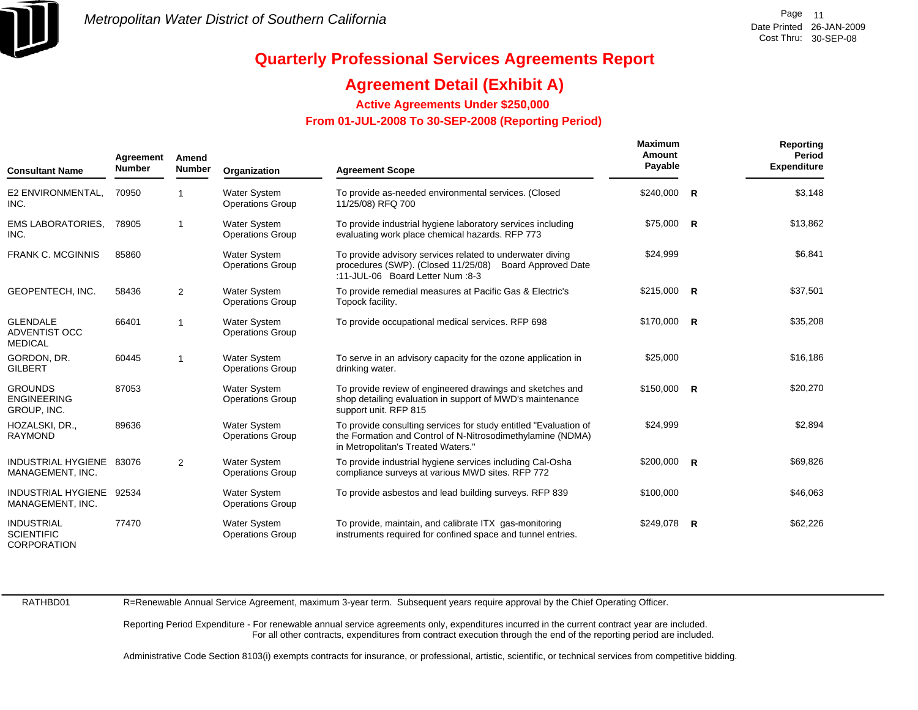Metropolitan Water District of Southern California

Date Printed 26-JAN-2009
Cost Thru: 30-SEP-08

# Quarterly Professional Services Agreements Report

## Agreement Detail (Exhibit A)

### Active Agreements Under $250,000

### From 01-JUL-2008 To 30-SEP-2008 (Reporting Period)

| Consultant Name | Agreement Number | Amend Number | Organization | Agreement Scope | Maximum Amount Payable | | Reporting Period Expenditure |
|---|---|---|---|---|---|---|---|
| E2 ENVIRONMENTAL, INC. | 70950 | 1 | Water System Operations Group | To provide as-needed environmental services. (Closed 11/25/08) RFQ 700 | $240,000 | R | $3,148 |
| EMS LABORATORIES, INC. | 78905 | 1 | Water System Operations Group | To provide industrial hygiene laboratory services including evaluating work place chemical hazards. RFP 773 | $75,000 | R | $13,862 |
| FRANK C. MCGINNIS | 85860 | | Water System Operations Group | To provide advisory services related to underwater diving procedures (SWP). (Closed 11/25/08) Board Approved Date :11-JUL-06 Board Letter Num :8-3 | $24,999 | | $6,841 |
| GEOPENTECH, INC. | 58436 | 2 | Water System Operations Group | To provide remedial measures at Pacific Gas & Electric's Topock facility. | $215,000 | R | $37,501 |
| GLENDALE ADVENTIST OCC MEDICAL | 66401 | 1 | Water System Operations Group | To provide occupational medical services. RFP 698 | $170,000 | R | $35,208 |
| GORDON, DR. GILBERT | 60445 | 1 | Water System Operations Group | To serve in an advisory capacity for the ozone application in drinking water. | $25,000 | | $16,186 |
| GROUNDS ENGINEERING GROUP, INC. | 87053 | | Water System Operations Group | To provide review of engineered drawings and sketches and shop detailing evaluation in support of MWD's maintenance support unit. RFP 815 | $150,000 | R | $20,270 |
| HOZALSKI, DR., RAYMOND | 89636 | | Water System Operations Group | To provide consulting services for study entitled "Evaluation of the Formation and Control of N-Nitrosodimethylamine (NDMA) in Metropolitan's Treated Waters." | $24,999 | | $2,894 |
| INDUSTRIAL HYGIENE MANAGEMENT, INC. | 83076 | 2 | Water System Operations Group | To provide industrial hygiene services including Cal-Osha compliance surveys at various MWD sites. RFP 772 | $200,000 | R | $69,826 |
| INDUSTRIAL HYGIENE MANAGEMENT, INC. | 92534 | | Water System Operations Group | To provide asbestos and lead building surveys. RFP 839 | $100,000 | | $46,063 |
| INDUSTRIAL SCIENTIFIC CORPORATION | 77470 | | Water System Operations Group | To provide, maintain, and calibrate ITX gas-monitoring instruments required for confined space and tunnel entries. | $249,078 | R | $62,226 |

RATHBD01

R=Renewable Annual Service Agreement, maximum 3-year term. Subsequent years require approval by the Chief Operating Officer.

Reporting Period Expenditure - For renewable annual service agreements only, expenditures incurred in the current contract year are included. For all other contracts, expenditures from contract execution through the end of the reporting period are included.

Administrative Code Section 8103(i) exempts contracts for insurance, or professional, artistic, scientific, or technical services from competitive bidding.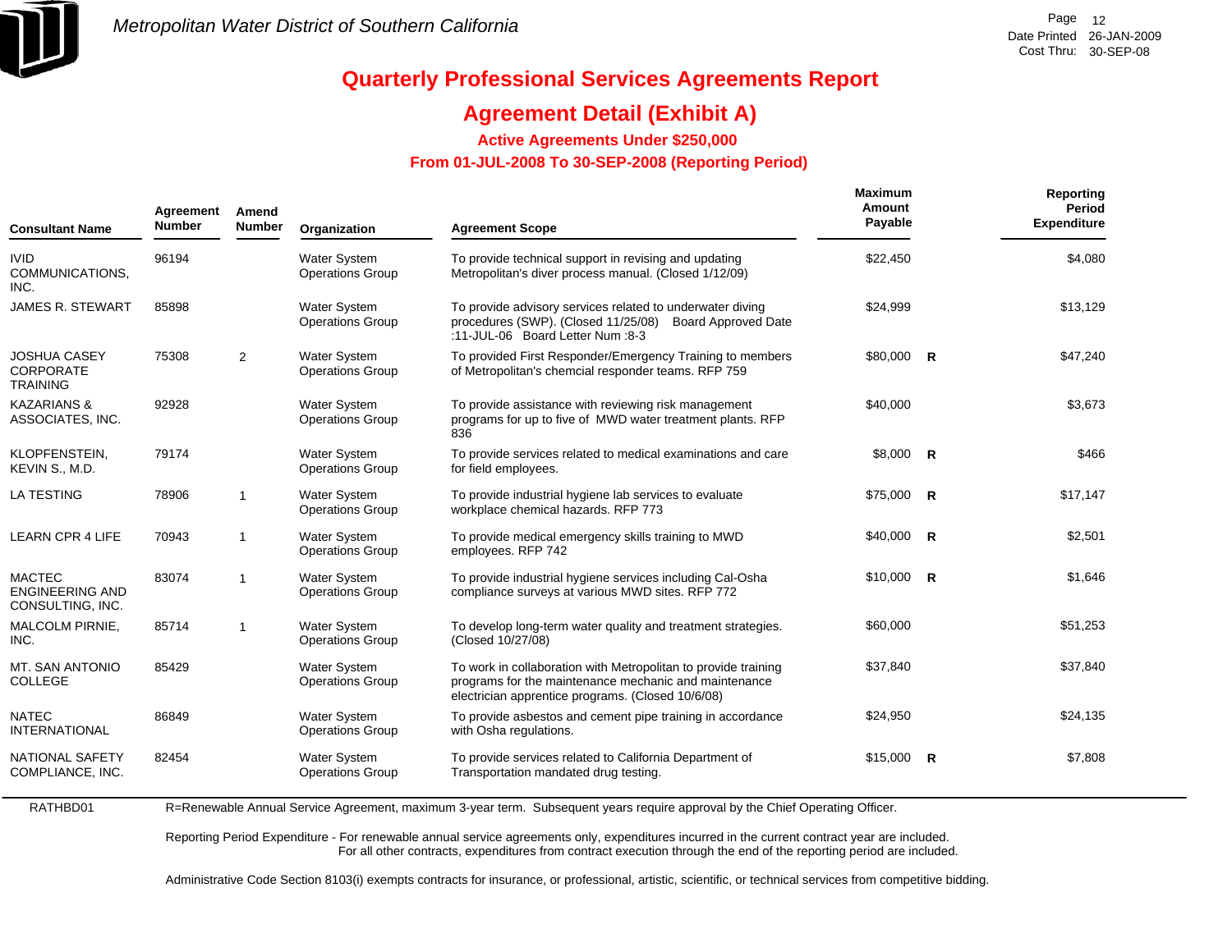# Quarterly Professional Services Agreements Report

## Agreement Detail (Exhibit A)

### Active Agreements Under $250,000

### From 01-JUL-2008 To 30-SEP-2008 (Reporting Period)

| Consultant Name | Agreement Number | Amend Number | Organization | Agreement Scope | Maximum Amount Payable | | Reporting Period Expenditure |
|---|---|---|---|---|---|---|---|
| IVID COMMUNICATIONS, INC. | 96194 | | Water System Operations Group | To provide technical support in revising and updating Metropolitan's diver process manual. (Closed 1/12/09) | $22,450 | | $4,080 |
| JAMES R. STEWART | 85898 | | Water System Operations Group | To provide advisory services related to underwater diving procedures (SWP). (Closed 11/25/08) Board Approved Date :11-JUL-06 Board Letter Num :8-3 | $24,999 | | $13,129 |
| JOSHUA CASEY CORPORATE TRAINING | 75308 | 2 | Water System Operations Group | To provided First Responder/Emergency Training to members of Metropolitan's chemcial responder teams. RFP 759 | $80,000 | R | $47,240 |
| KAZARIANS & ASSOCIATES, INC. | 92928 | | Water System Operations Group | To provide assistance with reviewing risk management programs for up to five of MWD water treatment plants. RFP 836 | $40,000 | | $3,673 |
| KLOPFENSTEIN, KEVIN S., M.D. | 79174 | | Water System Operations Group | To provide services related to medical examinations and care for field employees. | $8,000 | R | $466 |
| LA TESTING | 78906 | 1 | Water System Operations Group | To provide industrial hygiene lab services to evaluate workplace chemical hazards. RFP 773 | $75,000 | R | $17,147 |
| LEARN CPR 4 LIFE | 70943 | 1 | Water System Operations Group | To provide medical emergency skills training to MWD employees. RFP 742 | $40,000 | R | $2,501 |
| MACTEC ENGINEERING AND CONSULTING, INC. | 83074 | 1 | Water System Operations Group | To provide industrial hygiene services including Cal-Osha compliance surveys at various MWD sites. RFP 772 | $10,000 | R | $1,646 |
| MALCOLM PIRNIE, INC. | 85714 | 1 | Water System Operations Group | To develop long-term water quality and treatment strategies. (Closed 10/27/08) | $60,000 | | $51,253 |
| MT. SAN ANTONIO COLLEGE | 85429 | | Water System Operations Group | To work in collaboration with Metropolitan to provide training programs for the maintenance mechanic and maintenance electrician apprentice programs. (Closed 10/6/08) | $37,840 | | $37,840 |
| NATEC INTERNATIONAL | 86849 | | Water System Operations Group | To provide asbestos and cement pipe training in accordance with Osha regulations. | $24,950 | | $24,135 |
| NATIONAL SAFETY COMPLIANCE, INC. | 82454 | | Water System Operations Group | To provide services related to California Department of Transportation mandated drug testing. | $15,000 | R | $7,808 |

RATHBD01

R=Renewable Annual Service Agreement, maximum 3-year term. Subsequent years require approval by the Chief Operating Officer.

Reporting Period Expenditure - For renewable annual service agreements only, expenditures incurred in the current contract year are included. For all other contracts, expenditures from contract execution through the end of the reporting period are included.

Administrative Code Section 8103(i) exempts contracts for insurance, or professional, artistic, scientific, or technical services from competitive bidding.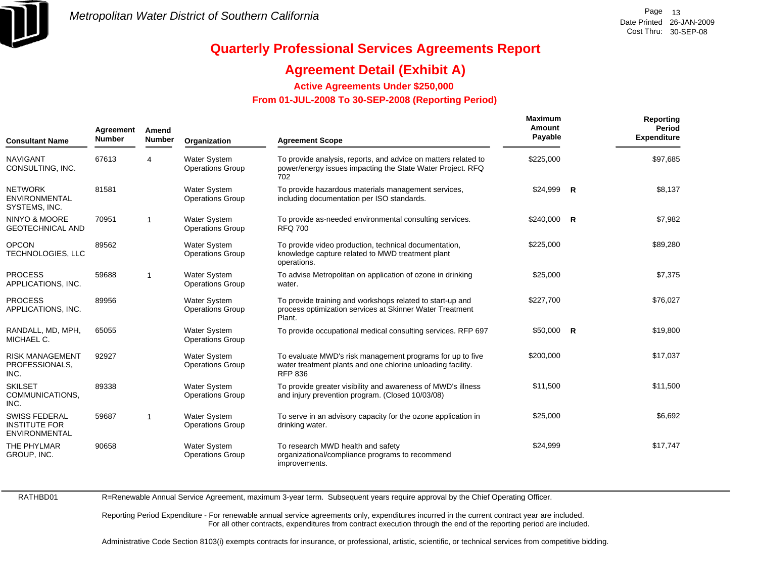# Quarterly Professional Services Agreements Report

## Agreement Detail (Exhibit A)

### Active Agreements Under $250,000

### From 01-JUL-2008 To 30-SEP-2008 (Reporting Period)

| Consultant Name | Agreement Number | Amend Number | Organization | Agreement Scope | Maximum Amount Payable | | Reporting Period Expenditure |
|---|---|---|---|---|---|---|---|
| NAVIGANT CONSULTING, INC. | 67613 | 4 | Water System Operations Group | To provide analysis, reports, and advice on matters related to power/energy issues impacting the State Water Project. RFQ 702 | $225,000 | | $97,685 |
| NETWORK ENVIRONMENTAL SYSTEMS, INC. | 81581 | | Water System Operations Group | To provide hazardous materials management services, including documentation per ISO standards. | $24,999 | R | $8,137 |
| NINYO & MOORE GEOTECHNICAL AND | 70951 | 1 | Water System Operations Group | To provide as-needed environmental consulting services. RFQ 700 | $240,000 | R | $7,982 |
| OPCON TECHNOLOGIES, LLC | 89562 | | Water System Operations Group | To provide video production, technical documentation, knowledge capture related to MWD treatment plant operations. | $225,000 | | $89,280 |
| PROCESS APPLICATIONS, INC. | 59688 | 1 | Water System Operations Group | To advise Metropolitan on application of ozone in drinking water. | $25,000 | | $7,375 |
| PROCESS APPLICATIONS, INC. | 89956 | | Water System Operations Group | To provide training and workshops related to start-up and process optimization services at Skinner Water Treatment Plant. | $227,700 | | $76,027 |
| RANDALL, MD, MPH, MICHAEL C. | 65055 | | Water System Operations Group | To provide occupational medical consulting services. RFP 697 | $50,000 | R | $19,800 |
| RISK MANAGEMENT PROFESSIONALS, INC. | 92927 | | Water System Operations Group | To evaluate MWD's risk management programs for up to five water treatment plants and one chlorine unloading facility. RFP 836 | $200,000 | | $17,037 |
| SKILSET COMMUNICATIONS, INC. | 89338 | | Water System Operations Group | To provide greater visibility and awareness of MWD's illness and injury prevention program. (Closed 10/03/08) | $11,500 | | $11,500 |
| SWISS FEDERAL INSTITUTE FOR ENVIRONMENTAL | 59687 | 1 | Water System Operations Group | To serve in an advisory capacity for the ozone application in drinking water. | $25,000 | | $6,692 |
| THE PHYLMAR GROUP, INC. | 90658 | | Water System Operations Group | To research MWD health and safety organizational/compliance programs to recommend improvements. | $24,999 | | $17,747 |

RATHBD01

R=Renewable Annual Service Agreement, maximum 3-year term. Subsequent years require approval by the Chief Operating Officer.

Reporting Period Expenditure - For renewable annual service agreements only, expenditures incurred in the current contract year are included. For all other contracts, expenditures from contract execution through the end of the reporting period are included.

Administrative Code Section 8103(i) exempts contracts for insurance, or professional, artistic, scientific, or technical services from competitive bidding.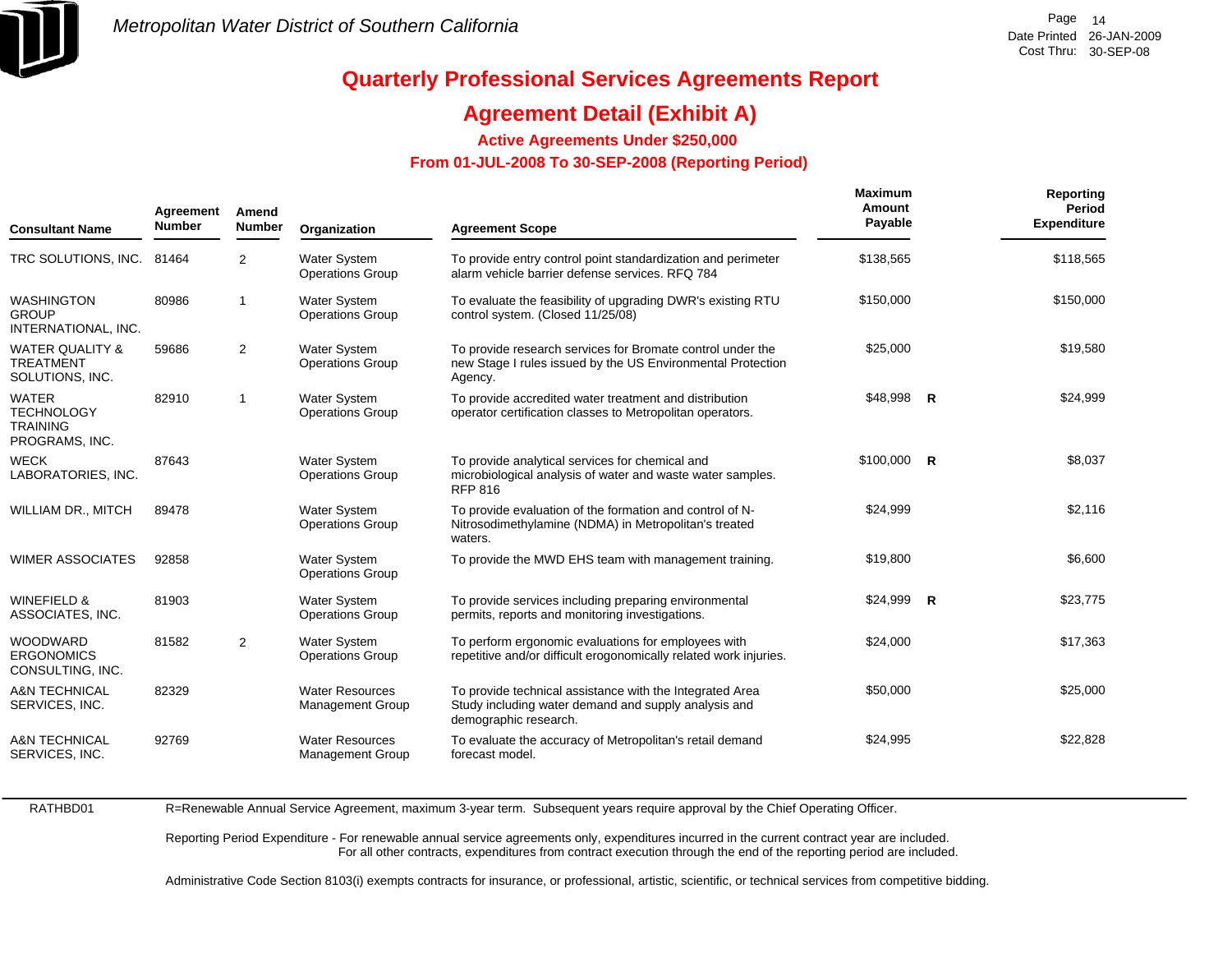# Quarterly Professional Services Agreements Report

## Agreement Detail (Exhibit A)

### Active Agreements Under $250,000

### From 01-JUL-2008 To 30-SEP-2008 (Reporting Period)

| Consultant Name | Agreement Number | Amend Number | Organization | Agreement Scope | Maximum Amount Payable | | Reporting Period Expenditure |
|---|---|---|---|---|---|---|---|
| TRC SOLUTIONS, INC. | 81464 | 2 | Water System Operations Group | To provide entry control point standardization and perimeter alarm vehicle barrier defense services. RFQ 784 | $138,565 | | $118,565 |
| WASHINGTON GROUP INTERNATIONAL, INC. | 80986 | 1 | Water System Operations Group | To evaluate the feasibility of upgrading DWR's existing RTU control system. (Closed 11/25/08) | $150,000 | | $150,000 |
| WATER QUALITY & TREATMENT SOLUTIONS, INC. | 59686 | 2 | Water System Operations Group | To provide research services for Bromate control under the new Stage I rules issued by the US Environmental Protection Agency. | $25,000 | | $19,580 |
| WATER TECHNOLOGY TRAINING PROGRAMS, INC. | 82910 | 1 | Water System Operations Group | To provide accredited water treatment and distribution operator certification classes to Metropolitan operators. | $48,998 | R | $24,999 |
| WECK LABORATORIES, INC. | 87643 | | Water System Operations Group | To provide analytical services for chemical and microbiological analysis of water and waste water samples. RFP 816 | $100,000 | R | $8,037 |
| WILLIAM DR., MITCH | 89478 | | Water System Operations Group | To provide evaluation of the formation and control of N-Nitrosodimethylamine (NDMA) in Metropolitan's treated waters. | $24,999 | | $2,116 |
| WIMER ASSOCIATES | 92858 | | Water System Operations Group | To provide the MWD EHS team with management training. | $19,800 | | $6,600 |
| WINEFIELD & ASSOCIATES, INC. | 81903 | | Water System Operations Group | To provide services including preparing environmental permits, reports and monitoring investigations. | $24,999 | R | $23,775 |
| WOODWARD ERGONOMICS CONSULTING, INC. | 81582 | 2 | Water System Operations Group | To perform ergonomic evaluations for employees with repetitive and/or difficult erogonomically related work injuries. | $24,000 | | $17,363 |
| A&N TECHNICAL SERVICES, INC. | 82329 | | Water Resources Management Group | To provide technical assistance with the Integrated Area Study including water demand and supply analysis and demographic research. | $50,000 | | $25,000 |
| A&N TECHNICAL SERVICES, INC. | 92769 | | Water Resources Management Group | To evaluate the accuracy of Metropolitan's retail demand forecast model. | $24,995 | | $22,828 |

RATHBD01

R=Renewable Annual Service Agreement, maximum 3-year term. Subsequent years require approval by the Chief Operating Officer.

Reporting Period Expenditure - For renewable annual service agreements only, expenditures incurred in the current contract year are included. For all other contracts, expenditures from contract execution through the end of the reporting period are included.

Administrative Code Section 8103(i) exempts contracts for insurance, or professional, artistic, scientific, or technical services from competitive bidding.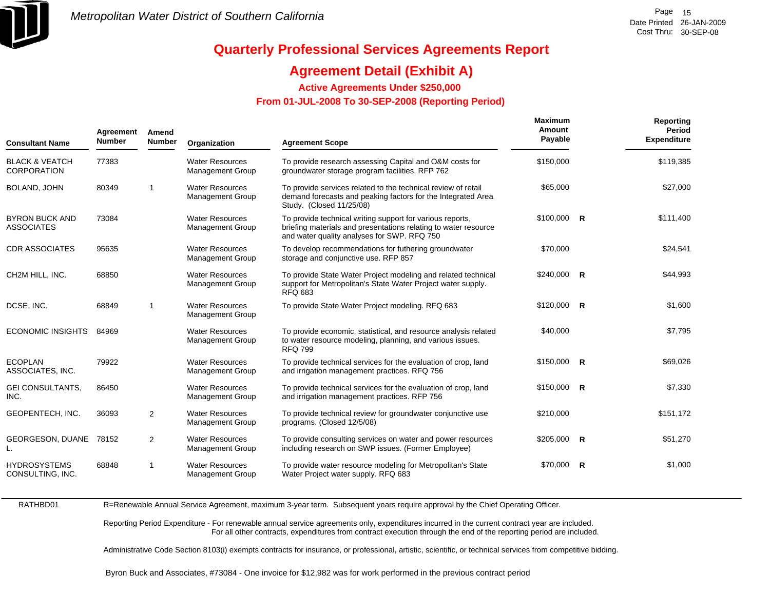# Metropolitan Water District of Southern California

## Quarterly Professional Services Agreements Report

## Agreement Detail (Exhibit A)

### Active Agreements Under $250,000

### From 01-JUL-2008 To 30-SEP-2008 (Reporting Period)

| Consultant Name | Agreement Number | Amend Number | Organization | Agreement Scope | Maximum Amount Payable | | Reporting Period Expenditure |
|---|---|---|---|---|---|---|---|
| BLACK & VEATCH CORPORATION | 77383 | | Water Resources Management Group | To provide research assessing Capital and O&M costs for groundwater storage program facilities. RFP 762 | $150,000 | | $119,385 |
| BOLAND, JOHN | 80349 | 1 | Water Resources Management Group | To provide services related to the technical review of retail demand forecasts and peaking factors for the Integrated Area Study. (Closed 11/25/08) | $65,000 | | $27,000 |
| BYRON BUCK AND ASSOCIATES | 73084 | | Water Resources Management Group | To provide technical writing support for various reports, briefing materials and presentations relating to water resource and water quality analyses for SWP. RFQ 750 | $100,000 | R | $111,400 |
| CDR ASSOCIATES | 95635 | | Water Resources Management Group | To develop recommendations for futhering groundwater storage and conjunctive use. RFP 857 | $70,000 | | $24,541 |
| CH2M HILL, INC. | 68850 | | Water Resources Management Group | To provide State Water Project modeling and related technical support for Metropolitan's State Water Project water supply. RFQ 683 | $240,000 | R | $44,993 |
| DCSE, INC. | 68849 | 1 | Water Resources Management Group | To provide State Water Project modeling. RFQ 683 | $120,000 | R | $1,600 |
| ECONOMIC INSIGHTS | 84969 | | Water Resources Management Group | To provide economic, statistical, and resource analysis related to water resource modeling, planning, and various issues. RFQ 799 | $40,000 | | $7,795 |
| ECOPLAN ASSOCIATES, INC. | 79922 | | Water Resources Management Group | To provide technical services for the evaluation of crop, land and irrigation management practices. RFQ 756 | $150,000 | R | $69,026 |
| GEI CONSULTANTS, INC. | 86450 | | Water Resources Management Group | To provide technical services for the evaluation of crop, land and irrigation management practices. RFP 756 | $150,000 | R | $7,330 |
| GEOPENTECH, INC. | 36093 | 2 | Water Resources Management Group | To provide technical review for groundwater conjunctive use programs. (Closed 12/5/08) | $210,000 | | $151,172 |
| GEORGESON, DUANE L. | 78152 | 2 | Water Resources Management Group | To provide consulting services on water and power resources including research on SWP issues. (Former Employee) | $205,000 | R | $51,270 |
| HYDROSYSTEMS CONSULTING, INC. | 68848 | 1 | Water Resources Management Group | To provide water resource modeling for Metropolitan's State Water Project water supply. RFQ 683 | $70,000 | R | $1,000 |

RATHBD01

R=Renewable Annual Service Agreement, maximum 3-year term. Subsequent years require approval by the Chief Operating Officer.

Reporting Period Expenditure - For renewable annual service agreements only, expenditures incurred in the current contract year are included.
For all other contracts, expenditures from contract execution through the end of the reporting period are included.

Administrative Code Section 8103(i) exempts contracts for insurance, or professional, artistic, scientific, or technical services from competitive bidding.

Byron Buck and Associates, #73084 - One invoice for $12,982 was for work performed in the previous contract period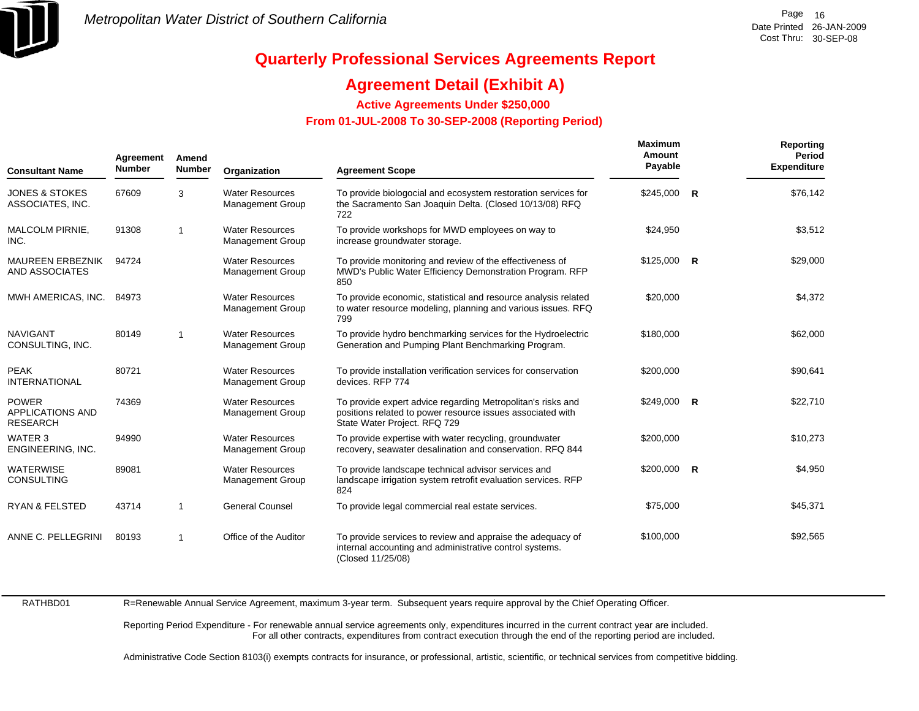# Quarterly Professional Services Agreements Report

## Agreement Detail (Exhibit A)

### Active Agreements Under $250,000

### From 01-JUL-2008 To 30-SEP-2008 (Reporting Period)

| Consultant Name | Agreement Number | Amend Number | Organization | Agreement Scope | Maximum Amount Payable | | Reporting Period Expenditure |
|---|---|---|---|---|---|---|---|
| JONES & STOKES ASSOCIATES, INC. | 67609 | 3 | Water Resources Management Group | To provide biologocial and ecosystem restoration services for the Sacramento San Joaquin Delta. (Closed 10/13/08) RFQ 722 | $245,000 | R | $76,142 |
| MALCOLM PIRNIE, INC. | 91308 | 1 | Water Resources Management Group | To provide workshops for MWD employees on way to increase groundwater storage. | $24,950 | | $3,512 |
| MAUREEN ERBEZNIK AND ASSOCIATES | 94724 | | Water Resources Management Group | To provide monitoring and review of the effectiveness of MWD's Public Water Efficiency Demonstration Program. RFP 850 | $125,000 | R | $29,000 |
| MWH AMERICAS, INC. | 84973 | | Water Resources Management Group | To provide economic, statistical and resource analysis related to water resource modeling, planning and various issues. RFQ 799 | $20,000 | | $4,372 |
| NAVIGANT CONSULTING, INC. | 80149 | 1 | Water Resources Management Group | To provide hydro benchmarking services for the Hydroelectric Generation and Pumping Plant Benchmarking Program. | $180,000 | | $62,000 |
| PEAK INTERNATIONAL | 80721 | | Water Resources Management Group | To provide installation verification services for conservation devices. RFP 774 | $200,000 | | $90,641 |
| POWER APPLICATIONS AND RESEARCH | 74369 | | Water Resources Management Group | To provide expert advice regarding Metropolitan's risks and positions related to power resource issues associated with State Water Project. RFQ 729 | $249,000 | R | $22,710 |
| WATER 3 ENGINEERING, INC. | 94990 | | Water Resources Management Group | To provide expertise with water recycling, groundwater recovery, seawater desalination and conservation. RFQ 844 | $200,000 | | $10,273 |
| WATERWISE CONSULTING | 89081 | | Water Resources Management Group | To provide landscape technical advisor services and landscape irrigation system retrofit evaluation services. RFP 824 | $200,000 | R | $4,950 |
| RYAN & FELSTED | 43714 | 1 | General Counsel | To provide legal commercial real estate services. | $75,000 | | $45,371 |
| ANNE C. PELLEGRINI | 80193 | 1 | Office of the Auditor | To provide services to review and appraise the adequacy of internal accounting and administrative control systems. (Closed 11/25/08) | $100,000 | | $92,565 |

RATHBD01

R=Renewable Annual Service Agreement, maximum 3-year term. Subsequent years require approval by the Chief Operating Officer.

Reporting Period Expenditure - For renewable annual service agreements only, expenditures incurred in the current contract year are included. For all other contracts, expenditures from contract execution through the end of the reporting period are included.

Administrative Code Section 8103(i) exempts contracts for insurance, or professional, artistic, scientific, or technical services from competitive bidding.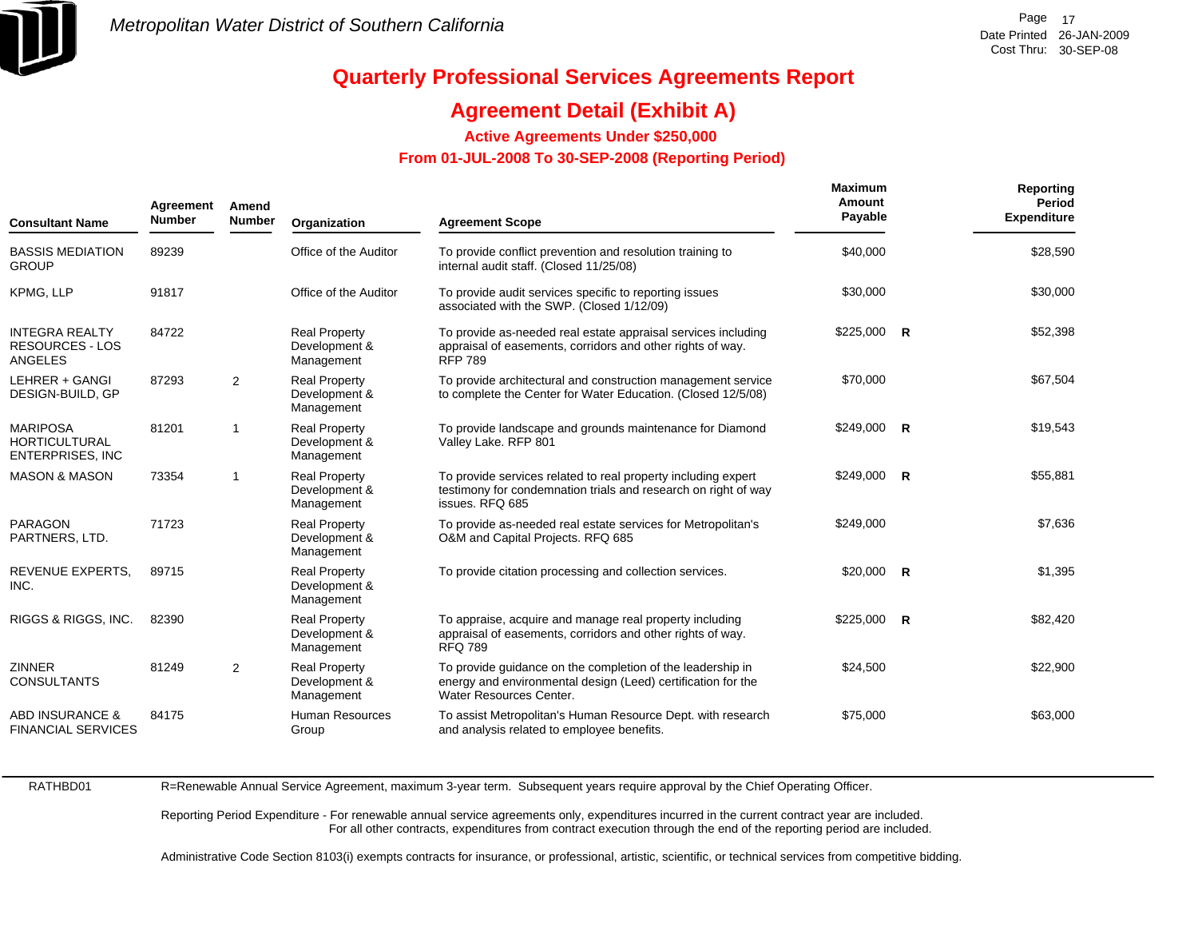# Metropolitan Water District of Southern California

Date Printed 26-JAN-2009
Cost Thru: 30-SEP-08

## Quarterly Professional Services Agreements Report

## Agreement Detail (Exhibit A)

### Active Agreements Under $250,000

### From 01-JUL-2008 To 30-SEP-2008 (Reporting Period)

| Consultant Name | Agreement Number | Amend Number | Organization | Agreement Scope | Maximum Amount Payable | | Reporting Period Expenditure |
|---|---|---|---|---|---|---|---|
| BASSIS MEDIATION GROUP | 89239 | | Office of the Auditor | To provide conflict prevention and resolution training to internal audit staff. (Closed 11/25/08) | $40,000 | | $28,590 |
| KPMG, LLP | 91817 | | Office of the Auditor | To provide audit services specific to reporting issues associated with the SWP. (Closed 1/12/09) | $30,000 | | $30,000 |
| INTEGRA REALTY RESOURCES - LOS ANGELES | 84722 | | Real Property Development & Management | To provide as-needed real estate appraisal services including appraisal of easements, corridors and other rights of way. RFP 789 | $225,000 | R | $52,398 |
| LEHRER + GANGI DESIGN-BUILD, GP | 87293 | 2 | Real Property Development & Management | To provide architectural and construction management service to complete the Center for Water Education. (Closed 12/5/08) | $70,000 | | $67,504 |
| MARIPOSA HORTICULTURAL ENTERPRISES, INC | 81201 | 1 | Real Property Development & Management | To provide landscape and grounds maintenance for Diamond Valley Lake. RFP 801 | $249,000 | R | $19,543 |
| MASON & MASON | 73354 | 1 | Real Property Development & Management | To provide services related to real property including expert testimony for condemnation trials and research on right of way issues. RFQ 685 | $249,000 | R | $55,881 |
| PARAGON PARTNERS, LTD. | 71723 | | Real Property Development & Management | To provide as-needed real estate services for Metropolitan's O&M and Capital Projects. RFQ 685 | $249,000 | | $7,636 |
| REVENUE EXPERTS, INC. | 89715 | | Real Property Development & Management | To provide citation processing and collection services. | $20,000 | R | $1,395 |
| RIGGS & RIGGS, INC. | 82390 | | Real Property Development & Management | To appraise, acquire and manage real property including appraisal of easements, corridors and other rights of way. RFQ 789 | $225,000 | R | $82,420 |
| ZINNER CONSULTANTS | 81249 | 2 | Real Property Development & Management | To provide guidance on the completion of the leadership in energy and environmental design (Leed) certification for the Water Resources Center. | $24,500 | | $22,900 |
| ABD INSURANCE & FINANCIAL SERVICES | 84175 | | Human Resources Group | To assist Metropolitan's Human Resource Dept. with research and analysis related to employee benefits. | $75,000 | | $63,000 |

RATHBD01

R=Renewable Annual Service Agreement, maximum 3-year term. Subsequent years require approval by the Chief Operating Officer.

Reporting Period Expenditure - For renewable annual service agreements only, expenditures incurred in the current contract year are included. For all other contracts, expenditures from contract execution through the end of the reporting period are included.

Administrative Code Section 8103(i) exempts contracts for insurance, or professional, artistic, scientific, or technical services from competitive bidding.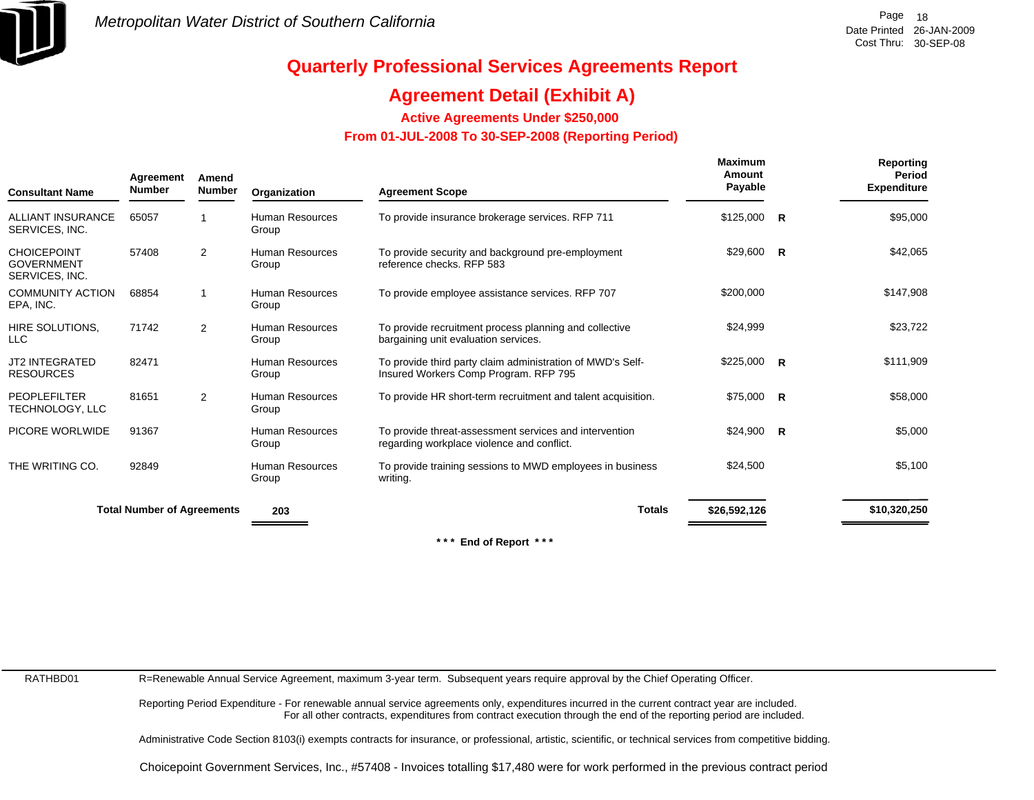Metropolitan Water District of Southern California

# Quarterly Professional Services Agreements Report

## Agreement Detail (Exhibit A)

### Active Agreements Under $250,000

### From 01-JUL-2008 To 30-SEP-2008 (Reporting Period)

| Consultant Name | Agreement Number | Amend Number | Organization | Agreement Scope | Maximum Amount Payable | | Reporting Period Expenditure |
|---|---|---|---|---|---|---|---|
| ALLIANT INSURANCE SERVICES, INC. | 65057 | 1 | Human Resources Group | To provide insurance brokerage services. RFP 711 | $125,000 | R | $95,000 |
| CHOICEPOINT GOVERNMENT SERVICES, INC. | 57408 | 2 | Human Resources Group | To provide security and background pre-employment reference checks. RFP 583 | $29,600 | R | $42,065 |
| COMMUNITY ACTION EPA, INC. | 68854 | 1 | Human Resources Group | To provide employee assistance services. RFP 707 | $200,000 | | $147,908 |
| HIRE SOLUTIONS, LLC | 71742 | 2 | Human Resources Group | To provide recruitment process planning and collective bargaining unit evaluation services. | $24,999 | | $23,722 |
| JT2 INTEGRATED RESOURCES | 82471 | | Human Resources Group | To provide third party claim administration of MWD's Self-Insured Workers Comp Program. RFP 795 | $225,000 | R | $111,909 |
| PEOPLEFILTER TECHNOLOGY, LLC | 81651 | 2 | Human Resources Group | To provide HR short-term recruitment and talent acquisition. | $75,000 | R | $58,000 |
| PICORE WORLWIDE | 91367 | | Human Resources Group | To provide threat-assessment services and intervention regarding workplace violence and conflict. | $24,900 | R | $5,000 |
| THE WRITING CO. | 92849 | | Human Resources Group | To provide training sessions to MWD employees in business writing. | $24,500 | | $5,100 |
| **Total Number of Agreements** | | | **203** | **Totals** | **$26,592,126** | | **$10,320,250** |

**\*\*\* End of Report \*\*\***

RATHBD01

R=Renewable Annual Service Agreement, maximum 3-year term. Subsequent years require approval by the Chief Operating Officer.

Reporting Period Expenditure - For renewable annual service agreements only, expenditures incurred in the current contract year are included. For all other contracts, expenditures from contract execution through the end of the reporting period are included.

Administrative Code Section 8103(i) exempts contracts for insurance, or professional, artistic, scientific, or technical services from competitive bidding.

Choicepoint Government Services, Inc., #57408 - Invoices totalling $17,480 were for work performed in the previous contract period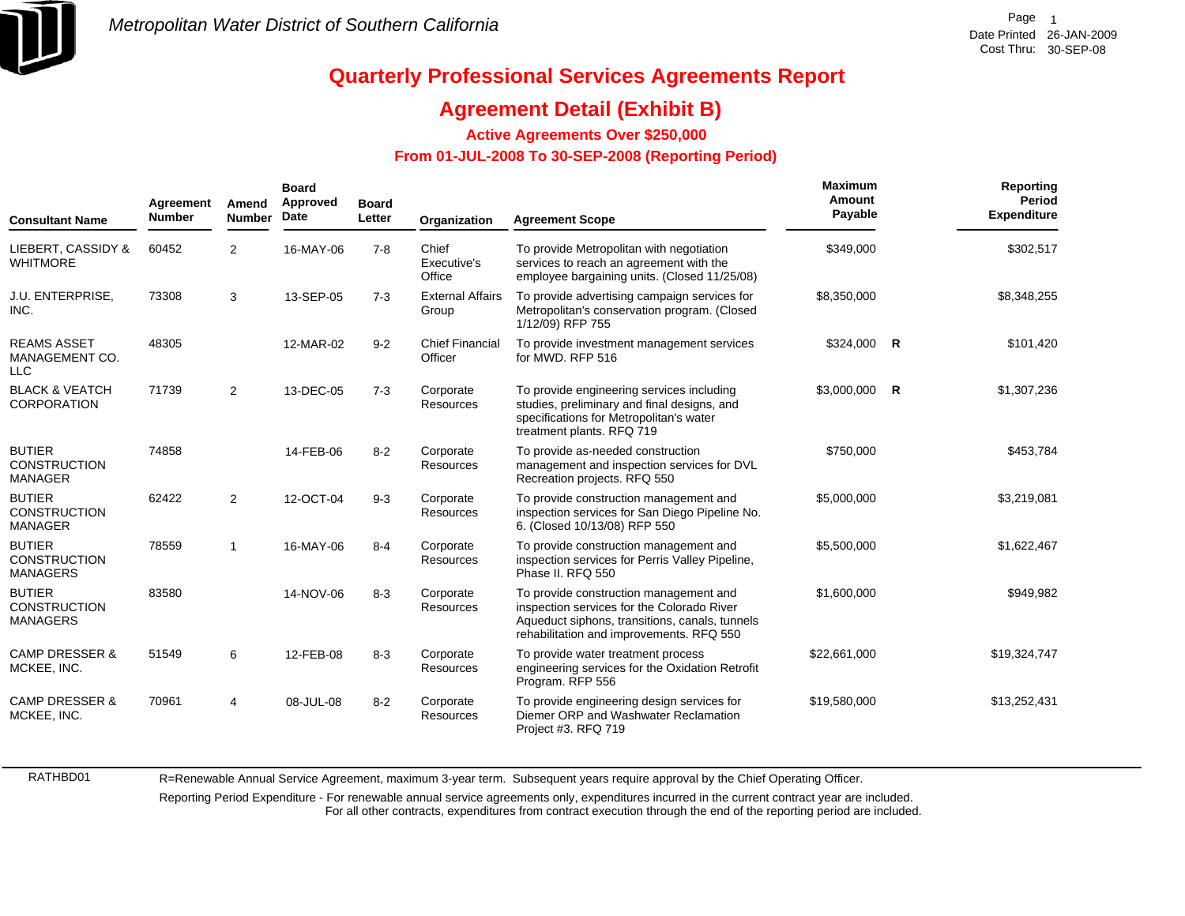Metropolitan Water District of Southern California

Date Printed 26-JAN-2009
Cost Thru: 30-SEP-08

# Quarterly Professional Services Agreements Report

## Agreement Detail (Exhibit B)

### Active Agreements Over $250,000

### From 01-JUL-2008 To 30-SEP-2008 (Reporting Period)

| Consultant Name | Agreement Number | Amend Number | Board Approved Date | Board Letter | Organization | Agreement Scope | Maximum Amount Payable | | Reporting Period Expenditure |
|---|---|---|---|---|---|---|---|---|---|
| LIEBERT, CASSIDY & WHITMORE | 60452 | 2 | 16-MAY-06 | 7-8 | Chief Executive's Office | To provide Metropolitan with negotiation services to reach an agreement with the employee bargaining units. (Closed 11/25/08) | $349,000 | | $302,517 |
| J.U. ENTERPRISE, INC. | 73308 | 3 | 13-SEP-05 | 7-3 | External Affairs Group | To provide advertising campaign services for Metropolitan's conservation program. (Closed 1/12/09) RFP 755 | $8,350,000 | | $8,348,255 |
| REAMS ASSET MANAGEMENT CO. LLC | 48305 | | 12-MAR-02 | 9-2 | Chief Financial Officer | To provide investment management services for MWD. RFP 516 | $324,000 | R | $101,420 |
| BLACK & VEATCH CORPORATION | 71739 | 2 | 13-DEC-05 | 7-3 | Corporate Resources | To provide engineering services including studies, preliminary and final designs, and specifications for Metropolitan's water treatment plants. RFQ 719 | $3,000,000 | R | $1,307,236 |
| BUTIER CONSTRUCTION MANAGER | 74858 | | 14-FEB-06 | 8-2 | Corporate Resources | To provide as-needed construction management and inspection services for DVL Recreation projects. RFQ 550 | $750,000 | | $453,784 |
| BUTIER CONSTRUCTION MANAGER | 62422 | 2 | 12-OCT-04 | 9-3 | Corporate Resources | To provide construction management and inspection services for San Diego Pipeline No. 6. (Closed 10/13/08) RFP 550 | $5,000,000 | | $3,219,081 |
| BUTIER CONSTRUCTION MANAGERS | 78559 | 1 | 16-MAY-06 | 8-4 | Corporate Resources | To provide construction management and inspection services for Perris Valley Pipeline, Phase II. RFQ 550 | $5,500,000 | | $1,622,467 |
| BUTIER CONSTRUCTION MANAGERS | 83580 | | 14-NOV-06 | 8-3 | Corporate Resources | To provide construction management and inspection services for the Colorado River Aqueduct siphons, transitions, canals, tunnels rehabilitation and improvements. RFQ 550 | $1,600,000 | | $949,982 |
| CAMP DRESSER & MCKEE, INC. | 51549 | 6 | 12-FEB-08 | 8-3 | Corporate Resources | To provide water treatment process engineering services for the Oxidation Retrofit Program. RFP 556 | $22,661,000 | | $19,324,747 |
| CAMP DRESSER & MCKEE, INC. | 70961 | 4 | 08-JUL-08 | 8-2 | Corporate Resources | To provide engineering design services for Diemer ORP and Washwater Reclamation Project #3. RFQ 719 | $19,580,000 | | $13,252,431 |

RATHBD01

R=Renewable Annual Service Agreement, maximum 3-year term. Subsequent years require approval by the Chief Operating Officer.

Reporting Period Expenditure - For renewable annual service agreements only, expenditures incurred in the current contract year are included.
For all other contracts, expenditures from contract execution through the end of the reporting period are included.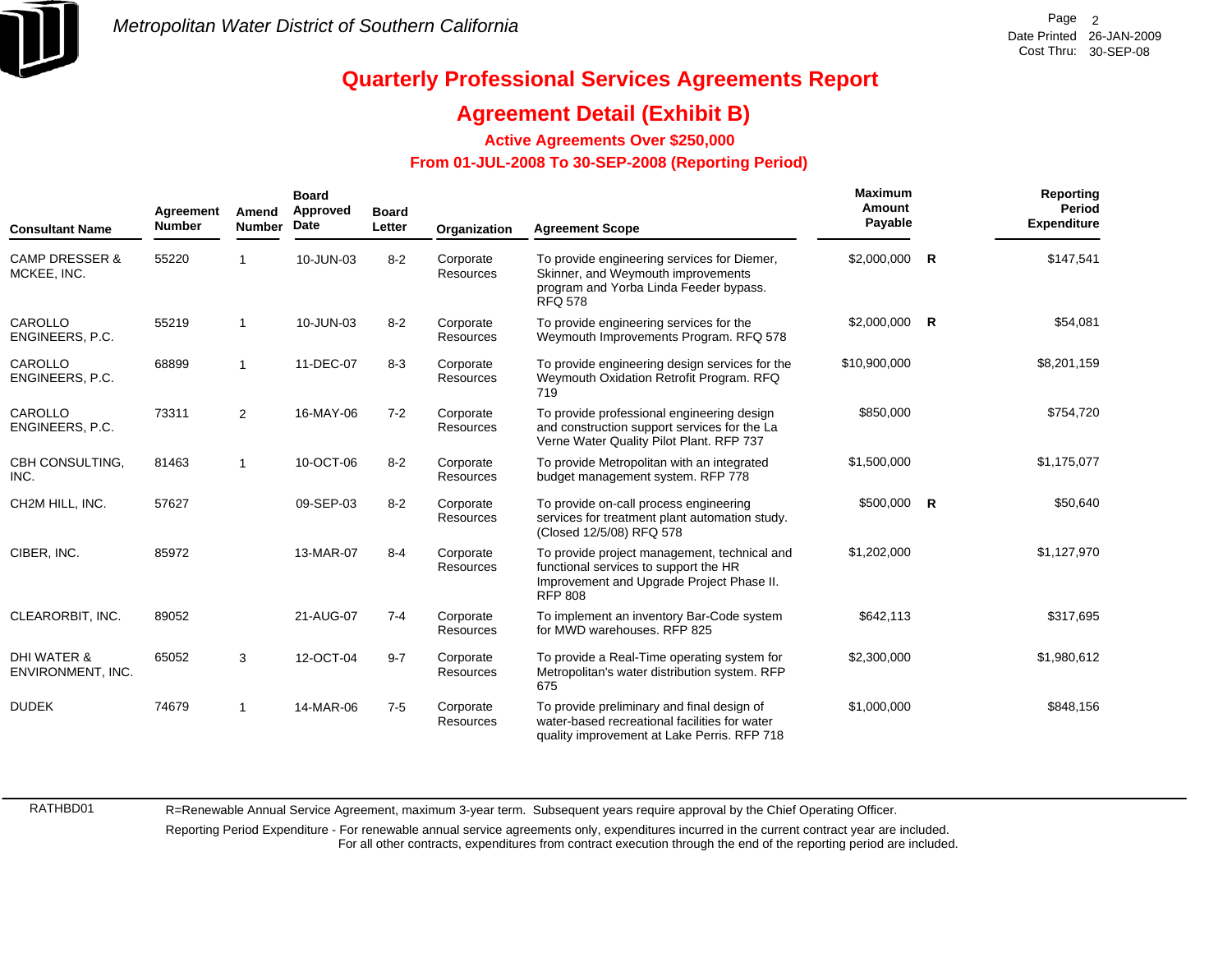Metropolitan Water District of Southern California

# Quarterly Professional Services Agreements Report

## Agreement Detail (Exhibit B)

### Active Agreements Over $250,000

### From 01-JUL-2008 To 30-SEP-2008 (Reporting Period)

| Consultant Name | Agreement Number | Amend Number | Board Approved Date | Board Letter | Organization | Agreement Scope | Maximum Amount Payable | | Reporting Period Expenditure |
|---|---|---|---|---|---|---|---|---|---|
| CAMP DRESSER & MCKEE, INC. | 55220 | 1 | 10-JUN-03 | 8-2 | Corporate Resources | To provide engineering services for Diemer, Skinner, and Weymouth improvements program and Yorba Linda Feeder bypass. RFQ 578 | $2,000,000 | R | $147,541 |
| CAROLLO ENGINEERS, P.C. | 55219 | 1 | 10-JUN-03 | 8-2 | Corporate Resources | To provide engineering services for the Weymouth Improvements Program. RFQ 578 | $2,000,000 | R | $54,081 |
| CAROLLO ENGINEERS, P.C. | 68899 | 1 | 11-DEC-07 | 8-3 | Corporate Resources | To provide engineering design services for the Weymouth Oxidation Retrofit Program. RFQ 719 | $10,900,000 | | $8,201,159 |
| CAROLLO ENGINEERS, P.C. | 73311 | 2 | 16-MAY-06 | 7-2 | Corporate Resources | To provide professional engineering design and construction support services for the La Verne Water Quality Pilot Plant. RFP 737 | $850,000 | | $754,720 |
| CBH CONSULTING, INC. | 81463 | 1 | 10-OCT-06 | 8-2 | Corporate Resources | To provide Metropolitan with an integrated budget management system. RFP 778 | $1,500,000 | | $1,175,077 |
| CH2M HILL, INC. | 57627 | | 09-SEP-03 | 8-2 | Corporate Resources | To provide on-call process engineering services for treatment plant automation study. (Closed 12/5/08) RFQ 578 | $500,000 | R | $50,640 |
| CIBER, INC. | 85972 | | 13-MAR-07 | 8-4 | Corporate Resources | To provide project management, technical and functional services to support the HR Improvement and Upgrade Project Phase II. RFP 808 | $1,202,000 | | $1,127,970 |
| CLEARORBIT, INC. | 89052 | | 21-AUG-07 | 7-4 | Corporate Resources | To implement an inventory Bar-Code system for MWD warehouses. RFP 825 | $642,113 | | $317,695 |
| DHI WATER & ENVIRONMENT, INC. | 65052 | 3 | 12-OCT-04 | 9-7 | Corporate Resources | To provide a Real-Time operating system for Metropolitan's water distribution system. RFP 675 | $2,300,000 | | $1,980,612 |
| DUDEK | 74679 | 1 | 14-MAR-06 | 7-5 | Corporate Resources | To provide preliminary and final design of water-based recreational facilities for water quality improvement at Lake Perris. RFP 718 | $1,000,000 | | $848,156 |

RATHBD01

R=Renewable Annual Service Agreement, maximum 3-year term. Subsequent years require approval by the Chief Operating Officer.

Reporting Period Expenditure - For renewable annual service agreements only, expenditures incurred in the current contract year are included. For all other contracts, expenditures from contract execution through the end of the reporting period are included.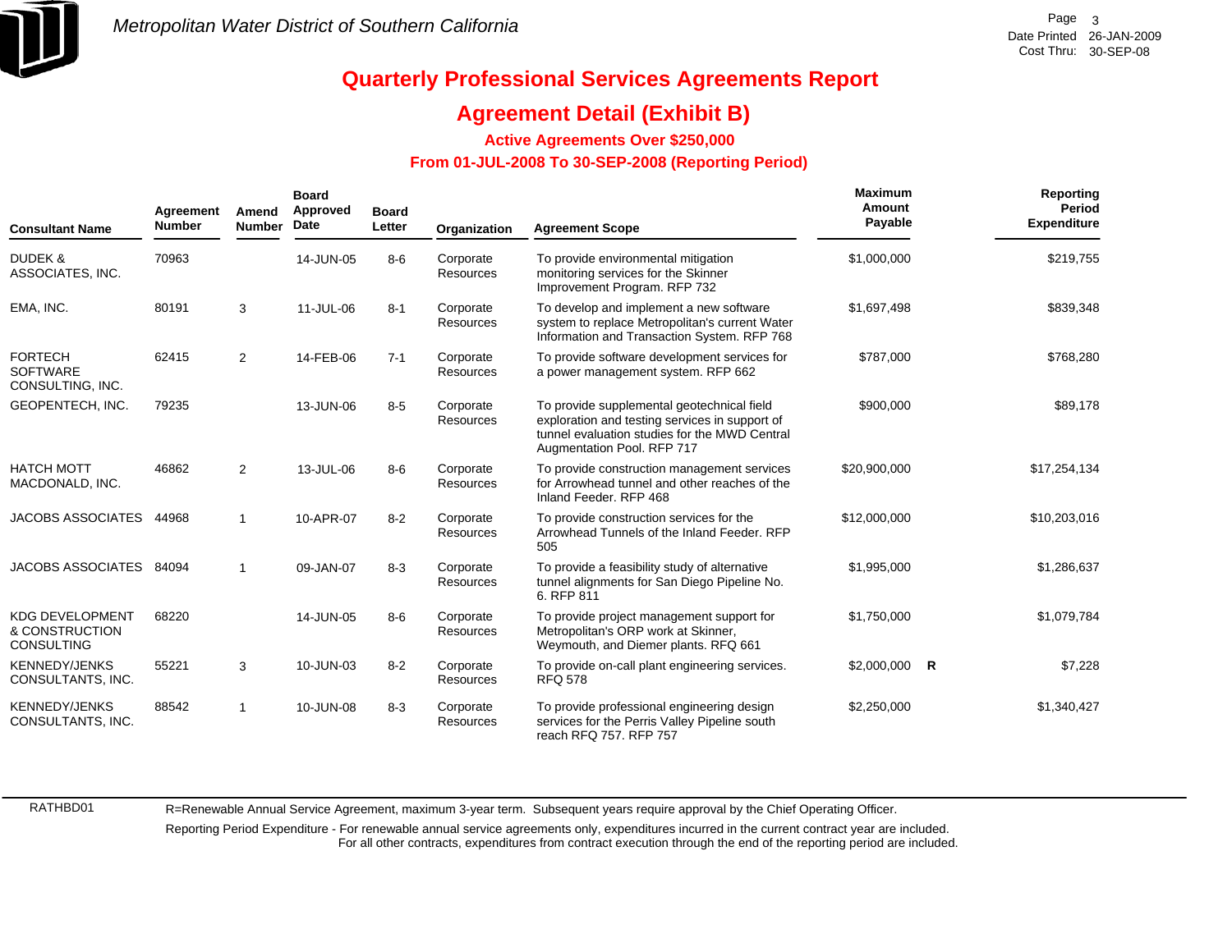Metropolitan Water District of Southern California

Page 3
Date Printed 26-JAN-2009
Cost Thru: 30-SEP-08

# Quarterly Professional Services Agreements Report

## Agreement Detail (Exhibit B)

### Active Agreements Over $250,000

### From 01-JUL-2008 To 30-SEP-2008 (Reporting Period)

| Consultant Name | Agreement Number | Amend Number | Board Approved Date | Board Letter | Organization | Agreement Scope | Maximum Amount Payable | | Reporting Period Expenditure |
|---|---|---|---|---|---|---|---|---|---|
| DUDEK & ASSOCIATES, INC. | 70963 | | 14-JUN-05 | 8-6 | Corporate Resources | To provide environmental mitigation monitoring services for the Skinner Improvement Program. RFP 732 | $1,000,000 | | $219,755 |
| EMA, INC. | 80191 | 3 | 11-JUL-06 | 8-1 | Corporate Resources | To develop and implement a new software system to replace Metropolitan's current Water Information and Transaction System. RFP 768 | $1,697,498 | | $839,348 |
| FORTECH SOFTWARE CONSULTING, INC. | 62415 | 2 | 14-FEB-06 | 7-1 | Corporate Resources | To provide software development services for a power management system. RFP 662 | $787,000 | | $768,280 |
| GEOPENTECH, INC. | 79235 | | 13-JUN-06 | 8-5 | Corporate Resources | To provide supplemental geotechnical field exploration and testing services in support of tunnel evaluation studies for the MWD Central Augmentation Pool. RFP 717 | $900,000 | | $89,178 |
| HATCH MOTT MACDONALD, INC. | 46862 | 2 | 13-JUL-06 | 8-6 | Corporate Resources | To provide construction management services for Arrowhead tunnel and other reaches of the Inland Feeder. RFP 468 | $20,900,000 | | $17,254,134 |
| JACOBS ASSOCIATES | 44968 | 1 | 10-APR-07 | 8-2 | Corporate Resources | To provide construction services for the Arrowhead Tunnels of the Inland Feeder. RFP 505 | $12,000,000 | | $10,203,016 |
| JACOBS ASSOCIATES | 84094 | 1 | 09-JAN-07 | 8-3 | Corporate Resources | To provide a feasibility study of alternative tunnel alignments for San Diego Pipeline No. 6. RFP 811 | $1,995,000 | | $1,286,637 |
| KDG DEVELOPMENT & CONSTRUCTION CONSULTING | 68220 | | 14-JUN-05 | 8-6 | Corporate Resources | To provide project management support for Metropolitan's ORP work at Skinner, Weymouth, and Diemer plants. RFQ 661 | $1,750,000 | | $1,079,784 |
| KENNEDY/JENKS CONSULTANTS, INC. | 55221 | 3 | 10-JUN-03 | 8-2 | Corporate Resources | To provide on-call plant engineering services. RFQ 578 | $2,000,000 | R | $7,228 |
| KENNEDY/JENKS CONSULTANTS, INC. | 88542 | 1 | 10-JUN-08 | 8-3 | Corporate Resources | To provide professional engineering design services for the Perris Valley Pipeline south reach RFQ 757. RFP 757 | $2,250,000 | | $1,340,427 |

RATHBD01

R=Renewable Annual Service Agreement, maximum 3-year term. Subsequent years require approval by the Chief Operating Officer.

Reporting Period Expenditure - For renewable annual service agreements only, expenditures incurred in the current contract year are included.
For all other contracts, expenditures from contract execution through the end of the reporting period are included.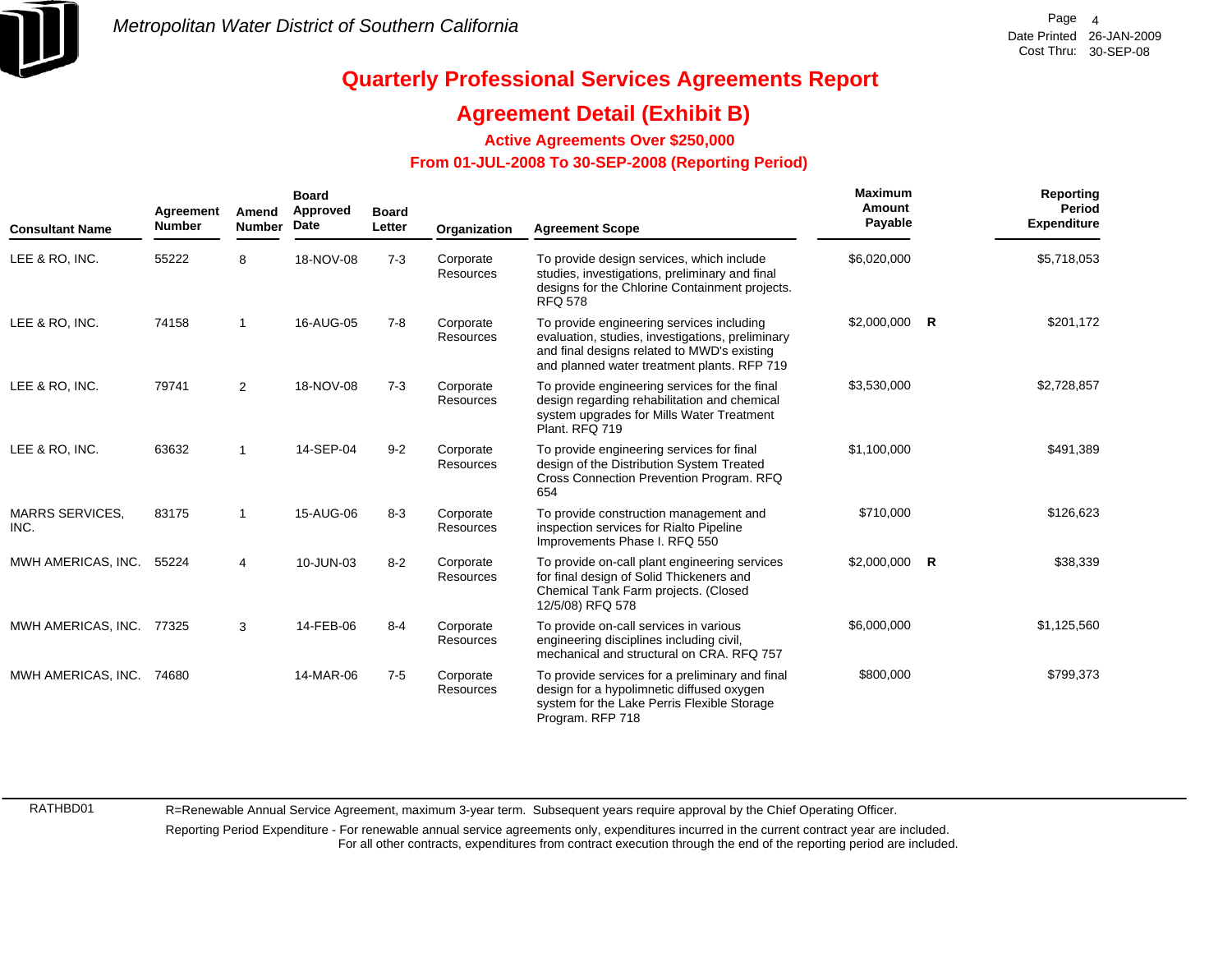Metropolitan Water District of Southern California

Date Printed 26-JAN-2009
Cost Thru: 30-SEP-08

# Quarterly Professional Services Agreements Report

## Agreement Detail (Exhibit B)

### Active Agreements Over $250,000

### From 01-JUL-2008 To 30-SEP-2008 (Reporting Period)

| Consultant Name | Agreement Number | Amend Number | Board Approved Date | Board Letter | Organization | Agreement Scope | Maximum Amount Payable | | Reporting Period Expenditure |
|---|---|---|---|---|---|---|---|---|---|
| LEE & RO, INC. | 55222 | 8 | 18-NOV-08 | 7-3 | Corporate Resources | To provide design services, which include studies, investigations, preliminary and final designs for the Chlorine Containment projects. RFQ 578 | $6,020,000 | | $5,718,053 |
| LEE & RO, INC. | 74158 | 1 | 16-AUG-05 | 7-8 | Corporate Resources | To provide engineering services including evaluation, studies, investigations, preliminary and final designs related to MWD's existing and planned water treatment plants. RFP 719 | $2,000,000 | R | $201,172 |
| LEE & RO, INC. | 79741 | 2 | 18-NOV-08 | 7-3 | Corporate Resources | To provide engineering services for the final design regarding rehabilitation and chemical system upgrades for Mills Water Treatment Plant. RFQ 719 | $3,530,000 | | $2,728,857 |
| LEE & RO, INC. | 63632 | 1 | 14-SEP-04 | 9-2 | Corporate Resources | To provide engineering services for final design of the Distribution System Treated Cross Connection Prevention Program. RFQ 654 | $1,100,000 | | $491,389 |
| MARRS SERVICES, INC. | 83175 | 1 | 15-AUG-06 | 8-3 | Corporate Resources | To provide construction management and inspection services for Rialto Pipeline Improvements Phase I. RFQ 550 | $710,000 | | $126,623 |
| MWH AMERICAS, INC. | 55224 | 4 | 10-JUN-03 | 8-2 | Corporate Resources | To provide on-call plant engineering services for final design of Solid Thickeners and Chemical Tank Farm projects. (Closed 12/5/08) RFQ 578 | $2,000,000 | R | $38,339 |
| MWH AMERICAS, INC. | 77325 | 3 | 14-FEB-06 | 8-4 | Corporate Resources | To provide on-call services in various engineering disciplines including civil, mechanical and structural on CRA. RFQ 757 | $6,000,000 | | $1,125,560 |
| MWH AMERICAS, INC. | 74680 | | 14-MAR-06 | 7-5 | Corporate Resources | To provide services for a preliminary and final design for a hypolimnetic diffused oxygen system for the Lake Perris Flexible Storage Program. RFP 718 | $800,000 | | $799,373 |

RATHBD01

R=Renewable Annual Service Agreement, maximum 3-year term. Subsequent years require approval by the Chief Operating Officer.

Reporting Period Expenditure - For renewable annual service agreements only, expenditures incurred in the current contract year are included.
For all other contracts, expenditures from contract execution through the end of the reporting period are included.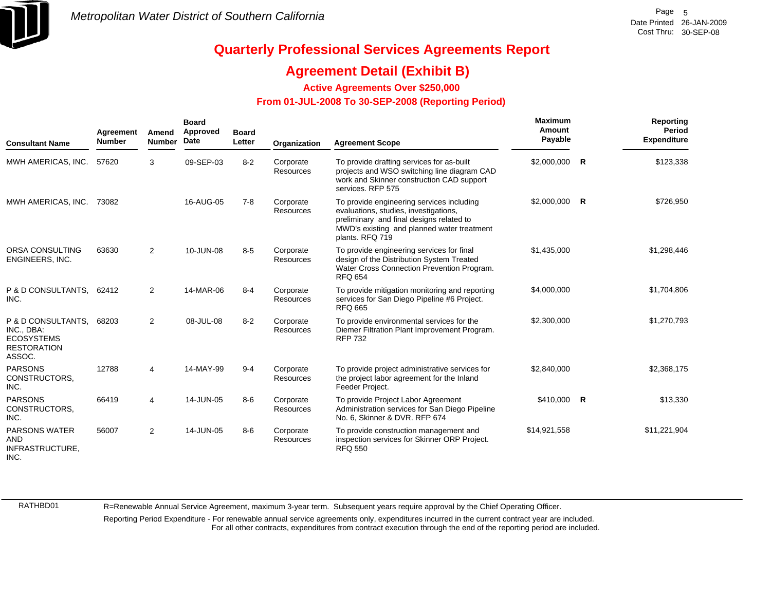# Quarterly Professional Services Agreements Report

## Agreement Detail (Exhibit B)

### Active Agreements Over $250,000

### From 01-JUL-2008 To 30-SEP-2008 (Reporting Period)

| Consultant Name | Agreement Number | Amend Number | Board Approved Date | Board Letter | Organization | Agreement Scope | Maximum Amount Payable | | Reporting Period Expenditure |
|---|---|---|---|---|---|---|---|---|---|
| MWH AMERICAS, INC. | 57620 | 3 | 09-SEP-03 | 8-2 | Corporate Resources | To provide drafting services for as-built projects and WSO switching line diagram CAD work and Skinner construction CAD support services. RFP 575 | $2,000,000 | R | $123,338 |
| MWH AMERICAS, INC. | 73082 | | 16-AUG-05 | 7-8 | Corporate Resources | To provide engineering services including evaluations, studies, investigations, preliminary and final designs related to MWD's existing and planned water treatment plants. RFQ 719 | $2,000,000 | R | $726,950 |
| ORSA CONSULTING ENGINEERS, INC. | 63630 | 2 | 10-JUN-08 | 8-5 | Corporate Resources | To provide engineering services for final design of the Distribution System Treated Water Cross Connection Prevention Program. RFQ 654 | $1,435,000 | | $1,298,446 |
| P & D CONSULTANTS, INC. | 62412 | 2 | 14-MAR-06 | 8-4 | Corporate Resources | To provide mitigation monitoring and reporting services for San Diego Pipeline #6 Project. RFQ 665 | $4,000,000 | | $1,704,806 |
| P & D CONSULTANTS, INC., DBA: ECOSYSTEMS RESTORATION ASSOC. | 68203 | 2 | 08-JUL-08 | 8-2 | Corporate Resources | To provide environmental services for the Diemer Filtration Plant Improvement Program. RFP 732 | $2,300,000 | | $1,270,793 |
| PARSONS CONSTRUCTORS, INC. | 12788 | 4 | 14-MAY-99 | 9-4 | Corporate Resources | To provide project administrative services for the project labor agreement for the Inland Feeder Project. | $2,840,000 | | $2,368,175 |
| PARSONS CONSTRUCTORS, INC. | 66419 | 4 | 14-JUN-05 | 8-6 | Corporate Resources | To provide Project Labor Agreement Administration services for San Diego Pipeline No. 6, Skinner & DVR. RFP 674 | $410,000 | R | $13,330 |
| PARSONS WATER AND INFRASTRUCTURE, INC. | 56007 | 2 | 14-JUN-05 | 8-6 | Corporate Resources | To provide construction management and inspection services for Skinner ORP Project. RFQ 550 | $14,921,558 | | $11,221,904 |

RATHBD01

R=Renewable Annual Service Agreement, maximum 3-year term. Subsequent years require approval by the Chief Operating Officer.

Reporting Period Expenditure - For renewable annual service agreements only, expenditures incurred in the current contract year are included.
For all other contracts, expenditures from contract execution through the end of the reporting period are included.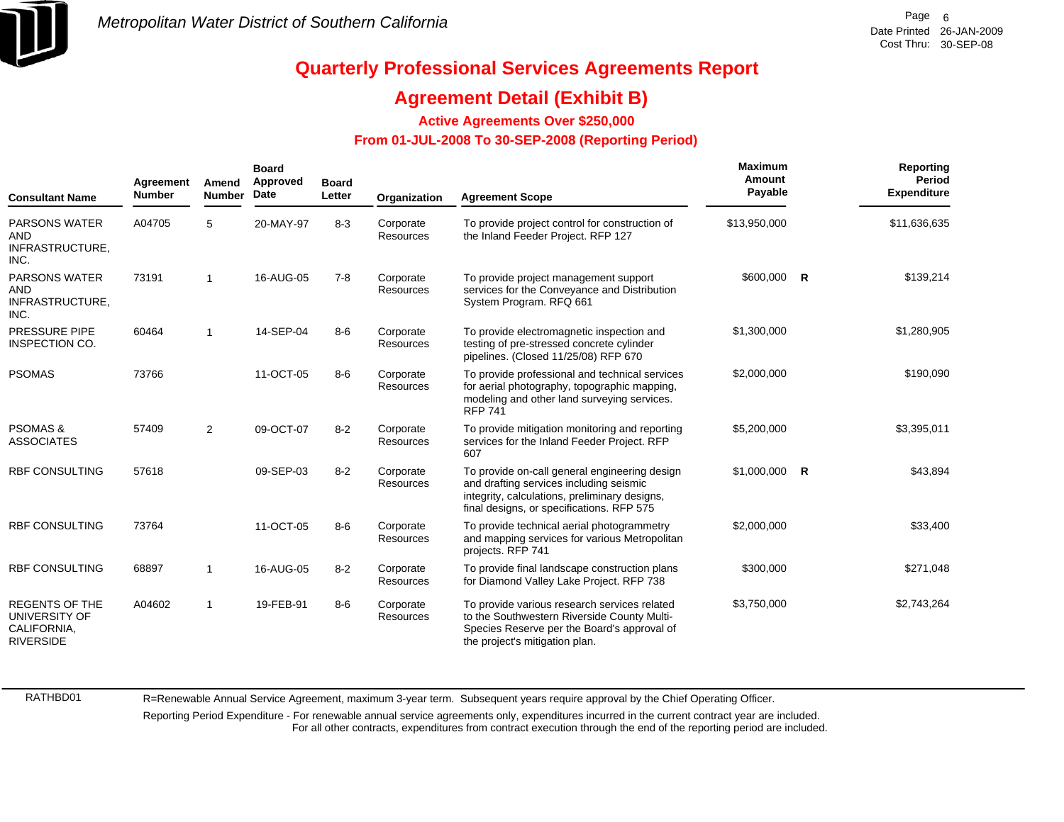*Metropolitan Water District of Southern California*

# Quarterly Professional Services Agreements Report

## Agreement Detail (Exhibit B)

### Active Agreements Over $250,000

### From 01-JUL-2008 To 30-SEP-2008 (Reporting Period)

| Consultant Name | Agreement Number | Amend Number | Board Approved Date | Board Letter | Organization | Agreement Scope | Maximum Amount Payable | | Reporting Period Expenditure |
|---|---|---|---|---|---|---|---|---|---|
| PARSONS WATER AND INFRASTRUCTURE, INC. | A04705 | 5 | 20-MAY-97 | 8-3 | Corporate Resources | To provide project control for construction of the Inland Feeder Project. RFP 127 | $13,950,000 | | $11,636,635 |
| PARSONS WATER AND INFRASTRUCTURE, INC. | 73191 | 1 | 16-AUG-05 | 7-8 | Corporate Resources | To provide project management support services for the Conveyance and Distribution System Program. RFQ 661 | $600,000 | R | $139,214 |
| PRESSURE PIPE INSPECTION CO. | 60464 | 1 | 14-SEP-04 | 8-6 | Corporate Resources | To provide electromagnetic inspection and testing of pre-stressed concrete cylinder pipelines. (Closed 11/25/08) RFP 670 | $1,300,000 | | $1,280,905 |
| PSOMAS | 73766 | | 11-OCT-05 | 8-6 | Corporate Resources | To provide professional and technical services for aerial photography, topographic mapping, modeling and other land surveying services. RFP 741 | $2,000,000 | | $190,090 |
| PSOMAS & ASSOCIATES | 57409 | 2 | 09-OCT-07 | 8-2 | Corporate Resources | To provide mitigation monitoring and reporting services for the Inland Feeder Project. RFP 607 | $5,200,000 | | $3,395,011 |
| RBF CONSULTING | 57618 | | 09-SEP-03 | 8-2 | Corporate Resources | To provide on-call general engineering design and drafting services including seismic integrity, calculations, preliminary designs, final designs, or specifications. RFP 575 | $1,000,000 | R | $43,894 |
| RBF CONSULTING | 73764 | | 11-OCT-05 | 8-6 | Corporate Resources | To provide technical aerial photogrammetry and mapping services for various Metropolitan projects. RFP 741 | $2,000,000 | | $33,400 |
| RBF CONSULTING | 68897 | 1 | 16-AUG-05 | 8-2 | Corporate Resources | To provide final landscape construction plans for Diamond Valley Lake Project. RFP 738 | $300,000 | | $271,048 |
| REGENTS OF THE UNIVERSITY OF CALIFORNIA, RIVERSIDE | A04602 | 1 | 19-FEB-91 | 8-6 | Corporate Resources | To provide various research services related to the Southwestern Riverside County Multi-Species Reserve per the Board's approval of the project's mitigation plan. | $3,750,000 | | $2,743,264 |

RATHBD01

R=Renewable Annual Service Agreement, maximum 3-year term. Subsequent years require approval by the Chief Operating Officer.

Reporting Period Expenditure - For renewable annual service agreements only, expenditures incurred in the current contract year are included. For all other contracts, expenditures from contract execution through the end of the reporting period are included.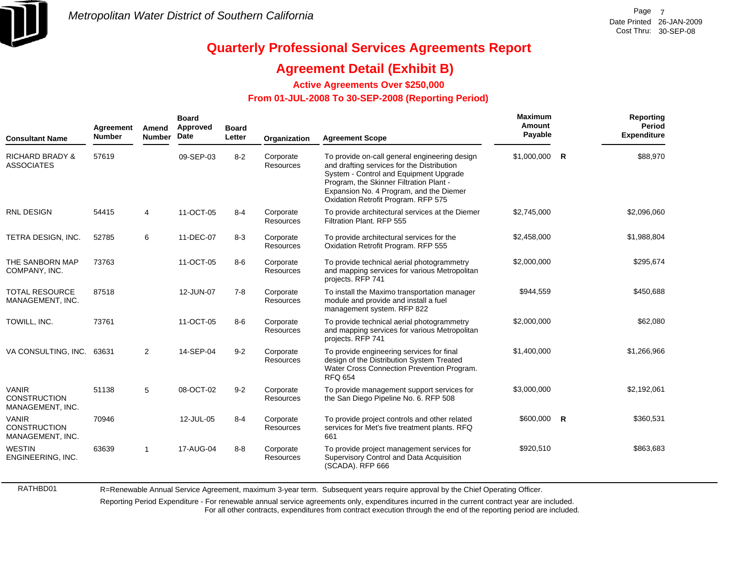Metropolitan Water District of Southern California

Date Printed 26-JAN-2009
Cost Thru: 30-SEP-08

# Quarterly Professional Services Agreements Report

## Agreement Detail (Exhibit B)

### Active Agreements Over $250,000

### From 01-JUL-2008 To 30-SEP-2008 (Reporting Period)

| Consultant Name | Agreement Number | Amend Number | Board Approved Date | Board Letter | Organization | Agreement Scope | Maximum Amount Payable | | Reporting Period Expenditure |
|---|---|---|---|---|---|---|---|---|---|
| RICHARD BRADY & ASSOCIATES | 57619 | | 09-SEP-03 | 8-2 | Corporate Resources | To provide on-call general engineering design and drafting services for the Distribution System - Control and Equipment Upgrade Program, the Skinner Filtration Plant - Expansion No. 4 Program, and the Diemer Oxidation Retrofit Program. RFP 575 | $1,000,000 | R | $88,970 |
| RNL DESIGN | 54415 | 4 | 11-OCT-05 | 8-4 | Corporate Resources | To provide architectural services at the Diemer Filtration Plant. RFP 555 | $2,745,000 | | $2,096,060 |
| TETRA DESIGN, INC. | 52785 | 6 | 11-DEC-07 | 8-3 | Corporate Resources | To provide architectural services for the Oxidation Retrofit Program. RFP 555 | $2,458,000 | | $1,988,804 |
| THE SANBORN MAP COMPANY, INC. | 73763 | | 11-OCT-05 | 8-6 | Corporate Resources | To provide technical aerial photogrammetry and mapping services for various Metropolitan projects. RFP 741 | $2,000,000 | | $295,674 |
| TOTAL RESOURCE MANAGEMENT, INC. | 87518 | | 12-JUN-07 | 7-8 | Corporate Resources | To install the Maximo transportation manager module and provide and install a fuel management system. RFP 822 | $944,559 | | $450,688 |
| TOWILL, INC. | 73761 | | 11-OCT-05 | 8-6 | Corporate Resources | To provide technical aerial photogrammetry and mapping services for various Metropolitan projects. RFP 741 | $2,000,000 | | $62,080 |
| VA CONSULTING, INC. | 63631 | 2 | 14-SEP-04 | 9-2 | Corporate Resources | To provide engineering services for final design of the Distribution System Treated Water Cross Connection Prevention Program. RFQ 654 | $1,400,000 | | $1,266,966 |
| VANIR CONSTRUCTION MANAGEMENT, INC. | 51138 | 5 | 08-OCT-02 | 9-2 | Corporate Resources | To provide management support services for the San Diego Pipeline No. 6. RFP 508 | $3,000,000 | | $2,192,061 |
| VANIR CONSTRUCTION MANAGEMENT, INC. | 70946 | | 12-JUL-05 | 8-4 | Corporate Resources | To provide project controls and other related services for Met's five treatment plants. RFQ 661 | $600,000 | R | $360,531 |
| WESTIN ENGINEERING, INC. | 63639 | 1 | 17-AUG-04 | 8-8 | Corporate Resources | To provide project management services for Supervisory Control and Data Acquisition (SCADA). RFP 666 | $920,510 | | $863,683 |

RATHBD01

R=Renewable Annual Service Agreement, maximum 3-year term. Subsequent years require approval by the Chief Operating Officer.

Reporting Period Expenditure - For renewable annual service agreements only, expenditures incurred in the current contract year are included. For all other contracts, expenditures from contract execution through the end of the reporting period are included.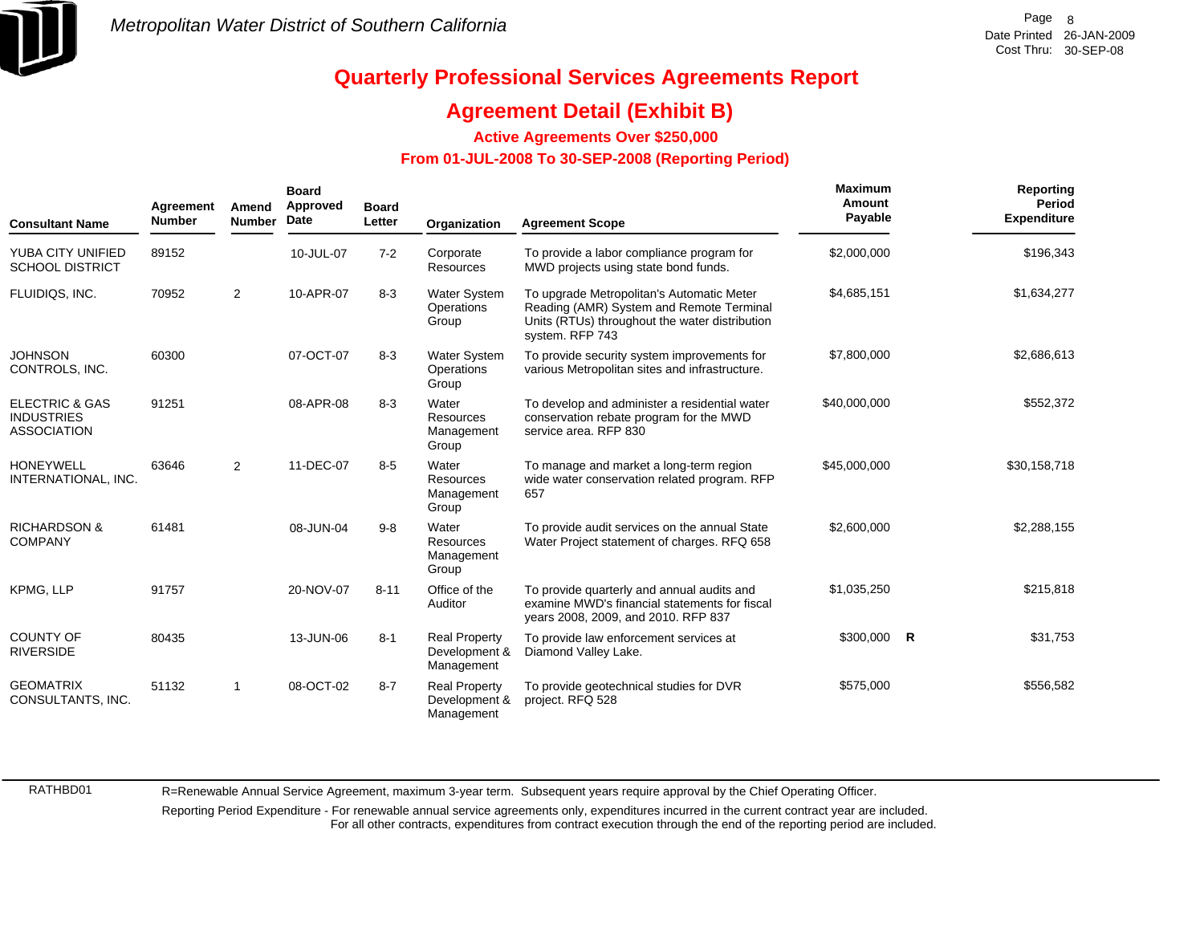Metropolitan Water District of Southern California

# Quarterly Professional Services Agreements Report

## Agreement Detail (Exhibit B)

### Active Agreements Over $250,000

### From 01-JUL-2008 To 30-SEP-2008 (Reporting Period)

| Consultant Name | Agreement Number | Amend Number | Board Approved Date | Board Letter | Organization | Agreement Scope | Maximum Amount Payable | | Reporting Period Expenditure |
|---|---|---|---|---|---|---|---|---|---|
| YUBA CITY UNIFIED SCHOOL DISTRICT | 89152 | | 10-JUL-07 | 7-2 | Corporate Resources | To provide a labor compliance program for MWD projects using state bond funds. | $2,000,000 | | $196,343 |
| FLUIDIQS, INC. | 70952 | 2 | 10-APR-07 | 8-3 | Water System Operations Group | To upgrade Metropolitan's Automatic Meter Reading (AMR) System and Remote Terminal Units (RTUs) throughout the water distribution system. RFP 743 | $4,685,151 | | $1,634,277 |
| JOHNSON CONTROLS, INC. | 60300 | | 07-OCT-07 | 8-3 | Water System Operations Group | To provide security system improvements for various Metropolitan sites and infrastructure. | $7,800,000 | | $2,686,613 |
| ELECTRIC & GAS INDUSTRIES ASSOCIATION | 91251 | | 08-APR-08 | 8-3 | Water Resources Management Group | To develop and administer a residential water conservation rebate program for the MWD service area. RFP 830 | $40,000,000 | | $552,372 |
| HONEYWELL INTERNATIONAL, INC. | 63646 | 2 | 11-DEC-07 | 8-5 | Water Resources Management Group | To manage and market a long-term region wide water conservation related program. RFP 657 | $45,000,000 | | $30,158,718 |
| RICHARDSON & COMPANY | 61481 | | 08-JUN-04 | 9-8 | Water Resources Management Group | To provide audit services on the annual State Water Project statement of charges. RFQ 658 | $2,600,000 | | $2,288,155 |
| KPMG, LLP | 91757 | | 20-NOV-07 | 8-11 | Office of the Auditor | To provide quarterly and annual audits and examine MWD's financial statements for fiscal years 2008, 2009, and 2010. RFP 837 | $1,035,250 | | $215,818 |
| COUNTY OF RIVERSIDE | 80435 | | 13-JUN-06 | 8-1 | Real Property Development & Management | To provide law enforcement services at Diamond Valley Lake. | $300,000 | R | $31,753 |
| GEOMATRIX CONSULTANTS, INC. | 51132 | 1 | 08-OCT-02 | 8-7 | Real Property Development & Management | To provide geotechnical studies for DVR project. RFQ 528 | $575,000 | | $556,582 |

RATHBD01

R=Renewable Annual Service Agreement, maximum 3-year term. Subsequent years require approval by the Chief Operating Officer.

Reporting Period Expenditure - For renewable annual service agreements only, expenditures incurred in the current contract year are included. For all other contracts, expenditures from contract execution through the end of the reporting period are included.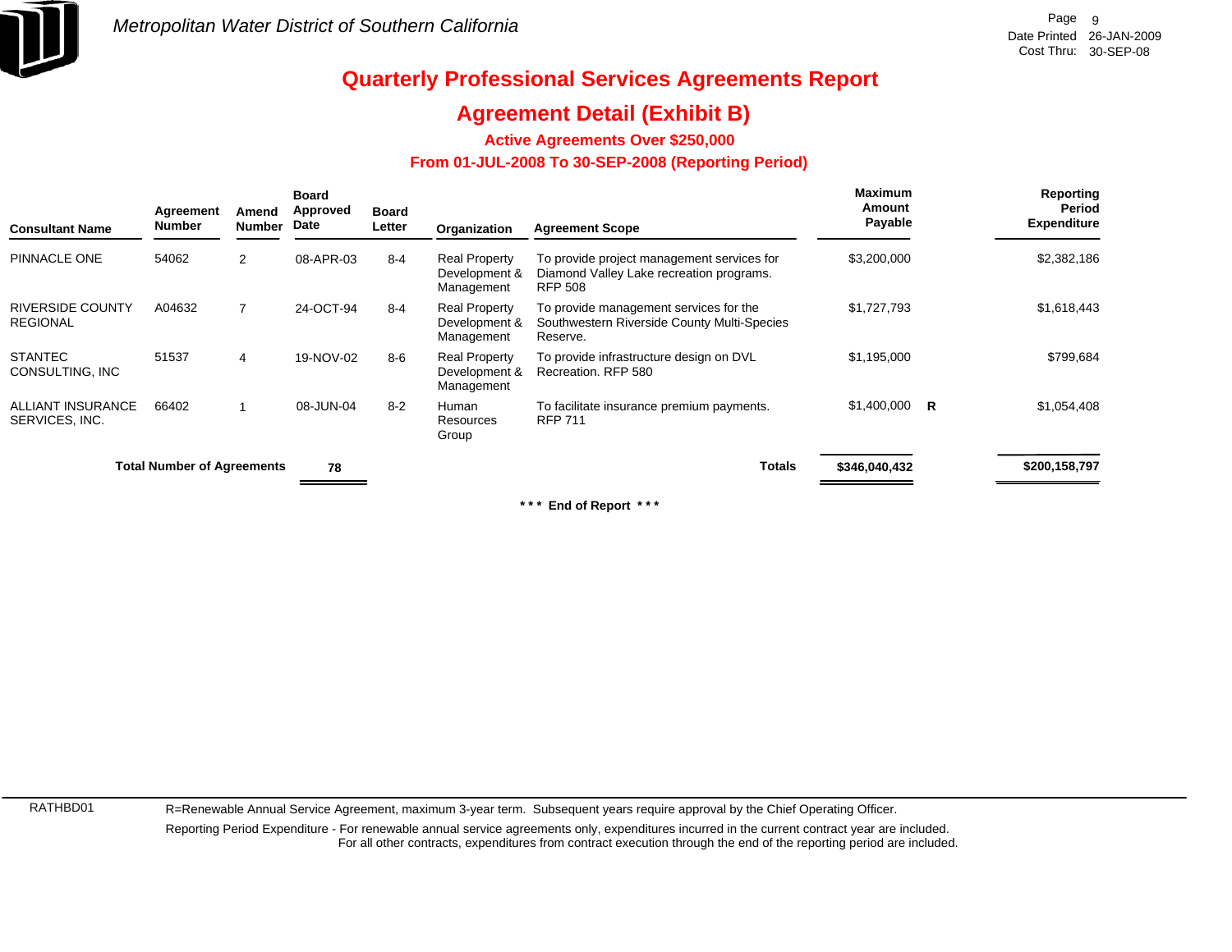Metropolitan Water District of Southern California

Date Printed 26-JAN-2009
Cost Thru: 30-SEP-08

# Quarterly Professional Services Agreements Report

## Agreement Detail (Exhibit B)

### Active Agreements Over $250,000

### From 01-JUL-2008 To 30-SEP-2008 (Reporting Period)

| Consultant Name | Agreement Number | Amend Number | Board Approved Date | Board Letter | Organization | Agreement Scope | Maximum Amount Payable | | Reporting Period Expenditure |
|---|---|---|---|---|---|---|---|---|---|
| PINNACLE ONE | 54062 | 2 | 08-APR-03 | 8-4 | Real Property Development & Management | To provide project management services for Diamond Valley Lake recreation programs. RFP 508 | $3,200,000 | | $2,382,186 |
| RIVERSIDE COUNTY REGIONAL | A04632 | 7 | 24-OCT-94 | 8-4 | Real Property Development & Management | To provide management services for the Southwestern Riverside County Multi-Species Reserve. | $1,727,793 | | $1,618,443 |
| STANTEC CONSULTING, INC | 51537 | 4 | 19-NOV-02 | 8-6 | Real Property Development & Management | To provide infrastructure design on DVL Recreation. RFP 580 | $1,195,000 | | $799,684 |
| ALLIANT INSURANCE SERVICES, INC. | 66402 | 1 | 08-JUN-04 | 8-2 | Human Resources Group | To facilitate insurance premium payments. RFP 711 | $1,400,000 | R | $1,054,408 |
| **Total Number of Agreements** | | **78** | | | | **Totals** | **$346,040,432** | | **$200,158,797** |

**\*\*\* End of Report \*\*\***

RATHBD01

R=Renewable Annual Service Agreement, maximum 3-year term. Subsequent years require approval by the Chief Operating Officer.

Reporting Period Expenditure - For renewable annual service agreements only, expenditures incurred in the current contract year are included.
For all other contracts, expenditures from contract execution through the end of the reporting period are included.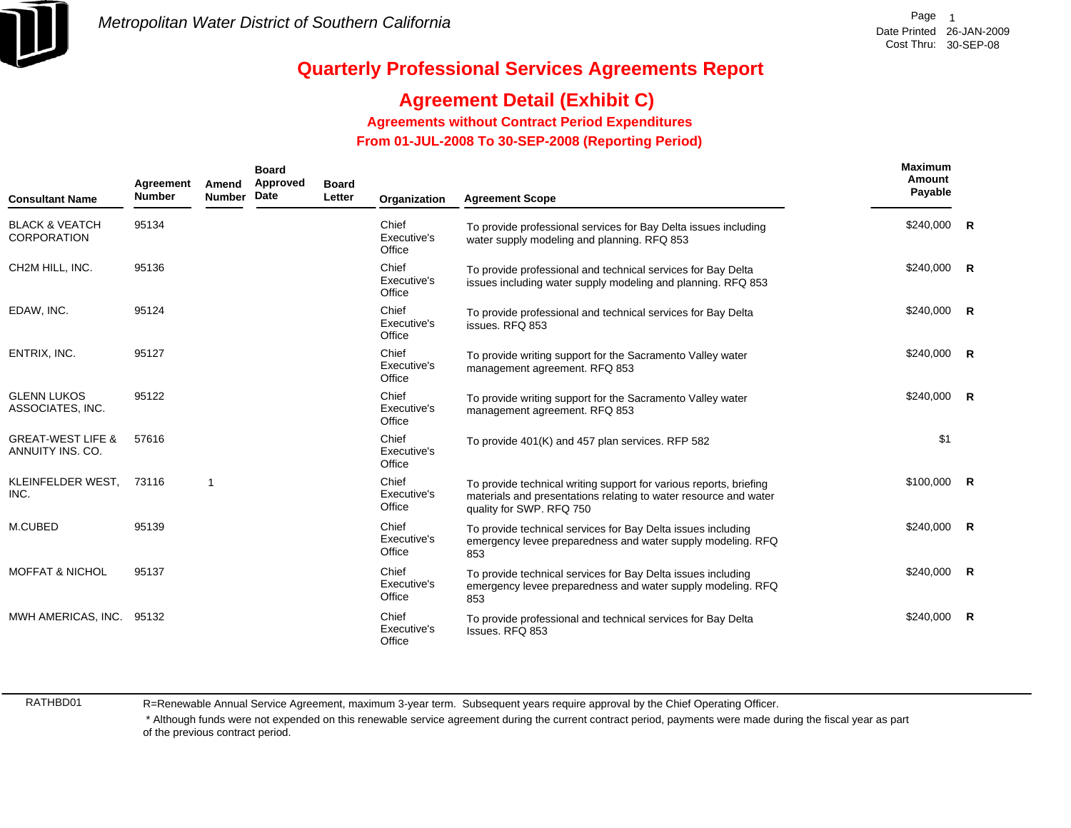Metropolitan Water District of Southern California

Date Printed 26-JAN-2009
Cost Thru: 30-SEP-08

# Quarterly Professional Services Agreements Report

## Agreement Detail (Exhibit C)

### Agreements without Contract Period Expenditures

### From 01-JUL-2008 To 30-SEP-2008 (Reporting Period)

| Consultant Name | Agreement Number | Amend Number | Board Approved Date | Board Letter | Organization | Agreement Scope | Maximum Amount Payable | |
|---|---|---|---|---|---|---|---|---|
| BLACK & VEATCH CORPORATION | 95134 | | | | Chief Executive's Office | To provide professional services for Bay Delta issues including water supply modeling and planning. RFQ 853 | $240,000 | R |
| CH2M HILL, INC. | 95136 | | | | Chief Executive's Office | To provide professional and technical services for Bay Delta issues including water supply modeling and planning. RFQ 853 | $240,000 | R |
| EDAW, INC. | 95124 | | | | Chief Executive's Office | To provide professional and technical services for Bay Delta issues. RFQ 853 | $240,000 | R |
| ENTRIX, INC. | 95127 | | | | Chief Executive's Office | To provide writing support for the Sacramento Valley water management agreement. RFQ 853 | $240,000 | R |
| GLENN LUKOS ASSOCIATES, INC. | 95122 | | | | Chief Executive's Office | To provide writing support for the Sacramento Valley water management agreement. RFQ 853 | $240,000 | R |
| GREAT-WEST LIFE & ANNUITY INS. CO. | 57616 | | | | Chief Executive's Office | To provide 401(K) and 457 plan services. RFP 582 | $1 | |
| KLEINFELDER WEST, INC. | 73116 | 1 | | | Chief Executive's Office | To provide technical writing support for various reports, briefing materials and presentations relating to water resource and water quality for SWP. RFQ 750 | $100,000 | R |
| M.CUBED | 95139 | | | | Chief Executive's Office | To provide technical services for Bay Delta issues including emergency levee preparedness and water supply modeling. RFQ 853 | $240,000 | R |
| MOFFAT & NICHOL | 95137 | | | | Chief Executive's Office | To provide technical services for Bay Delta issues including emergency levee preparedness and water supply modeling. RFQ 853 | $240,000 | R |
| MWH AMERICAS, INC. | 95132 | | | | Chief Executive's Office | To provide professional and technical services for Bay Delta Issues. RFQ 853 | $240,000 | R |

RATHBD01

R=Renewable Annual Service Agreement, maximum 3-year term. Subsequent years require approval by the Chief Operating Officer.

* Although funds were not expended on this renewable service agreement during the current contract period, payments were made during the fiscal year as part of the previous contract period.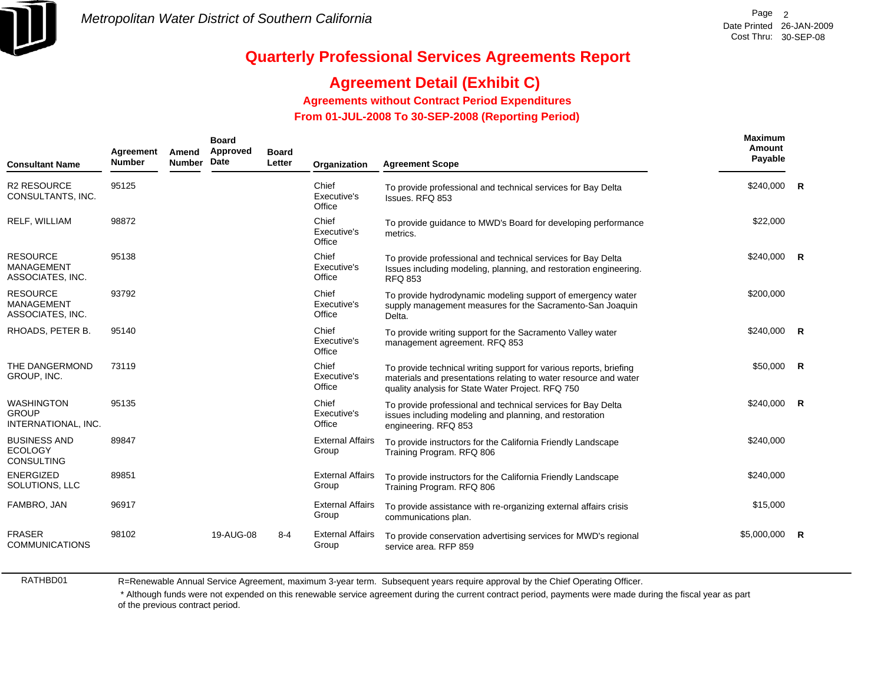Metropolitan Water District of Southern California

# Quarterly Professional Services Agreements Report

## Agreement Detail (Exhibit C)

### Agreements without Contract Period Expenditures

### From 01-JUL-2008 To 30-SEP-2008 (Reporting Period)

| Consultant Name | Agreement Number | Amend Number | Board Approved Date | Board Letter | Organization | Agreement Scope | Maximum Amount Payable | |
|---|---|---|---|---|---|---|---|---|
| R2 RESOURCE CONSULTANTS, INC. | 95125 | | | | Chief Executive's Office | To provide professional and technical services for Bay Delta Issues. RFQ 853 | $240,000 | R |
| RELF, WILLIAM | 98872 | | | | Chief Executive's Office | To provide guidance to MWD's Board for developing performance metrics. | $22,000 | |
| RESOURCE MANAGEMENT ASSOCIATES, INC. | 95138 | | | | Chief Executive's Office | To provide professional and technical services for Bay Delta Issues including modeling, planning, and restoration engineering. RFQ 853 | $240,000 | R |
| RESOURCE MANAGEMENT ASSOCIATES, INC. | 93792 | | | | Chief Executive's Office | To provide hydrodynamic modeling support of emergency water supply management measures for the Sacramento-San Joaquin Delta. | $200,000 | |
| RHOADS, PETER B. | 95140 | | | | Chief Executive's Office | To provide writing support for the Sacramento Valley water management agreement. RFQ 853 | $240,000 | R |
| THE DANGERMOND GROUP, INC. | 73119 | | | | Chief Executive's Office | To provide technical writing support for various reports, briefing materials and presentations relating to water resource and water quality analysis for State Water Project. RFQ 750 | $50,000 | R |
| WASHINGTON GROUP INTERNATIONAL, INC. | 95135 | | | | Chief Executive's Office | To provide professional and technical services for Bay Delta issues including modeling and planning, and restoration engineering. RFQ 853 | $240,000 | R |
| BUSINESS AND ECOLOGY CONSULTING | 89847 | | | | External Affairs Group | To provide instructors for the California Friendly Landscape Training Program. RFQ 806 | $240,000 | |
| ENERGIZED SOLUTIONS, LLC | 89851 | | | | External Affairs Group | To provide instructors for the California Friendly Landscape Training Program. RFQ 806 | $240,000 | |
| FAMBRO, JAN | 96917 | | | | External Affairs Group | To provide assistance with re-organizing external affairs crisis communications plan. | $15,000 | |
| FRASER COMMUNICATIONS | 98102 | | 19-AUG-08 | 8-4 | External Affairs Group | To provide conservation advertising services for MWD's regional service area. RFP 859 | $5,000,000 | R |

RATHBD01

R=Renewable Annual Service Agreement, maximum 3-year term. Subsequent years require approval by the Chief Operating Officer.

* Although funds were not expended on this renewable service agreement during the current contract period, payments were made during the fiscal year as part of the previous contract period.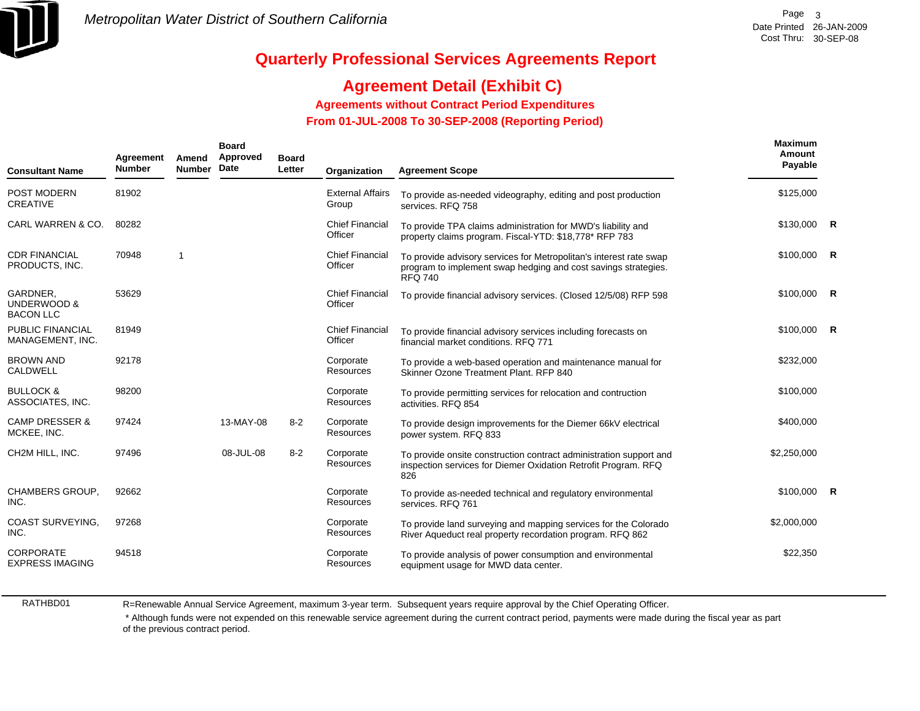Metropolitan Water District of Southern California

Date Printed 26-JAN-2009
Cost Thru: 30-SEP-08

# Quarterly Professional Services Agreements Report

## Agreement Detail (Exhibit C)

### Agreements without Contract Period Expenditures

### From 01-JUL-2008 To 30-SEP-2008 (Reporting Period)

| Consultant Name | Agreement Number | Amend Number | Board Approved Date | Board Letter | Organization | Agreement Scope | Maximum Amount Payable | |
|---|---|---|---|---|---|---|---|---|
| POST MODERN CREATIVE | 81902 | | | | External Affairs Group | To provide as-needed videography, editing and post production services. RFQ 758 | $125,000 | |
| CARL WARREN & CO. | 80282 | | | | Chief Financial Officer | To provide TPA claims administration for MWD's liability and property claims program. Fiscal-YTD: $18,778* RFP 783 | $130,000 | R |
| CDR FINANCIAL PRODUCTS, INC. | 70948 | 1 | | | Chief Financial Officer | To provide advisory services for Metropolitan's interest rate swap program to implement swap hedging and cost savings strategies. RFQ 740 | $100,000 | R |
| GARDNER, UNDERWOOD & BACON LLC | 53629 | | | | Chief Financial Officer | To provide financial advisory services. (Closed 12/5/08) RFP 598 | $100,000 | R |
| PUBLIC FINANCIAL MANAGEMENT, INC. | 81949 | | | | Chief Financial Officer | To provide financial advisory services including forecasts on financial market conditions. RFQ 771 | $100,000 | R |
| BROWN AND CALDWELL | 92178 | | | | Corporate Resources | To provide a web-based operation and maintenance manual for Skinner Ozone Treatment Plant. RFP 840 | $232,000 | |
| BULLOCK & ASSOCIATES, INC. | 98200 | | | | Corporate Resources | To provide permitting services for relocation and contruction activities. RFQ 854 | $100,000 | |
| CAMP DRESSER & MCKEE, INC. | 97424 | | 13-MAY-08 | 8-2 | Corporate Resources | To provide design improvements for the Diemer 66kV electrical power system. RFQ 833 | $400,000 | |
| CH2M HILL, INC. | 97496 | | 08-JUL-08 | 8-2 | Corporate Resources | To provide onsite construction contract administration support and inspection services for Diemer Oxidation Retrofit Program. RFQ 826 | $2,250,000 | |
| CHAMBERS GROUP, INC. | 92662 | | | | Corporate Resources | To provide as-needed technical and regulatory environmental services. RFQ 761 | $100,000 | R |
| COAST SURVEYING, INC. | 97268 | | | | Corporate Resources | To provide land surveying and mapping services for the Colorado River Aqueduct real property recordation program. RFQ 862 | $2,000,000 | |
| CORPORATE EXPRESS IMAGING | 94518 | | | | Corporate Resources | To provide analysis of power consumption and environmental equipment usage for MWD data center. | $22,350 | |

RATHBD01

R=Renewable Annual Service Agreement, maximum 3-year term. Subsequent years require approval by the Chief Operating Officer.

* Although funds were not expended on this renewable service agreement during the current contract period, payments were made during the fiscal year as part of the previous contract period.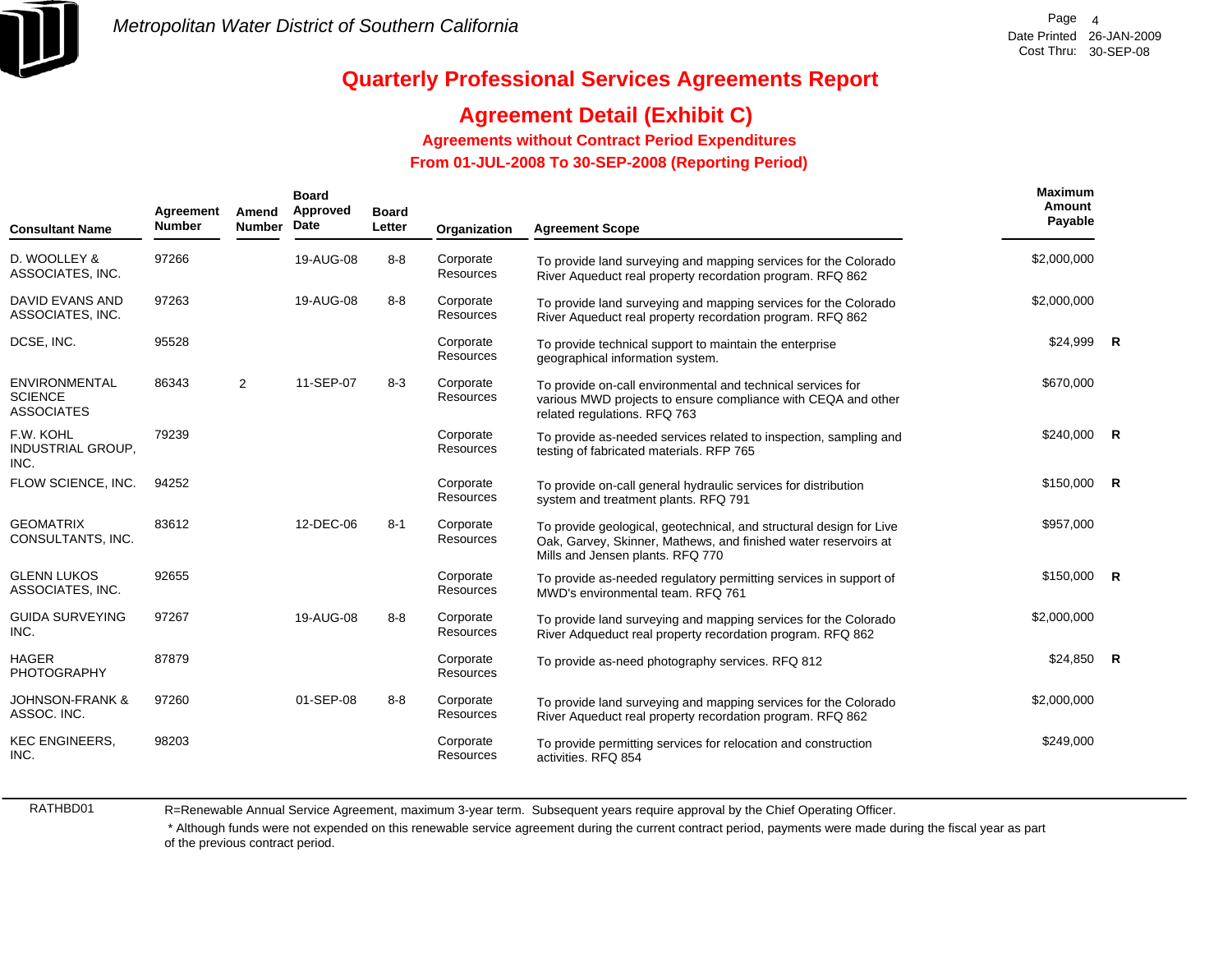# Metropolitan Water District of Southern California

Date Printed 26-JAN-2009
Cost Thru: 30-SEP-08

## Quarterly Professional Services Agreements Report

## Agreement Detail (Exhibit C)

### Agreements without Contract Period Expenditures

### From 01-JUL-2008 To 30-SEP-2008 (Reporting Period)

| Consultant Name | Agreement Number | Amend Number | Board Approved Date | Board Letter | Organization | Agreement Scope | Maximum Amount Payable | |
|---|---|---|---|---|---|---|---|---|
| D. WOOLLEY & ASSOCIATES, INC. | 97266 | | 19-AUG-08 | 8-8 | Corporate Resources | To provide land surveying and mapping services for the Colorado River Aqueduct real property recordation program. RFQ 862 | $2,000,000 | |
| DAVID EVANS AND ASSOCIATES, INC. | 97263 | | 19-AUG-08 | 8-8 | Corporate Resources | To provide land surveying and mapping services for the Colorado River Aqueduct real property recordation program. RFQ 862 | $2,000,000 | |
| DCSE, INC. | 95528 | | | | Corporate Resources | To provide technical support to maintain the enterprise geographical information system. | $24,999 | R |
| ENVIRONMENTAL SCIENCE ASSOCIATES | 86343 | 2 | 11-SEP-07 | 8-3 | Corporate Resources | To provide on-call environmental and technical services for various MWD projects to ensure compliance with CEQA and other related regulations. RFQ 763 | $670,000 | |
| F.W. KOHL INDUSTRIAL GROUP, INC. | 79239 | | | | Corporate Resources | To provide as-needed services related to inspection, sampling and testing of fabricated materials. RFP 765 | $240,000 | R |
| FLOW SCIENCE, INC. | 94252 | | | | Corporate Resources | To provide on-call general hydraulic services for distribution system and treatment plants. RFQ 791 | $150,000 | R |
| GEOMATRIX CONSULTANTS, INC. | 83612 | | 12-DEC-06 | 8-1 | Corporate Resources | To provide geological, geotechnical, and structural design for Live Oak, Garvey, Skinner, Mathews, and finished water reservoirs at Mills and Jensen plants. RFQ 770 | $957,000 | |
| GLENN LUKOS ASSOCIATES, INC. | 92655 | | | | Corporate Resources | To provide as-needed regulatory permitting services in support of MWD's environmental team. RFQ 761 | $150,000 | R |
| GUIDA SURVEYING INC. | 97267 | | 19-AUG-08 | 8-8 | Corporate Resources | To provide land surveying and mapping services for the Colorado River Adqueduct real property recordation program. RFQ 862 | $2,000,000 | |
| HAGER PHOTOGRAPHY | 87879 | | | | Corporate Resources | To provide as-need photography services. RFQ 812 | $24,850 | R |
| JOHNSON-FRANK & ASSOC. INC. | 97260 | | 01-SEP-08 | 8-8 | Corporate Resources | To provide land surveying and mapping services for the Colorado River Aqueduct real property recordation program. RFQ 862 | $2,000,000 | |
| KEC ENGINEERS, INC. | 98203 | | | | Corporate Resources | To provide permitting services for relocation and construction activities. RFQ 854 | $249,000 | |

RATHBD01

R=Renewable Annual Service Agreement, maximum 3-year term. Subsequent years require approval by the Chief Operating Officer.

* Although funds were not expended on this renewable service agreement during the current contract period, payments were made during the fiscal year as part of the previous contract period.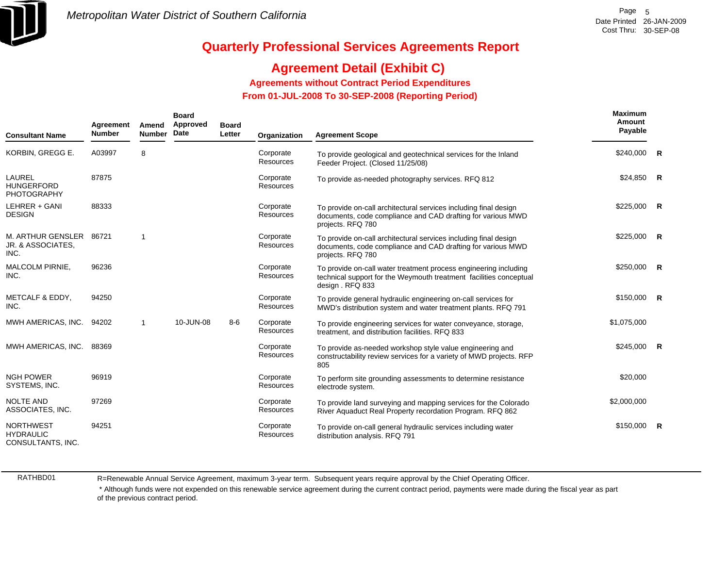Metropolitan Water District of Southern California

Date Printed 26-JAN-2009
Cost Thru: 30-SEP-08

# Quarterly Professional Services Agreements Report

## Agreement Detail (Exhibit C)

### Agreements without Contract Period Expenditures

### From 01-JUL-2008 To 30-SEP-2008 (Reporting Period)

| Consultant Name | Agreement Number | Amend Number | Board Approved Date | Board Letter | Organization | Agreement Scope | Maximum Amount Payable | |
|---|---|---|---|---|---|---|---|---|
| KORBIN, GREGG E. | A03997 | 8 | | | Corporate Resources | To provide geological and geotechnical services for the Inland Feeder Project. (Closed 11/25/08) | $240,000 | R |
| LAUREL HUNGERFORD PHOTOGRAPHY | 87875 | | | | Corporate Resources | To provide as-needed photography services. RFQ 812 | $24,850 | R |
| LEHRER + GANI DESIGN | 88333 | | | | Corporate Resources | To provide on-call architectural services including final design documents, code compliance and CAD drafting for various MWD projects. RFQ 780 | $225,000 | R |
| M. ARTHUR GENSLER JR. & ASSOCIATES, INC. | 86721 | 1 | | | Corporate Resources | To provide on-call architectural services including final design documents, code compliance and CAD drafting for various MWD projects. RFQ 780 | $225,000 | R |
| MALCOLM PIRNIE, INC. | 96236 | | | | Corporate Resources | To provide on-call water treatment process engineering including technical support for the Weymouth treatment facilities conceptual design . RFQ 833 | $250,000 | R |
| METCALF & EDDY, INC. | 94250 | | | | Corporate Resources | To provide general hydraulic engineering on-call services for MWD's distribution system and water treatment plants. RFQ 791 | $150,000 | R |
| MWH AMERICAS, INC. | 94202 | 1 | 10-JUN-08 | 8-6 | Corporate Resources | To provide engineering services for water conveyance, storage, treatment, and distribution facilities. RFQ 833 | $1,075,000 | |
| MWH AMERICAS, INC. | 88369 | | | | Corporate Resources | To provide as-needed workshop style value engineering and constructability review services for a variety of MWD projects. RFP 805 | $245,000 | R |
| NGH POWER SYSTEMS, INC. | 96919 | | | | Corporate Resources | To perform site grounding assessments to determine resistance electrode system. | $20,000 | |
| NOLTE AND ASSOCIATES, INC. | 97269 | | | | Corporate Resources | To provide land surveying and mapping services for the Colorado River Aquaduct Real Property recordation Program. RFQ 862 | $2,000,000 | |
| NORTHWEST HYDRAULIC CONSULTANTS, INC. | 94251 | | | | Corporate Resources | To provide on-call general hydraulic services including water distribution analysis. RFQ 791 | $150,000 | R |

RATHBD01

R=Renewable Annual Service Agreement, maximum 3-year term. Subsequent years require approval by the Chief Operating Officer.

* Although funds were not expended on this renewable service agreement during the current contract period, payments were made during the fiscal year as part of the previous contract period.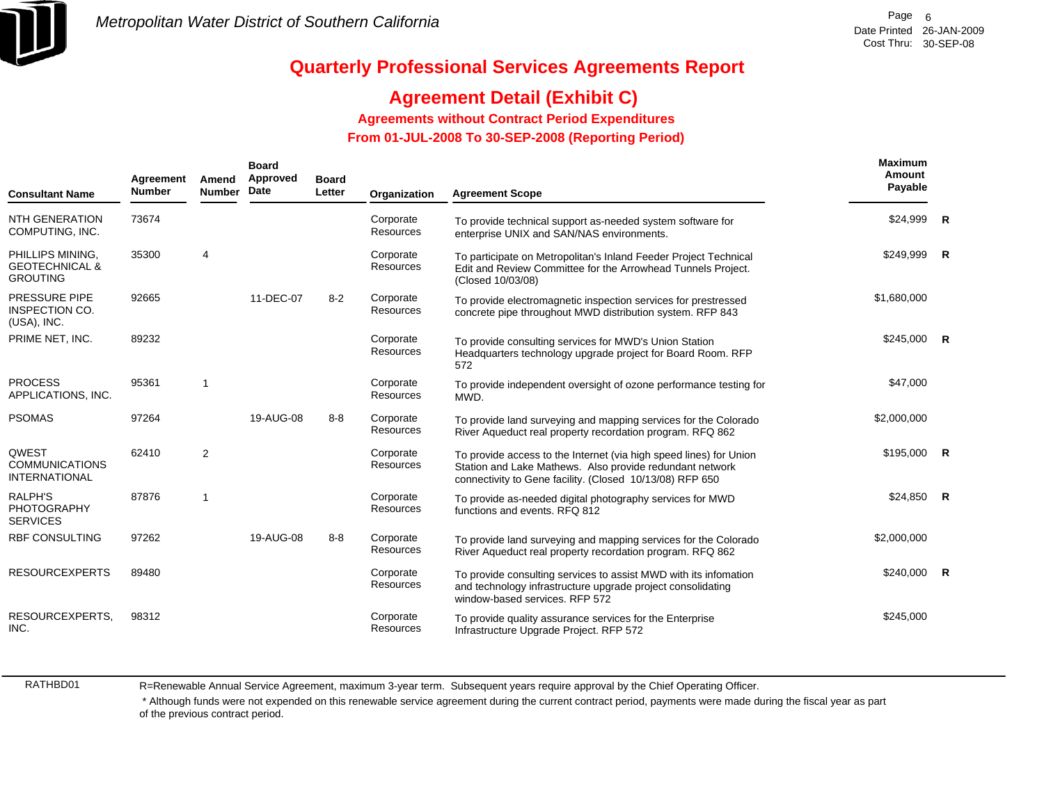Metropolitan Water District of Southern California

Page 6
Date Printed 26-JAN-2009
Cost Thru: 30-SEP-08

# Quarterly Professional Services Agreements Report

## Agreement Detail (Exhibit C)

### Agreements without Contract Period Expenditures

### From 01-JUL-2008 To 30-SEP-2008 (Reporting Period)

| Consultant Name | Agreement Number | Amend Number | Board Approved Date | Board Letter | Organization | Agreement Scope | Maximum Amount Payable | |
|---|---|---|---|---|---|---|---|---|
| NTH GENERATION COMPUTING, INC. | 73674 | | | | Corporate Resources | To provide technical support as-needed system software for enterprise UNIX and SAN/NAS environments. | $24,999 | R |
| PHILLIPS MINING, GEOTECHNICAL & GROUTING | 35300 | 4 | | | Corporate Resources | To participate on Metropolitan's Inland Feeder Project Technical Edit and Review Committee for the Arrowhead Tunnels Project. (Closed 10/03/08) | $249,999 | R |
| PRESSURE PIPE INSPECTION CO. (USA), INC. | 92665 | | 11-DEC-07 | 8-2 | Corporate Resources | To provide electromagnetic inspection services for prestressed concrete pipe throughout MWD distribution system. RFP 843 | $1,680,000 | |
| PRIME NET, INC. | 89232 | | | | Corporate Resources | To provide consulting services for MWD's Union Station Headquarters technology upgrade project for Board Room. RFP 572 | $245,000 | R |
| PROCESS APPLICATIONS, INC. | 95361 | 1 | | | Corporate Resources | To provide independent oversight of ozone performance testing for MWD. | $47,000 | |
| PSOMAS | 97264 | | 19-AUG-08 | 8-8 | Corporate Resources | To provide land surveying and mapping services for the Colorado River Aqueduct real property recordation program. RFQ 862 | $2,000,000 | |
| QWEST COMMUNICATIONS INTERNATIONAL | 62410 | 2 | | | Corporate Resources | To provide access to the Internet (via high speed lines) for Union Station and Lake Mathews. Also provide redundant network connectivity to Gene facility. (Closed 10/13/08) RFP 650 | $195,000 | R |
| RALPH'S PHOTOGRAPHY SERVICES | 87876 | 1 | | | Corporate Resources | To provide as-needed digital photography services for MWD functions and events. RFQ 812 | $24,850 | R |
| RBF CONSULTING | 97262 | | 19-AUG-08 | 8-8 | Corporate Resources | To provide land surveying and mapping services for the Colorado River Aqueduct real property recordation program. RFQ 862 | $2,000,000 | |
| RESOURCEXPERTS | 89480 | | | | Corporate Resources | To provide consulting services to assist MWD with its infomation and technology infrastructure upgrade project consolidating window-based services. RFP 572 | $240,000 | R |
| RESOURCEXPERTS, INC. | 98312 | | | | Corporate Resources | To provide quality assurance services for the Enterprise Infrastructure Upgrade Project. RFP 572 | $245,000 | |

RATHBD01

R=Renewable Annual Service Agreement, maximum 3-year term. Subsequent years require approval by the Chief Operating Officer.

* Although funds were not expended on this renewable service agreement during the current contract period, payments were made during the fiscal year as part of the previous contract period.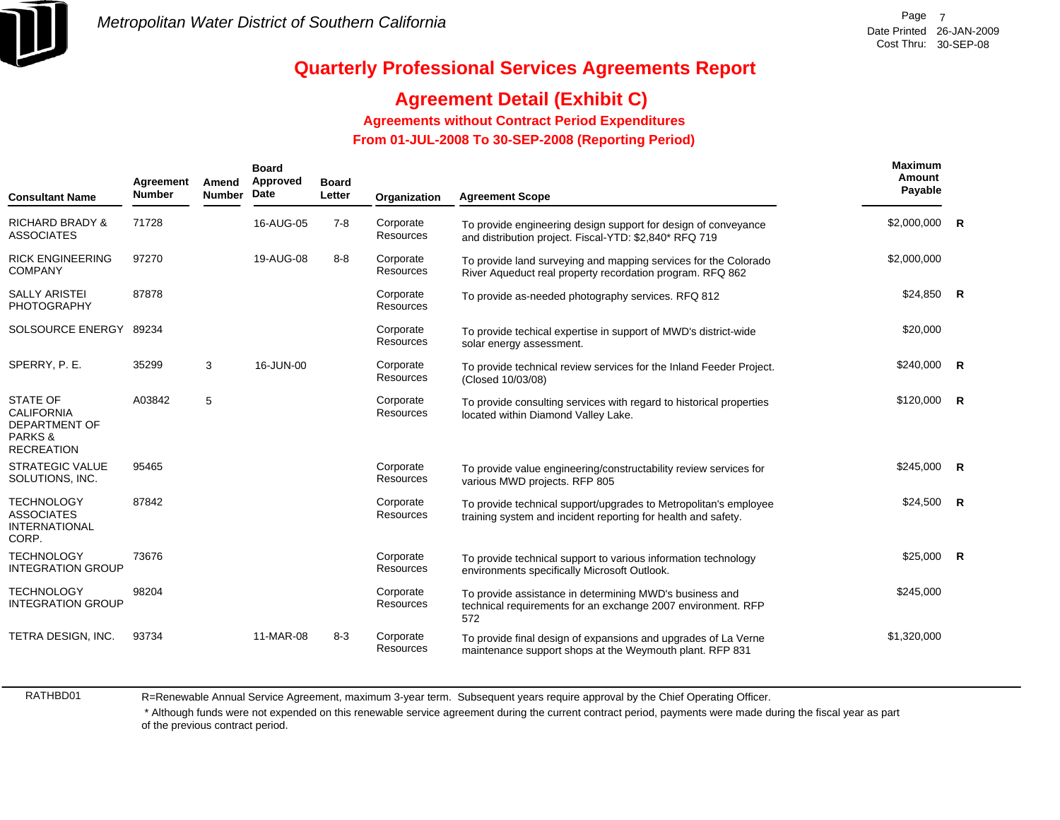# Metropolitan Water District of Southern California

Date Printed 26-JAN-2009
Cost Thru: 30-SEP-08

## Quarterly Professional Services Agreements Report

## Agreement Detail (Exhibit C)

### Agreements without Contract Period Expenditures

### From 01-JUL-2008 To 30-SEP-2008 (Reporting Period)

| Consultant Name | Agreement Number | Amend Number | Board Approved Date | Board Letter | Organization | Agreement Scope | Maximum Amount Payable | |
|---|---|---|---|---|---|---|---|---|
| RICHARD BRADY & ASSOCIATES | 71728 | | 16-AUG-05 | 7-8 | Corporate Resources | To provide engineering design support for design of conveyance and distribution project. Fiscal-YTD: $2,840* RFQ 719 | $2,000,000 | R |
| RICK ENGINEERING COMPANY | 97270 | | 19-AUG-08 | 8-8 | Corporate Resources | To provide land surveying and mapping services for the Colorado River Aqueduct real property recordation program. RFQ 862 | $2,000,000 | |
| SALLY ARISTEI PHOTOGRAPHY | 87878 | | | | Corporate Resources | To provide as-needed photography services. RFQ 812 | $24,850 | R |
| SOLSOURCE ENERGY | 89234 | | | | Corporate Resources | To provide techical expertise in support of MWD's district-wide solar energy assessment. | $20,000 | |
| SPERRY, P. E. | 35299 | 3 | 16-JUN-00 | | Corporate Resources | To provide technical review services for the Inland Feeder Project. (Closed 10/03/08) | $240,000 | R |
| STATE OF CALIFORNIA DEPARTMENT OF PARKS & RECREATION | A03842 | 5 | | | Corporate Resources | To provide consulting services with regard to historical properties located within Diamond Valley Lake. | $120,000 | R |
| STRATEGIC VALUE SOLUTIONS, INC. | 95465 | | | | Corporate Resources | To provide value engineering/constructability review services for various MWD projects. RFP 805 | $245,000 | R |
| TECHNOLOGY ASSOCIATES INTERNATIONAL CORP. | 87842 | | | | Corporate Resources | To provide technical support/upgrades to Metropolitan's employee training system and incident reporting for health and safety. | $24,500 | R |
| TECHNOLOGY INTEGRATION GROUP | 73676 | | | | Corporate Resources | To provide technical support to various information technology environments specifically Microsoft Outlook. | $25,000 | R |
| TECHNOLOGY INTEGRATION GROUP | 98204 | | | | Corporate Resources | To provide assistance in determining MWD's business and technical requirements for an exchange 2007 environment. RFP 572 | $245,000 | |
| TETRA DESIGN, INC. | 93734 | | 11-MAR-08 | 8-3 | Corporate Resources | To provide final design of expansions and upgrades of La Verne maintenance support shops at the Weymouth plant. RFP 831 | $1,320,000 | |

RATHBD01

R=Renewable Annual Service Agreement, maximum 3-year term. Subsequent years require approval by the Chief Operating Officer.

* Although funds were not expended on this renewable service agreement during the current contract period, payments were made during the fiscal year as part of the previous contract period.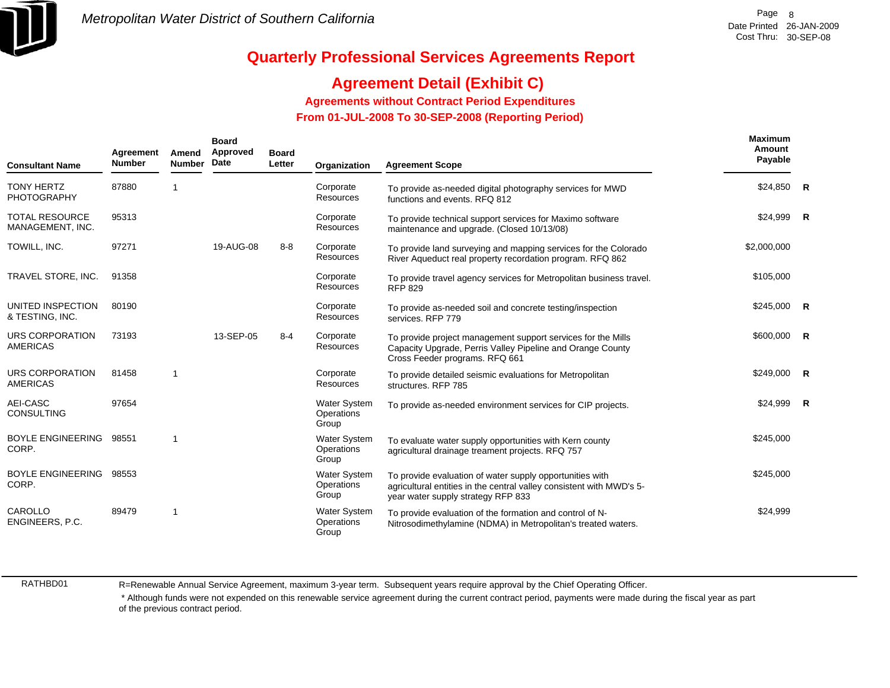Metropolitan Water District of Southern California

# Quarterly Professional Services Agreements Report

## Agreement Detail (Exhibit C)

### Agreements without Contract Period Expenditures

### From 01-JUL-2008 To 30-SEP-2008 (Reporting Period)

| Consultant Name | Agreement Number | Amend Number | Board Approved Date | Board Letter | Organization | Agreement Scope | Maximum Amount Payable | |
|---|---|---|---|---|---|---|---|---|
| TONY HERTZ PHOTOGRAPHY | 87880 | 1 | | | Corporate Resources | To provide as-needed digital photography services for MWD functions and events. RFQ 812 | $24,850 | R |
| TOTAL RESOURCE MANAGEMENT, INC. | 95313 | | | | Corporate Resources | To provide technical support services for Maximo software maintenance and upgrade. (Closed 10/13/08) | $24,999 | R |
| TOWILL, INC. | 97271 | | 19-AUG-08 | 8-8 | Corporate Resources | To provide land surveying and mapping services for the Colorado River Aqueduct real property recordation program. RFQ 862 | $2,000,000 | |
| TRAVEL STORE, INC. | 91358 | | | | Corporate Resources | To provide travel agency services for Metropolitan business travel. RFP 829 | $105,000 | |
| UNITED INSPECTION & TESTING, INC. | 80190 | | | | Corporate Resources | To provide as-needed soil and concrete testing/inspection services. RFP 779 | $245,000 | R |
| URS CORPORATION AMERICAS | 73193 | | 13-SEP-05 | 8-4 | Corporate Resources | To provide project management support services for the Mills Capacity Upgrade, Perris Valley Pipeline and Orange County Cross Feeder programs. RFQ 661 | $600,000 | R |
| URS CORPORATION AMERICAS | 81458 | 1 | | | Corporate Resources | To provide detailed seismic evaluations for Metropolitan structures. RFP 785 | $249,000 | R |
| AEI-CASC CONSULTING | 97654 | | | | Water System Operations Group | To provide as-needed environment services for CIP projects. | $24,999 | R |
| BOYLE ENGINEERING CORP. | 98551 | 1 | | | Water System Operations Group | To evaluate water supply opportunities with Kern county agricultural drainage treament projects. RFQ 757 | $245,000 | |
| BOYLE ENGINEERING CORP. | 98553 | | | | Water System Operations Group | To provide evaluation of water supply opportunities with agricultural entities in the central valley consistent with MWD's 5-year water supply strategy RFP 833 | $245,000 | |
| CAROLLO ENGINEERS, P.C. | 89479 | 1 | | | Water System Operations Group | To provide evaluation of the formation and control of N-Nitrosodimethylamine (NDMA) in Metropolitan's treated waters. | $24,999 | |

RATHBD01

R=Renewable Annual Service Agreement, maximum 3-year term. Subsequent years require approval by the Chief Operating Officer.

* Although funds were not expended on this renewable service agreement during the current contract period, payments were made during the fiscal year as part of the previous contract period.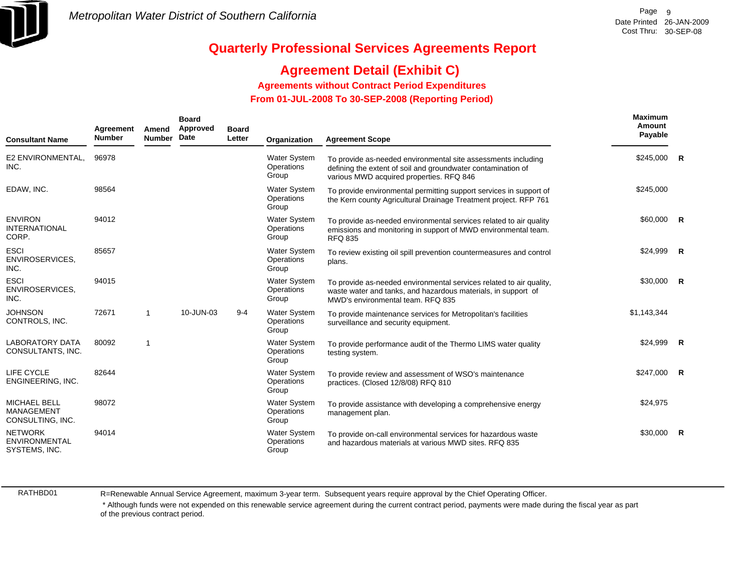Metropolitan Water District of Southern California

Date Printed 26-JAN-2009
Cost Thru: 30-SEP-08

# Quarterly Professional Services Agreements Report

## Agreement Detail (Exhibit C)

### Agreements without Contract Period Expenditures

### From 01-JUL-2008 To 30-SEP-2008 (Reporting Period)

| Consultant Name | Agreement Number | Amend Number | Board Approved Date | Board Letter | Organization | Agreement Scope | Maximum Amount Payable | |
|---|---|---|---|---|---|---|---|---|
| E2 ENVIRONMENTAL, INC. | 96978 | | | | Water System Operations Group | To provide as-needed environmental site assessments including defining the extent of soil and groundwater contamination of various MWD acquired properties. RFQ 846 | $245,000 | R |
| EDAW, INC. | 98564 | | | | Water System Operations Group | To provide environmental permitting support services in support of the Kern county Agricultural Drainage Treatment project. RFP 761 | $245,000 | |
| ENVIRON INTERNATIONAL CORP. | 94012 | | | | Water System Operations Group | To provide as-needed environmental services related to air quality emissions and monitoring in support of MWD environmental team. RFQ 835 | $60,000 | R |
| ESCI ENVIROSERVICES, INC. | 85657 | | | | Water System Operations Group | To review existing oil spill prevention countermeasures and control plans. | $24,999 | R |
| ESCI ENVIROSERVICES, INC. | 94015 | | | | Water System Operations Group | To provide as-needed environmental services related to air quality, waste water and tanks, and hazardous materials, in support of MWD's environmental team. RFQ 835 | $30,000 | R |
| JOHNSON CONTROLS, INC. | 72671 | 1 | 10-JUN-03 | 9-4 | Water System Operations Group | To provide maintenance services for Metropolitan's facilities surveillance and security equipment. | $1,143,344 | |
| LABORATORY DATA CONSULTANTS, INC. | 80092 | 1 | | | Water System Operations Group | To provide performance audit of the Thermo LIMS water quality testing system. | $24,999 | R |
| LIFE CYCLE ENGINEERING, INC. | 82644 | | | | Water System Operations Group | To provide review and assessment of WSO's maintenance practices. (Closed 12/8/08) RFQ 810 | $247,000 | R |
| MICHAEL BELL MANAGEMENT CONSULTING, INC. | 98072 | | | | Water System Operations Group | To provide assistance with developing a comprehensive energy management plan. | $24,975 | |
| NETWORK ENVIRONMENTAL SYSTEMS, INC. | 94014 | | | | Water System Operations Group | To provide on-call environmental services for hazardous waste and hazardous materials at various MWD sites. RFQ 835 | $30,000 | R |

RATHBD01

R=Renewable Annual Service Agreement, maximum 3-year term. Subsequent years require approval by the Chief Operating Officer.

* Although funds were not expended on this renewable service agreement during the current contract period, payments were made during the fiscal year as part of the previous contract period.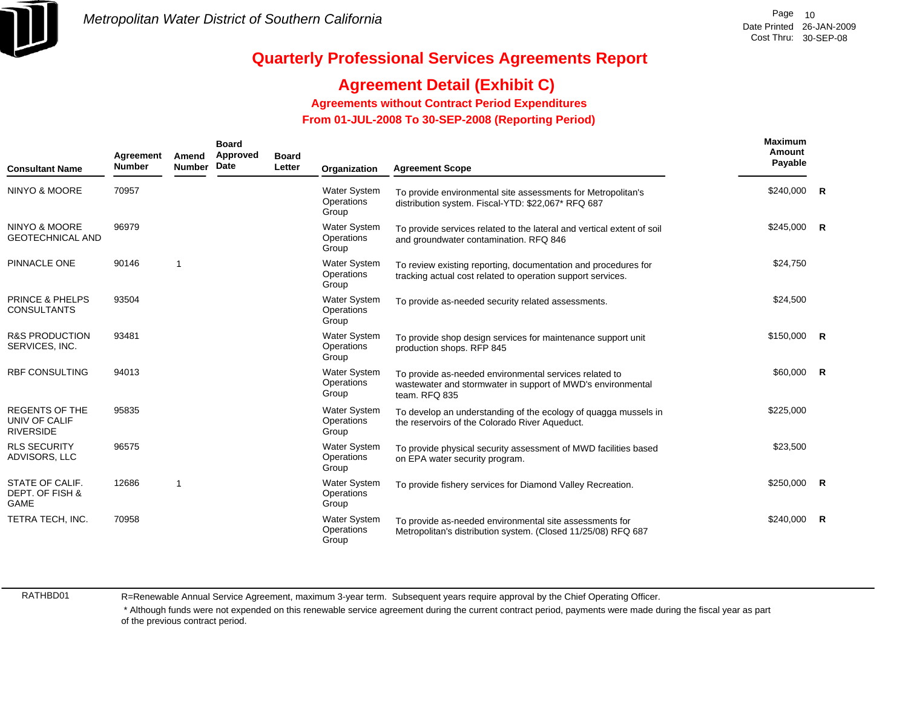Metropolitan Water District of Southern California

# Quarterly Professional Services Agreements Report

## Agreement Detail (Exhibit C)

### Agreements without Contract Period Expenditures

### From 01-JUL-2008 To 30-SEP-2008 (Reporting Period)

Date Printed 26-JAN-2009
Cost Thru: 30-SEP-08

| Consultant Name | Agreement Number | Amend Number | Board Approved Date | Board Letter | Organization | Agreement Scope | Maximum Amount Payable | |
|---|---|---|---|---|---|---|---|---|
| NINYO & MOORE | 70957 | | | | Water System Operations Group | To provide environmental site assessments for Metropolitan's distribution system. Fiscal-YTD: $22,067* RFQ 687 | $240,000 | R |
| NINYO & MOORE GEOTECHNICAL AND | 96979 | | | | Water System Operations Group | To provide services related to the lateral and vertical extent of soil and groundwater contamination. RFQ 846 | $245,000 | R |
| PINNACLE ONE | 90146 | 1 | | | Water System Operations Group | To review existing reporting, documentation and procedures for tracking actual cost related to operation support services. | $24,750 | |
| PRINCE & PHELPS CONSULTANTS | 93504 | | | | Water System Operations Group | To provide as-needed security related assessments. | $24,500 | |
| R&S PRODUCTION SERVICES, INC. | 93481 | | | | Water System Operations Group | To provide shop design services for maintenance support unit production shops. RFP 845 | $150,000 | R |
| RBF CONSULTING | 94013 | | | | Water System Operations Group | To provide as-needed environmental services related to wastewater and stormwater in support of MWD's environmental team. RFQ 835 | $60,000 | R |
| REGENTS OF THE UNIV OF CALIF RIVERSIDE | 95835 | | | | Water System Operations Group | To develop an understanding of the ecology of quagga mussels in the reservoirs of the Colorado River Aqueduct. | $225,000 | |
| RLS SECURITY ADVISORS, LLC | 96575 | | | | Water System Operations Group | To provide physical security assessment of MWD facilities based on EPA water security program. | $23,500 | |
| STATE OF CALIF. DEPT. OF FISH & GAME | 12686 | 1 | | | Water System Operations Group | To provide fishery services for Diamond Valley Recreation. | $250,000 | R |
| TETRA TECH, INC. | 70958 | | | | Water System Operations Group | To provide as-needed environmental site assessments for Metropolitan's distribution system. (Closed 11/25/08) RFQ 687 | $240,000 | R |

RATHBD01

R=Renewable Annual Service Agreement, maximum 3-year term. Subsequent years require approval by the Chief Operating Officer.

* Although funds were not expended on this renewable service agreement during the current contract period, payments were made during the fiscal year as part of the previous contract period.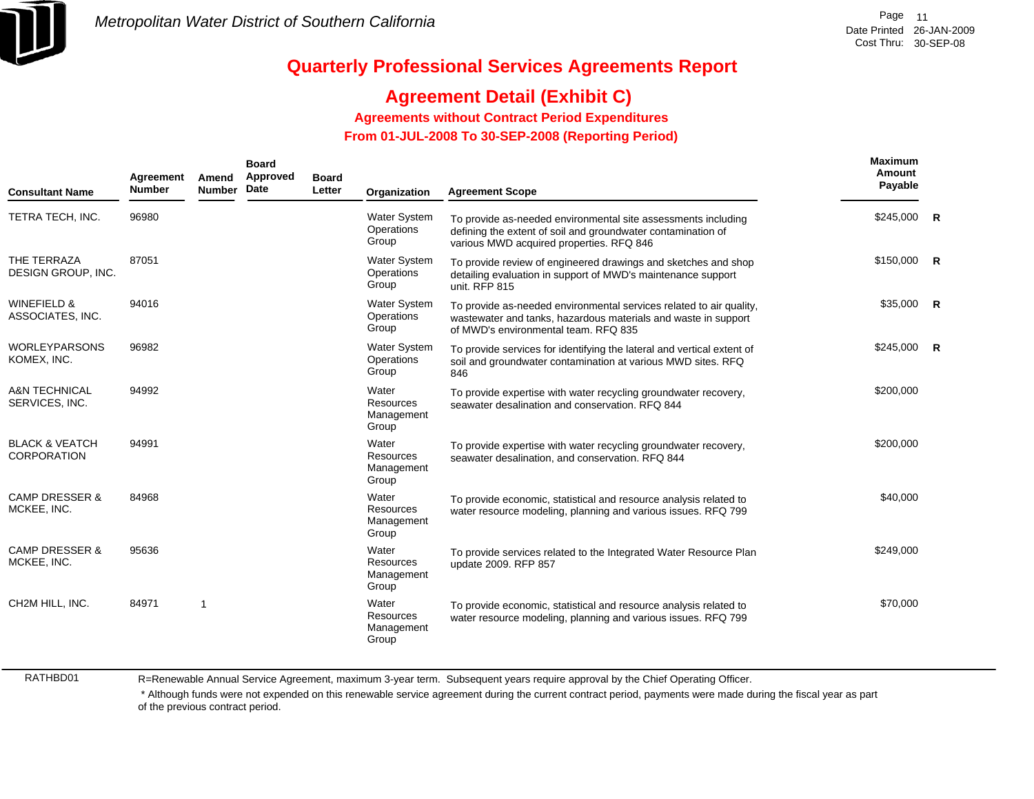Metropolitan Water District of Southern California

# Quarterly Professional Services Agreements Report

## Agreement Detail (Exhibit C)

### Agreements without Contract Period Expenditures

### From 01-JUL-2008 To 30-SEP-2008 (Reporting Period)

| Consultant Name | Agreement Number | Amend Number | Board Approved Date | Board Letter | Organization | Agreement Scope | Maximum Amount Payable | |
|---|---|---|---|---|---|---|---|---|
| TETRA TECH, INC. | 96980 | | | | Water System Operations Group | To provide as-needed environmental site assessments including defining the extent of soil and groundwater contamination of various MWD acquired properties. RFQ 846 | $245,000 | R |
| THE TERRAZA DESIGN GROUP, INC. | 87051 | | | | Water System Operations Group | To provide review of engineered drawings and sketches and shop detailing evaluation in support of MWD's maintenance support unit. RFP 815 | $150,000 | R |
| WINEFIELD & ASSOCIATES, INC. | 94016 | | | | Water System Operations Group | To provide as-needed environmental services related to air quality, wastewater and tanks, hazardous materials and waste in support of MWD's environmental team. RFQ 835 | $35,000 | R |
| WORLEYPARSONS KOMEX, INC. | 96982 | | | | Water System Operations Group | To provide services for identifying the lateral and vertical extent of soil and groundwater contamination at various MWD sites. RFQ 846 | $245,000 | R |
| A&N TECHNICAL SERVICES, INC. | 94992 | | | | Water Resources Management Group | To provide expertise with water recycling groundwater recovery, seawater desalination and conservation. RFQ 844 | $200,000 | |
| BLACK & VEATCH CORPORATION | 94991 | | | | Water Resources Management Group | To provide expertise with water recycling groundwater recovery, seawater desalination, and conservation. RFQ 844 | $200,000 | |
| CAMP DRESSER & MCKEE, INC. | 84968 | | | | Water Resources Management Group | To provide economic, statistical and resource analysis related to water resource modeling, planning and various issues. RFQ 799 | $40,000 | |
| CAMP DRESSER & MCKEE, INC. | 95636 | | | | Water Resources Management Group | To provide services related to the Integrated Water Resource Plan update 2009. RFP 857 | $249,000 | |
| CH2M HILL, INC. | 84971 | 1 | | | Water Resources Management Group | To provide economic, statistical and resource analysis related to water resource modeling, planning and various issues. RFQ 799 | $70,000 | |

RATHBD01

R=Renewable Annual Service Agreement, maximum 3-year term. Subsequent years require approval by the Chief Operating Officer.

* Although funds were not expended on this renewable service agreement during the current contract period, payments were made during the fiscal year as part of the previous contract period.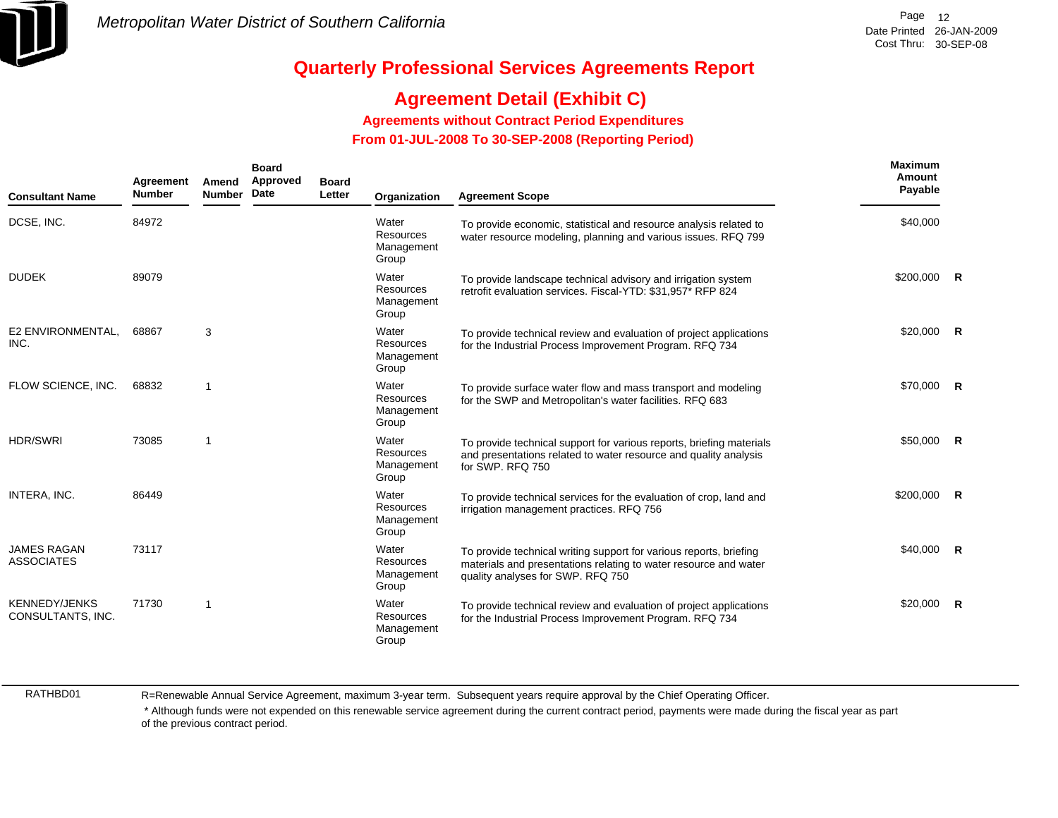Metropolitan Water District of Southern California

# Quarterly Professional Services Agreements Report

## Agreement Detail (Exhibit C)

### Agreements without Contract Period Expenditures

### From 01-JUL-2008 To 30-SEP-2008 (Reporting Period)

| Consultant Name | Agreement Number | Amend Number | Board Approved Date | Board Letter | Organization | Agreement Scope | Maximum Amount Payable | |
|---|---|---|---|---|---|---|---|---|
| DCSE, INC. | 84972 | | | | Water Resources Management Group | To provide economic, statistical and resource analysis related to water resource modeling, planning and various issues. RFQ 799 | $40,000 | |
| DUDEK | 89079 | | | | Water Resources Management Group | To provide landscape technical advisory and irrigation system retrofit evaluation services. Fiscal-YTD: $31,957* RFP 824 | $200,000 | R |
| E2 ENVIRONMENTAL, INC. | 68867 | 3 | | | Water Resources Management Group | To provide technical review and evaluation of project applications for the Industrial Process Improvement Program. RFQ 734 | $20,000 | R |
| FLOW SCIENCE, INC. | 68832 | 1 | | | Water Resources Management Group | To provide surface water flow and mass transport and modeling for the SWP and Metropolitan's water facilities. RFQ 683 | $70,000 | R |
| HDR/SWRI | 73085 | 1 | | | Water Resources Management Group | To provide technical support for various reports, briefing materials and presentations related to water resource and quality analysis for SWP. RFQ 750 | $50,000 | R |
| INTERA, INC. | 86449 | | | | Water Resources Management Group | To provide technical services for the evaluation of crop, land and irrigation management practices. RFQ 756 | $200,000 | R |
| JAMES RAGAN ASSOCIATES | 73117 | | | | Water Resources Management Group | To provide technical writing support for various reports, briefing materials and presentations relating to water resource and water quality analyses for SWP. RFQ 750 | $40,000 | R |
| KENNEDY/JENKS CONSULTANTS, INC. | 71730 | 1 | | | Water Resources Management Group | To provide technical review and evaluation of project applications for the Industrial Process Improvement Program. RFQ 734 | $20,000 | R |

R=Renewable Annual Service Agreement, maximum 3-year term. Subsequent years require approval by the Chief Operating Officer.

* Although funds were not expended on this renewable service agreement during the current contract period, payments were made during the fiscal year as part of the previous contract period.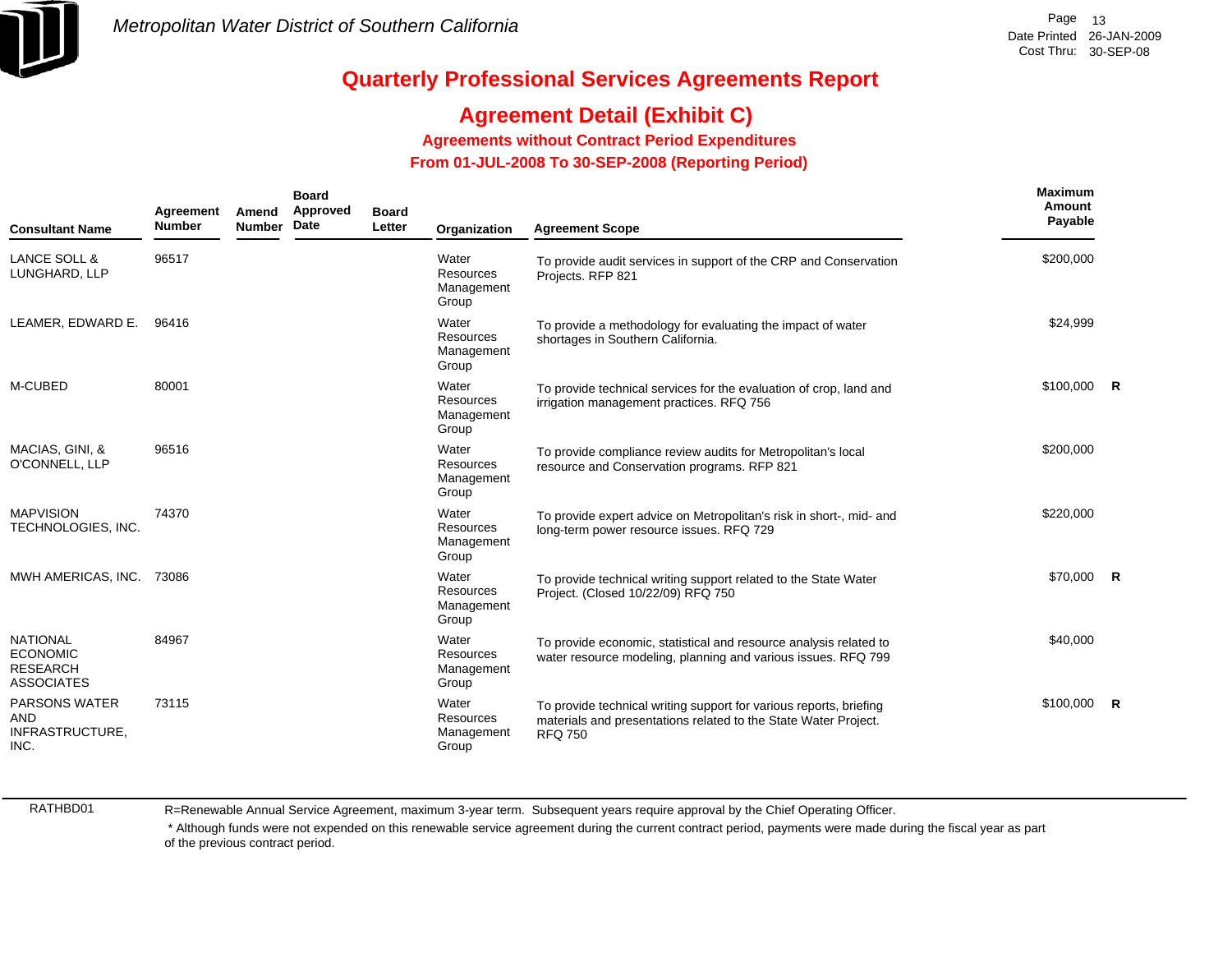Metropolitan Water District of Southern California

Date Printed 26-JAN-2009
Cost Thru: 30-SEP-08

# Quarterly Professional Services Agreements Report

## Agreement Detail (Exhibit C)

### Agreements without Contract Period Expenditures

### From 01-JUL-2008 To 30-SEP-2008 (Reporting Period)

| Consultant Name | Agreement Number | Amend Number | Board Approved Date | Board Letter | Organization | Agreement Scope | Maximum Amount Payable | |
|---|---|---|---|---|---|---|---|---|
| LANCE SOLL & LUNGHARD, LLP | 96517 | | | | Water Resources Management Group | To provide audit services in support of the CRP and Conservation Projects. RFP 821 | $200,000 | |
| LEAMER, EDWARD E. | 96416 | | | | Water Resources Management Group | To provide a methodology for evaluating the impact of water shortages in Southern California. | $24,999 | |
| M-CUBED | 80001 | | | | Water Resources Management Group | To provide technical services for the evaluation of crop, land and irrigation management practices. RFQ 756 | $100,000 | R |
| MACIAS, GINI, & O'CONNELL, LLP | 96516 | | | | Water Resources Management Group | To provide compliance review audits for Metropolitan's local resource and Conservation programs. RFP 821 | $200,000 | |
| MAPVISION TECHNOLOGIES, INC. | 74370 | | | | Water Resources Management Group | To provide expert advice on Metropolitan's risk in short-, mid- and long-term power resource issues. RFQ 729 | $220,000 | |
| MWH AMERICAS, INC. | 73086 | | | | Water Resources Management Group | To provide technical writing support related to the State Water Project. (Closed 10/22/09) RFQ 750 | $70,000 | R |
| NATIONAL ECONOMIC RESEARCH ASSOCIATES | 84967 | | | | Water Resources Management Group | To provide economic, statistical and resource analysis related to water resource modeling, planning and various issues. RFQ 799 | $40,000 | |
| PARSONS WATER AND INFRASTRUCTURE, INC. | 73115 | | | | Water Resources Management Group | To provide technical writing support for various reports, briefing materials and presentations related to the State Water Project. RFQ 750 | $100,000 | R |

RATHBD01

R=Renewable Annual Service Agreement, maximum 3-year term. Subsequent years require approval by the Chief Operating Officer.

* Although funds were not expended on this renewable service agreement during the current contract period, payments were made during the fiscal year as part of the previous contract period.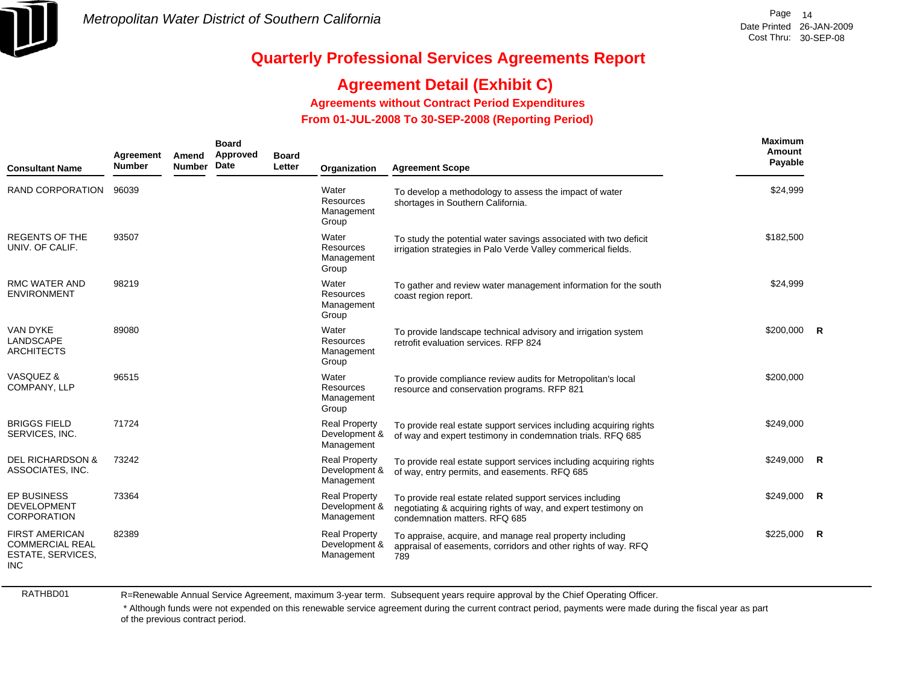Metropolitan Water District of Southern California

# Quarterly Professional Services Agreements Report

## Agreement Detail (Exhibit C)

### Agreements without Contract Period Expenditures

### From 01-JUL-2008 To 30-SEP-2008 (Reporting Period)

| Consultant Name | Agreement Number | Amend Number | Board Approved Date | Board Letter | Organization | Agreement Scope | Maximum Amount Payable | |
|---|---|---|---|---|---|---|---|---|
| RAND CORPORATION | 96039 | | | | Water Resources Management Group | To develop a methodology to assess the impact of water shortages in Southern California. | $24,999 | |
| REGENTS OF THE UNIV. OF CALIF. | 93507 | | | | Water Resources Management Group | To study the potential water savings associated with two deficit irrigation strategies in Palo Verde Valley commerical fields. | $182,500 | |
| RMC WATER AND ENVIRONMENT | 98219 | | | | Water Resources Management Group | To gather and review water management information for the south coast region report. | $24,999 | |
| VAN DYKE LANDSCAPE ARCHITECTS | 89080 | | | | Water Resources Management Group | To provide landscape technical advisory and irrigation system retrofit evaluation services. RFP 824 | $200,000 | R |
| VASQUEZ & COMPANY, LLP | 96515 | | | | Water Resources Management Group | To provide compliance review audits for Metropolitan's local resource and conservation programs. RFP 821 | $200,000 | |
| BRIGGS FIELD SERVICES, INC. | 71724 | | | | Real Property Development & Management | To provide real estate support services including acquiring rights of way and expert testimony in condemnation trials. RFQ 685 | $249,000 | |
| DEL RICHARDSON & ASSOCIATES, INC. | 73242 | | | | Real Property Development & Management | To provide real estate support services including acquiring rights of way, entry permits, and easements. RFQ 685 | $249,000 | R |
| EP BUSINESS DEVELOPMENT CORPORATION | 73364 | | | | Real Property Development & Management | To provide real estate related support services including negotiating & acquiring rights of way, and expert testimony on condemnation matters. RFQ 685 | $249,000 | R |
| FIRST AMERICAN COMMERCIAL REAL ESTATE, SERVICES, INC | 82389 | | | | Real Property Development & Management | To appraise, acquire, and manage real property including appraisal of easements, corridors and other rights of way. RFQ 789 | $225,000 | R |

RATHBD01

R=Renewable Annual Service Agreement, maximum 3-year term. Subsequent years require approval by the Chief Operating Officer.

* Although funds were not expended on this renewable service agreement during the current contract period, payments were made during the fiscal year as part of the previous contract period.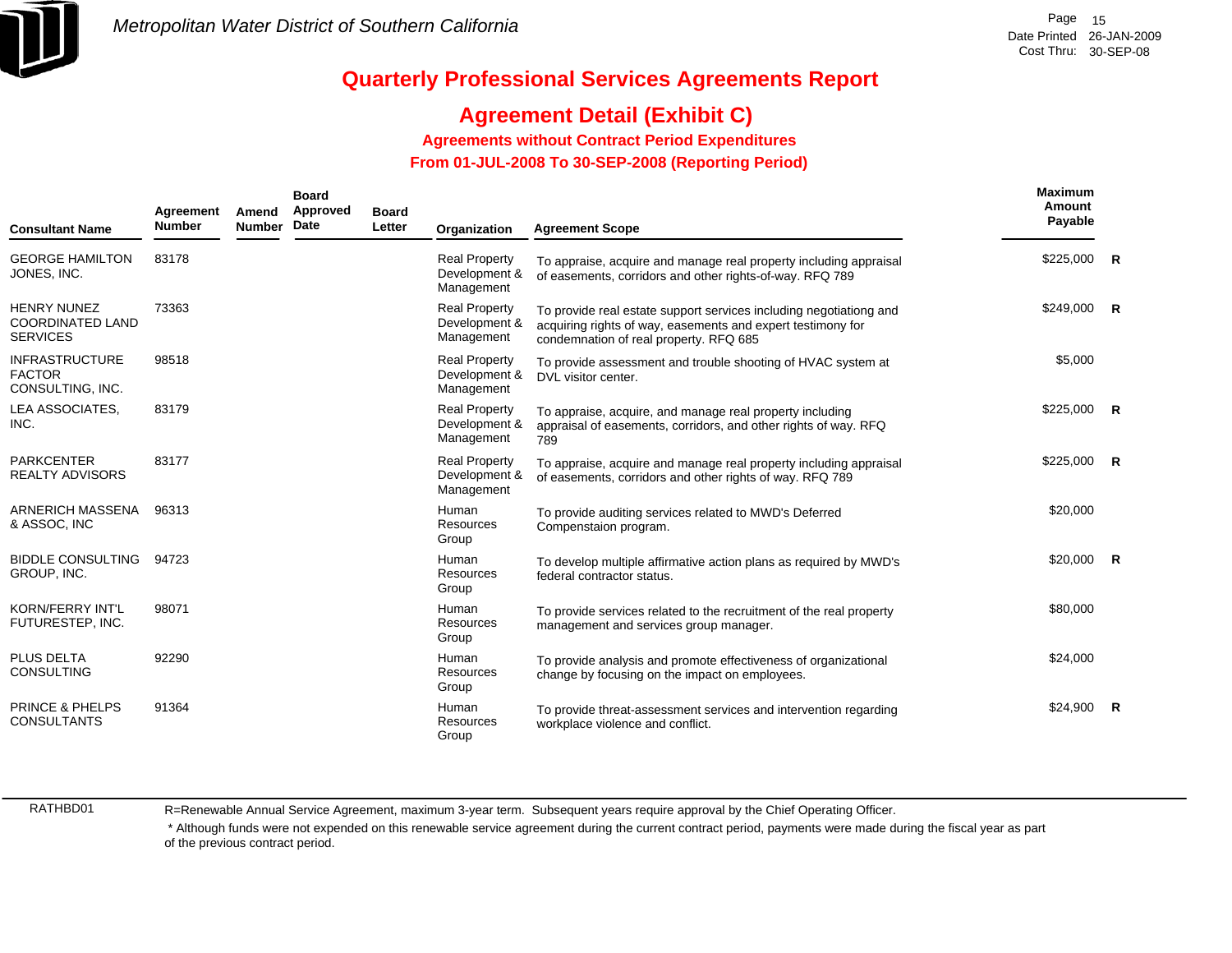Metropolitan Water District of Southern California

Date Printed 26-JAN-2009
Cost Thru: 30-SEP-08

# Quarterly Professional Services Agreements Report

## Agreement Detail (Exhibit C)

### Agreements without Contract Period Expenditures

### From 01-JUL-2008 To 30-SEP-2008 (Reporting Period)

| Consultant Name | Agreement Number | Amend Number | Board Approved Date | Board Letter | Organization | Agreement Scope | Maximum Amount Payable | |
|---|---|---|---|---|---|---|---|---|
| GEORGE HAMILTON JONES, INC. | 83178 | | | | Real Property Development & Management | To appraise, acquire and manage real property including appraisal of easements, corridors and other rights-of-way. RFQ 789 | $225,000 | R |
| HENRY NUNEZ COORDINATED LAND SERVICES | 73363 | | | | Real Property Development & Management | To provide real estate support services including negotiationg and acquiring rights of way, easements and expert testimony for condemnation of real property. RFQ 685 | $249,000 | R |
| INFRASTRUCTURE FACTOR CONSULTING, INC. | 98518 | | | | Real Property Development & Management | To provide assessment and trouble shooting of HVAC system at DVL visitor center. | $5,000 | |
| LEA ASSOCIATES, INC. | 83179 | | | | Real Property Development & Management | To appraise, acquire, and manage real property including appraisal of easements, corridors, and other rights of way. RFQ 789 | $225,000 | R |
| PARKCENTER REALTY ADVISORS | 83177 | | | | Real Property Development & Management | To appraise, acquire and manage real property including appraisal of easements, corridors and other rights of way. RFQ 789 | $225,000 | R |
| ARNERICH MASSENA & ASSOC, INC | 96313 | | | | Human Resources Group | To provide auditing services related to MWD's Deferred Compenstaion program. | $20,000 | |
| BIDDLE CONSULTING GROUP, INC. | 94723 | | | | Human Resources Group | To develop multiple affirmative action plans as required by MWD's federal contractor status. | $20,000 | R |
| KORN/FERRY INT'L FUTURESTEP, INC. | 98071 | | | | Human Resources Group | To provide services related to the recruitment of the real property management and services group manager. | $80,000 | |
| PLUS DELTA CONSULTING | 92290 | | | | Human Resources Group | To provide analysis and promote effectiveness of organizational change by focusing on the impact on employees. | $24,000 | |
| PRINCE & PHELPS CONSULTANTS | 91364 | | | | Human Resources Group | To provide threat-assessment services and intervention regarding workplace violence and conflict. | $24,900 | R |

RATHBD01

R=Renewable Annual Service Agreement, maximum 3-year term. Subsequent years require approval by the Chief Operating Officer.

* Although funds were not expended on this renewable service agreement during the current contract period, payments were made during the fiscal year as part of the previous contract period.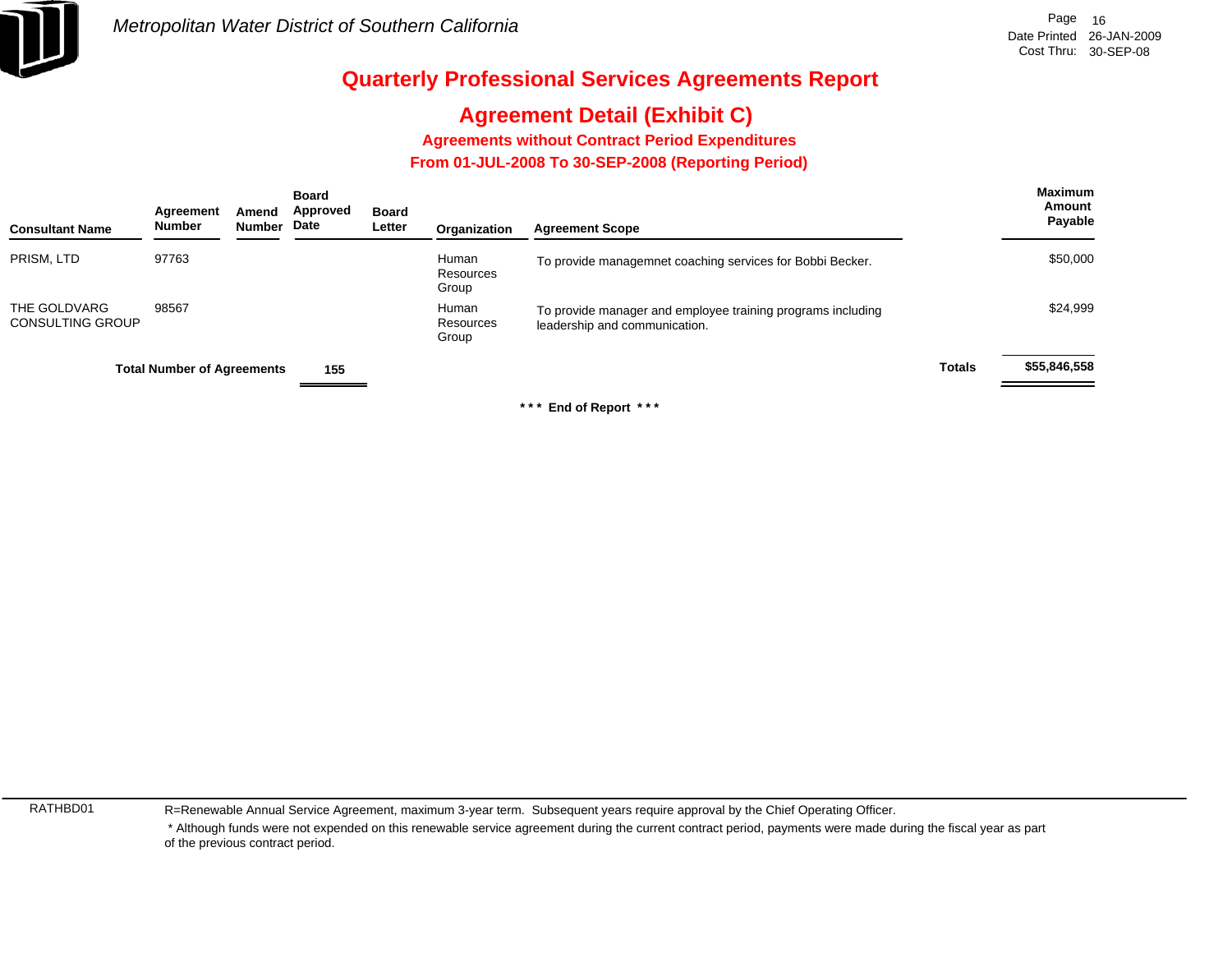# Quarterly Professional Services Agreements Report

## Agreement Detail (Exhibit C)

### Agreements without Contract Period Expenditures

### From 01-JUL-2008 To 30-SEP-2008 (Reporting Period)

| Consultant Name | Agreement Number | Amend Number | Board Approved Date | Board Letter | Organization | Agreement Scope | | Maximum Amount Payable |
|---|---|---|---|---|---|---|---|---|
| PRISM, LTD | 97763 | | | | Human Resources Group | To provide managemnet coaching services for Bobbi Becker. | | $50,000 |
| THE GOLDVARG CONSULTING GROUP | 98567 | | | | Human Resources Group | To provide manager and employee training programs including leadership and communication. | | $24,999 |
| **Total Number of Agreements** | | | **155** | | | | **Totals** | **$55,846,558** |

*** End of Report ***

RATHBD01

R=Renewable Annual Service Agreement, maximum 3-year term. Subsequent years require approval by the Chief Operating Officer.

* Although funds were not expended on this renewable service agreement during the current contract period, payments were made during the fiscal year as part of the previous contract period.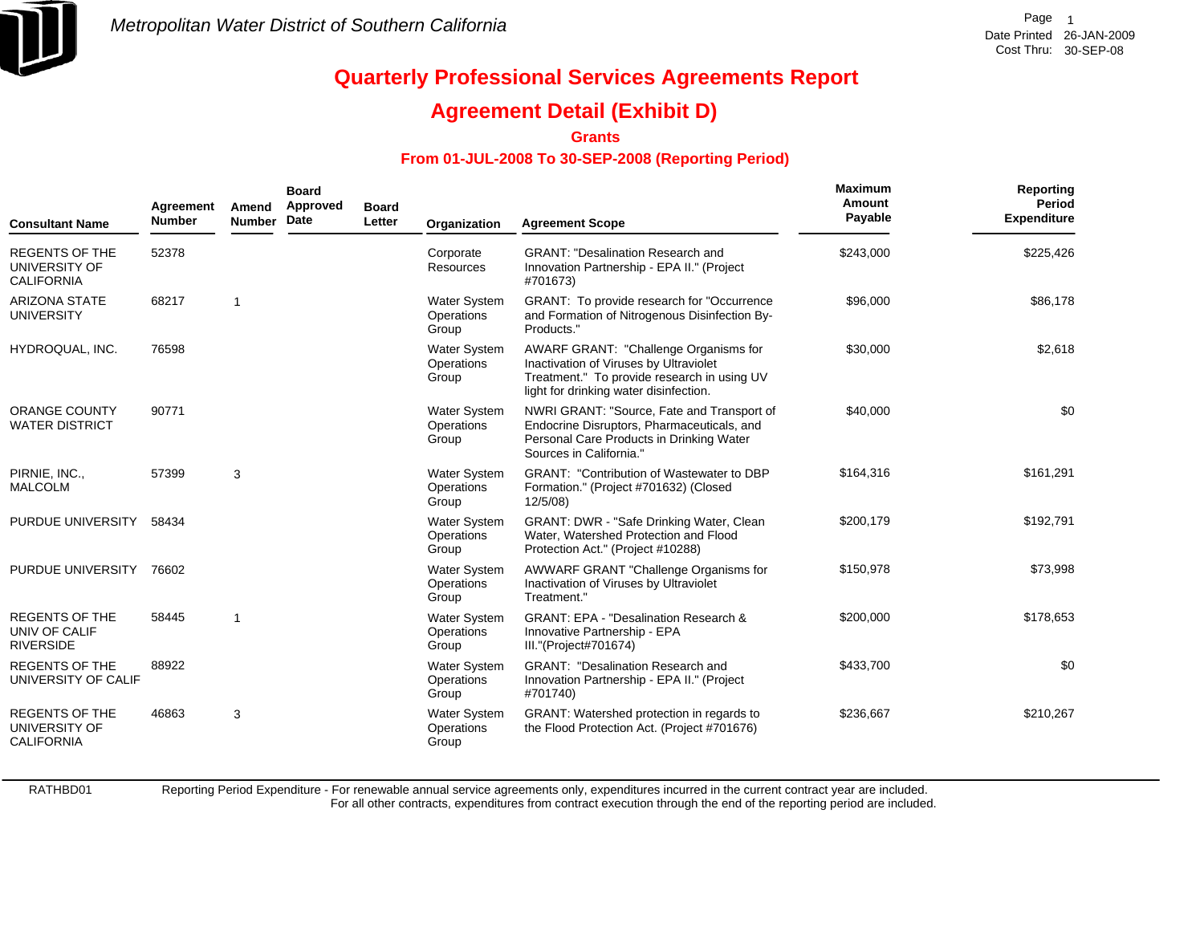Metropolitan Water District of Southern California

# Quarterly Professional Services Agreements Report

## Agreement Detail (Exhibit D)

### Grants

### From 01-JUL-2008 To 30-SEP-2008 (Reporting Period)

Date Printed 26-JAN-2009
Cost Thru: 30-SEP-08

| Consultant Name | Agreement Number | Amend Number | Board Approved Date | Board Letter | Organization | Agreement Scope | Maximum Amount Payable | Reporting Period Expenditure |
|---|---|---|---|---|---|---|---|---|
| REGENTS OF THE UNIVERSITY OF CALIFORNIA | 52378 | | | | Corporate Resources | GRANT: "Desalination Research and Innovation Partnership - EPA II." (Project #701673) | $243,000 | $225,426 |
| ARIZONA STATE UNIVERSITY | 68217 | 1 | | | Water System Operations Group | GRANT: To provide research for "Occurrence and Formation of Nitrogenous Disinfection By-Products." | $96,000 | $86,178 |
| HYDROQUAL, INC. | 76598 | | | | Water System Operations Group | AWARF GRANT: "Challenge Organisms for Inactivation of Viruses by Ultraviolet Treatment." To provide research in using UV light for drinking water disinfection. | $30,000 | $2,618 |
| ORANGE COUNTY WATER DISTRICT | 90771 | | | | Water System Operations Group | NWRI GRANT: "Source, Fate and Transport of Endocrine Disruptors, Pharmaceuticals, and Personal Care Products in Drinking Water Sources in California." | $40,000 | $0 |
| PIRNIE, INC., MALCOLM | 57399 | 3 | | | Water System Operations Group | GRANT: "Contribution of Wastewater to DBP Formation." (Project #701632) (Closed 12/5/08) | $164,316 | $161,291 |
| PURDUE UNIVERSITY | 58434 | | | | Water System Operations Group | GRANT: DWR - "Safe Drinking Water, Clean Water, Watershed Protection and Flood Protection Act." (Project #10288) | $200,179 | $192,791 |
| PURDUE UNIVERSITY | 76602 | | | | Water System Operations Group | AWWARF GRANT "Challenge Organisms for Inactivation of Viruses by Ultraviolet Treatment." | $150,978 | $73,998 |
| REGENTS OF THE UNIV OF CALIF RIVERSIDE | 58445 | 1 | | | Water System Operations Group | GRANT: EPA - "Desalination Research & Innovative Partnership - EPA III."(Project#701674) | $200,000 | $178,653 |
| REGENTS OF THE UNIVERSITY OF CALIF | 88922 | | | | Water System Operations Group | GRANT: "Desalination Research and Innovation Partnership - EPA II." (Project #701740) | $433,700 | $0 |
| REGENTS OF THE UNIVERSITY OF CALIFORNIA | 46863 | 3 | | | Water System Operations Group | GRANT: Watershed protection in regards to the Flood Protection Act. (Project #701676) | $236,667 | $210,267 |

RATHBD01

Reporting Period Expenditure - For renewable annual service agreements only, expenditures incurred in the current contract year are included.
For all other contracts, expenditures from contract execution through the end of the reporting period are included.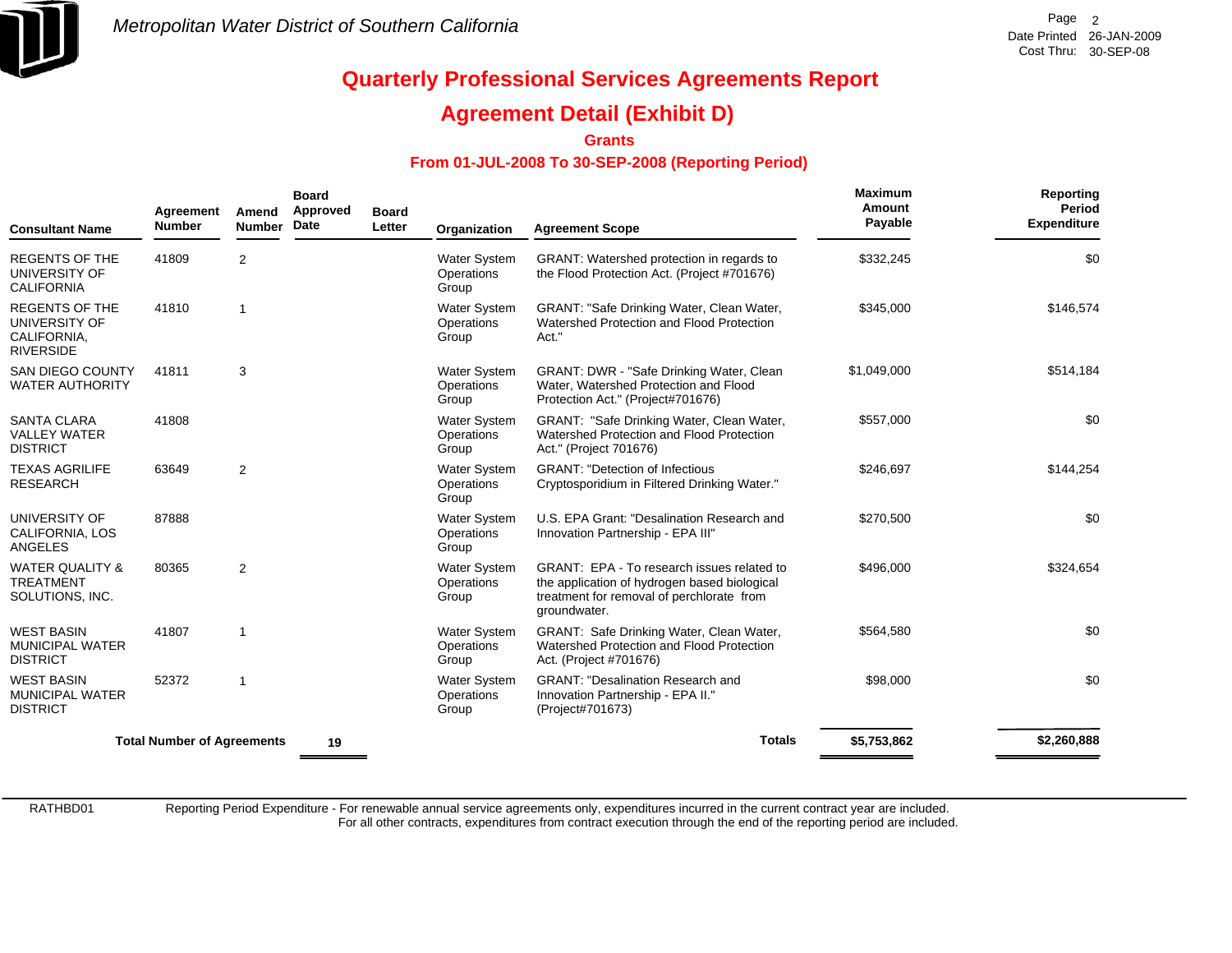*Metropolitan Water District of Southern California*

Date Printed 26-JAN-2009
Cost Thru: 30-SEP-08

# Quarterly Professional Services Agreements Report

## Agreement Detail (Exhibit D)

### Grants

### From 01-JUL-2008 To 30-SEP-2008 (Reporting Period)

| Consultant Name | Agreement Number | Amend Number | Board Approved Date | Board Letter | Organization | Agreement Scope | Maximum Amount Payable | Reporting Period Expenditure |
|---|---|---|---|---|---|---|---|---|
| REGENTS OF THE UNIVERSITY OF CALIFORNIA | 41809 | 2 | | | Water System Operations Group | GRANT: Watershed protection in regards to the Flood Protection Act. (Project #701676) | $332,245 | $0 |
| REGENTS OF THE UNIVERSITY OF CALIFORNIA, RIVERSIDE | 41810 | 1 | | | Water System Operations Group | GRANT: "Safe Drinking Water, Clean Water, Watershed Protection and Flood Protection Act." | $345,000 | $146,574 |
| SAN DIEGO COUNTY WATER AUTHORITY | 41811 | 3 | | | Water System Operations Group | GRANT: DWR - "Safe Drinking Water, Clean Water, Watershed Protection and Flood Protection Act." (Project#701676) | $1,049,000 | $514,184 |
| SANTA CLARA VALLEY WATER DISTRICT | 41808 | | | | Water System Operations Group | GRANT: "Safe Drinking Water, Clean Water, Watershed Protection and Flood Protection Act." (Project 701676) | $557,000 | $0 |
| TEXAS AGRILIFE RESEARCH | 63649 | 2 | | | Water System Operations Group | GRANT: "Detection of Infectious Cryptosporidium in Filtered Drinking Water." | $246,697 | $144,254 |
| UNIVERSITY OF CALIFORNIA, LOS ANGELES | 87888 | | | | Water System Operations Group | U.S. EPA Grant: "Desalination Research and Innovation Partnership - EPA III" | $270,500 | $0 |
| WATER QUALITY & TREATMENT SOLUTIONS, INC. | 80365 | 2 | | | Water System Operations Group | GRANT: EPA - To research issues related to the application of hydrogen based biological treatment for removal of perchlorate from groundwater. | $496,000 | $324,654 |
| WEST BASIN MUNICIPAL WATER DISTRICT | 41807 | 1 | | | Water System Operations Group | GRANT: Safe Drinking Water, Clean Water, Watershed Protection and Flood Protection Act. (Project #701676) | $564,580 | $0 |
| WEST BASIN MUNICIPAL WATER DISTRICT | 52372 | 1 | | | Water System Operations Group | GRANT: "Desalination Research and Innovation Partnership - EPA II." (Project#701673) | $98,000 | $0 |
| **Total Number of Agreements** | | | **19** | | | **Totals** | **$5,753,862** | **$2,260,888** |

RATHBD01

Reporting Period Expenditure - For renewable annual service agreements only, expenditures incurred in the current contract year are included.
For all other contracts, expenditures from contract execution through the end of the reporting period are included.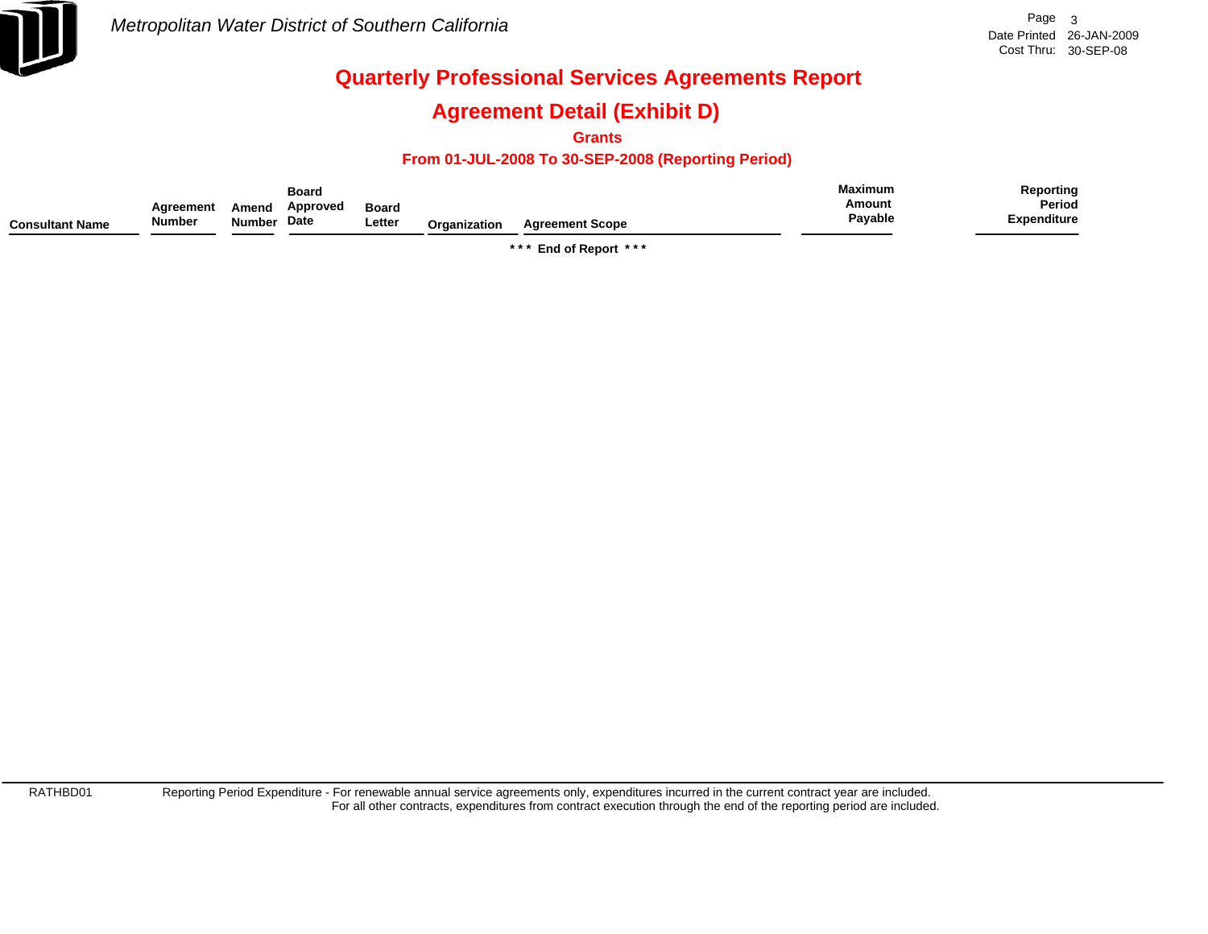*Metropolitan Water District of Southern California*

Date Printed 26-JAN-2009
Cost Thru: 30-SEP-08

# Quarterly Professional Services Agreements Report

## Agreement Detail (Exhibit D)

### Grants

### From 01-JUL-2008 To 30-SEP-2008 (Reporting Period)

| Consultant Name | Agreement Number | Amend Number | Board Approved Date | Board Letter | Organization | Agreement Scope | Maximum Amount Payable | Reporting Period Expenditure |
|---|---|---|---|---|---|---|---|---|

*** End of Report ***

RATHBD01 Reporting Period Expenditure - For renewable annual service agreements only, expenditures incurred in the current contract year are included.
For all other contracts, expenditures from contract execution through the end of the reporting period are included.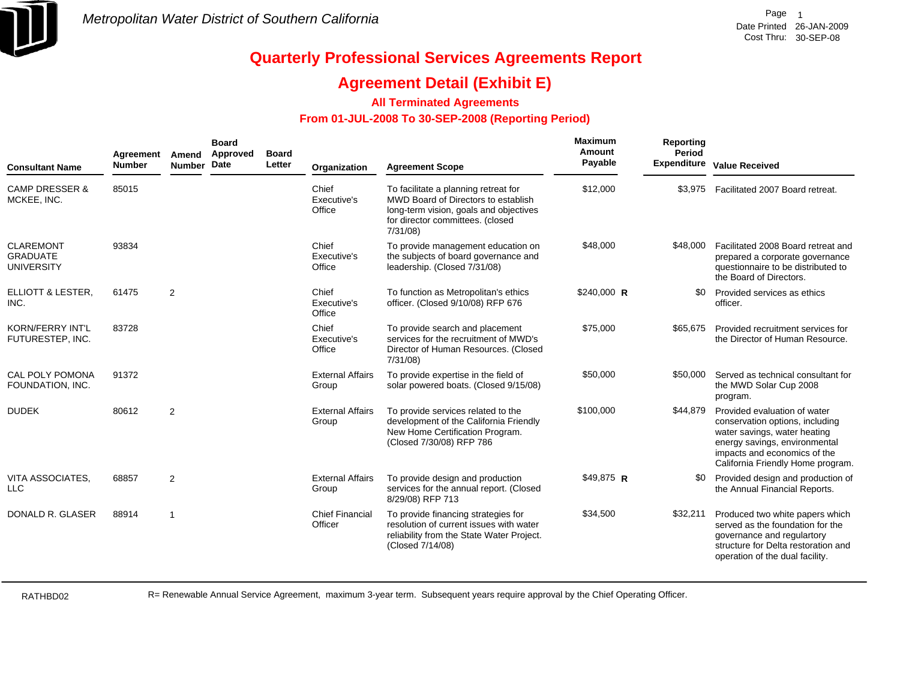Metropolitan Water District of Southern California

Date Printed 26-JAN-2009
Cost Thru: 30-SEP-08

# Quarterly Professional Services Agreements Report

## Agreement Detail (Exhibit E)

### All Terminated Agreements

### From 01-JUL-2008 To 30-SEP-2008 (Reporting Period)

| Consultant Name | Agreement Number | Amend Number | Board Approved Date | Board Letter | Organization | Agreement Scope | Maximum Amount Payable | Reporting Period Expenditure | Value Received |
|---|---|---|---|---|---|---|---|---|---|
| CAMP DRESSER & MCKEE, INC. | 85015 | | | | Chief Executive's Office | To facilitate a planning retreat for MWD Board of Directors to establish long-term vision, goals and objectives for director committees. (closed 7/31/08) | $12,000 | $3,975 | Facilitated 2007 Board retreat. |
| CLAREMONT GRADUATE UNIVERSITY | 93834 | | | | Chief Executive's Office | To provide management education on the subjects of board governance and leadership. (Closed 7/31/08) | $48,000 | $48,000 | Facilitated 2008 Board retreat and prepared a corporate governance questionnaire to be distributed to the Board of Directors. |
| ELLIOTT & LESTER, INC. | 61475 | 2 | | | Chief Executive's Office | To function as Metropolitan's ethics officer. (Closed 9/10/08) RFP 676 | $240,000 R | $0 | Provided services as ethics officer. |
| KORN/FERRY INT'L FUTURESTEP, INC. | 83728 | | | | Chief Executive's Office | To provide search and placement services for the recruitment of MWD's Director of Human Resources. (Closed 7/31/08) | $75,000 | $65,675 | Provided recruitment services for the Director of Human Resource. |
| CAL POLY POMONA FOUNDATION, INC. | 91372 | | | | External Affairs Group | To provide expertise in the field of solar powered boats. (Closed 9/15/08) | $50,000 | $50,000 | Served as technical consultant for the MWD Solar Cup 2008 program. |
| DUDEK | 80612 | 2 | | | External Affairs Group | To provide services related to the development of the California Friendly New Home Certification Program. (Closed 7/30/08) RFP 786 | $100,000 | $44,879 | Provided evaluation of water conservation options, including water savings, water heating energy savings, environmental impacts and economics of the California Friendly Home program. |
| VITA ASSOCIATES, LLC | 68857 | 2 | | | External Affairs Group | To provide design and production services for the annual report. (Closed 8/29/08) RFP 713 | $49,875 R | $0 | Provided design and production of the Annual Financial Reports. |
| DONALD R. GLASER | 88914 | 1 | | | Chief Financial Officer | To provide financing strategies for resolution of current issues with water reliability from the State Water Project. (Closed 7/14/08) | $34,500 | $32,211 | Produced two white papers which served as the foundation for the governance and regulartory structure for Delta restoration and operation of the dual facility. |

RATHBD02

R= Renewable Annual Service Agreement, maximum 3-year term. Subsequent years require approval by the Chief Operating Officer.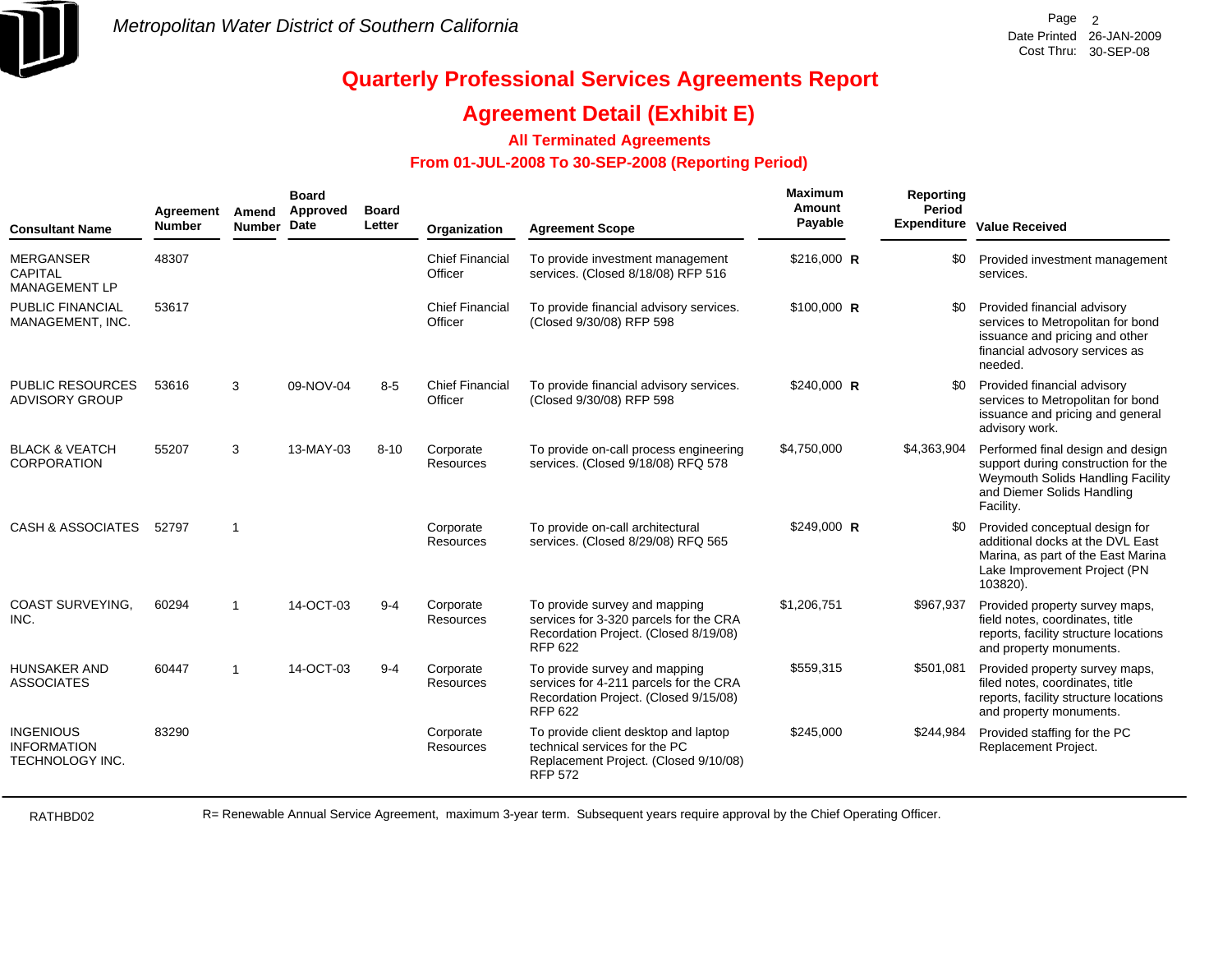Metropolitan Water District of Southern California

Date Printed 26-JAN-2009
Cost Thru: 30-SEP-08

# Quarterly Professional Services Agreements Report

## Agreement Detail (Exhibit E)

### All Terminated Agreements

### From 01-JUL-2008 To 30-SEP-2008 (Reporting Period)

| Consultant Name | Agreement Number | Amend Number | Board Approved Date | Board Letter | Organization | Agreement Scope | Maximum Amount Payable | Reporting Period Expenditure | Value Received |
|---|---|---|---|---|---|---|---|---|---|
| MERGANSER CAPITAL MANAGEMENT LP | 48307 | | | | Chief Financial Officer | To provide investment management services. (Closed 8/18/08) RFP 516 | $216,000 R | $0 | Provided investment management services. |
| PUBLIC FINANCIAL MANAGEMENT, INC. | 53617 | | | | Chief Financial Officer | To provide financial advisory services. (Closed 9/30/08) RFP 598 | $100,000 R | $0 | Provided financial advisory services to Metropolitan for bond issuance and pricing and other financial advosory services as needed. |
| PUBLIC RESOURCES ADVISORY GROUP | 53616 | 3 | 09-NOV-04 | 8-5 | Chief Financial Officer | To provide financial advisory services. (Closed 9/30/08) RFP 598 | $240,000 R | $0 | Provided financial advisory services to Metropolitan for bond issuance and pricing and general advisory work. |
| BLACK & VEATCH CORPORATION | 55207 | 3 | 13-MAY-03 | 8-10 | Corporate Resources | To provide on-call process engineering services. (Closed 9/18/08) RFQ 578 | $4,750,000 | $4,363,904 | Performed final design and design support during construction for the Weymouth Solids Handling Facility and Diemer Solids Handling Facility. |
| CASH & ASSOCIATES | 52797 | 1 | | | Corporate Resources | To provide on-call architectural services. (Closed 8/29/08) RFQ 565 | $249,000 R | $0 | Provided conceptual design for additional docks at the DVL East Marina, as part of the East Marina Lake Improvement Project (PN 103820). |
| COAST SURVEYING, INC. | 60294 | 1 | 14-OCT-03 | 9-4 | Corporate Resources | To provide survey and mapping services for 3-320 parcels for the CRA Recordation Project. (Closed 8/19/08) RFP 622 | $1,206,751 | $967,937 | Provided property survey maps, field notes, coordinates, title reports, facility structure locations and property monuments. |
| HUNSAKER AND ASSOCIATES | 60447 | 1 | 14-OCT-03 | 9-4 | Corporate Resources | To provide survey and mapping services for 4-211 parcels for the CRA Recordation Project. (Closed 9/15/08) RFP 622 | $559,315 | $501,081 | Provided property survey maps, filed notes, coordinates, title reports, facility structure locations and property monuments. |
| INGENIOUS INFORMATION TECHNOLOGY INC. | 83290 | | | | Corporate Resources | To provide client desktop and laptop technical services for the PC Replacement Project. (Closed 9/10/08) RFP 572 | $245,000 | $244,984 | Provided staffing for the PC Replacement Project. |

RATHBD02

R= Renewable Annual Service Agreement, maximum 3-year term. Subsequent years require approval by the Chief Operating Officer.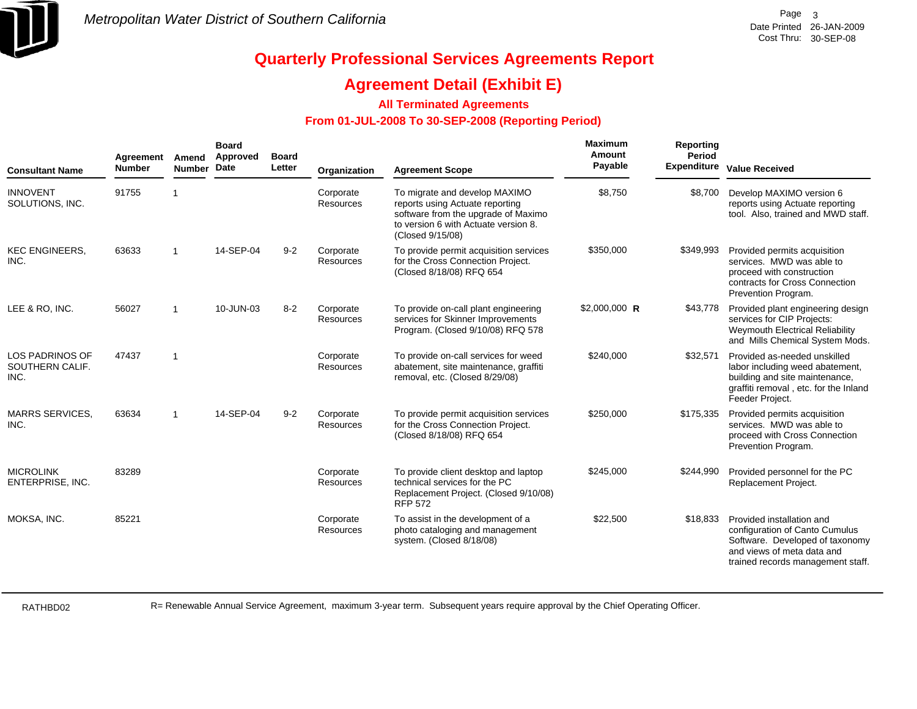Metropolitan Water District of Southern California

Date Printed 26-JAN-2009
Cost Thru: 30-SEP-08

# Quarterly Professional Services Agreements Report

## Agreement Detail (Exhibit E)

### All Terminated Agreements

### From 01-JUL-2008 To 30-SEP-2008 (Reporting Period)

| Consultant Name | Agreement Number | Amend Number | Board Approved Date | Board Letter | Organization | Agreement Scope | Maximum Amount Payable | Reporting Period Expenditure | Value Received |
|---|---|---|---|---|---|---|---|---|---|
| INNOVENT SOLUTIONS, INC. | 91755 | 1 | | | Corporate Resources | To migrate and develop MAXIMO reports using Actuate reporting software from the upgrade of Maximo to version 6 with Actuate version 8. (Closed 9/15/08) | $8,750 | $8,700 | Develop MAXIMO version 6 reports using Actuate reporting tool. Also, trained and MWD staff. |
| KEC ENGINEERS, INC. | 63633 | 1 | 14-SEP-04 | 9-2 | Corporate Resources | To provide permit acquisition services for the Cross Connection Project. (Closed 8/18/08) RFQ 654 | $350,000 | $349,993 | Provided permits acquisition services. MWD was able to proceed with construction contracts for Cross Connection Prevention Program. |
| LEE & RO, INC. | 56027 | 1 | 10-JUN-03 | 8-2 | Corporate Resources | To provide on-call plant engineering services for Skinner Improvements Program. (Closed 9/10/08) RFQ 578 | $2,000,000 R | $43,778 | Provided plant engineering design services for CIP Projects: Weymouth Electrical Reliability and Mills Chemical System Mods. |
| LOS PADRINOS OF SOUTHERN CALIF. INC. | 47437 | 1 | | | Corporate Resources | To provide on-call services for weed abatement, site maintenance, graffiti removal, etc. (Closed 8/29/08) | $240,000 | $32,571 | Provided as-needed unskilled labor including weed abatement, building and site maintenance, graffiti removal , etc. for the Inland Feeder Project. |
| MARRS SERVICES, INC. | 63634 | 1 | 14-SEP-04 | 9-2 | Corporate Resources | To provide permit acquisition services for the Cross Connection Project. (Closed 8/18/08) RFQ 654 | $250,000 | $175,335 | Provided permits acquisition services. MWD was able to proceed with Cross Connection Prevention Program. |
| MICROLINK ENTERPRISE, INC. | 83289 | | | | Corporate Resources | To provide client desktop and laptop technical services for the PC Replacement Project. (Closed 9/10/08) RFP 572 | $245,000 | $244,990 | Provided personnel for the PC Replacement Project. |
| MOKSA, INC. | 85221 | | | | Corporate Resources | To assist in the development of a photo cataloging and management system. (Closed 8/18/08) | $22,500 | $18,833 | Provided installation and configuration of Canto Cumulus Software. Developed of taxonomy and views of meta data and trained records management staff. |

RATHBD02

R= Renewable Annual Service Agreement, maximum 3-year term. Subsequent years require approval by the Chief Operating Officer.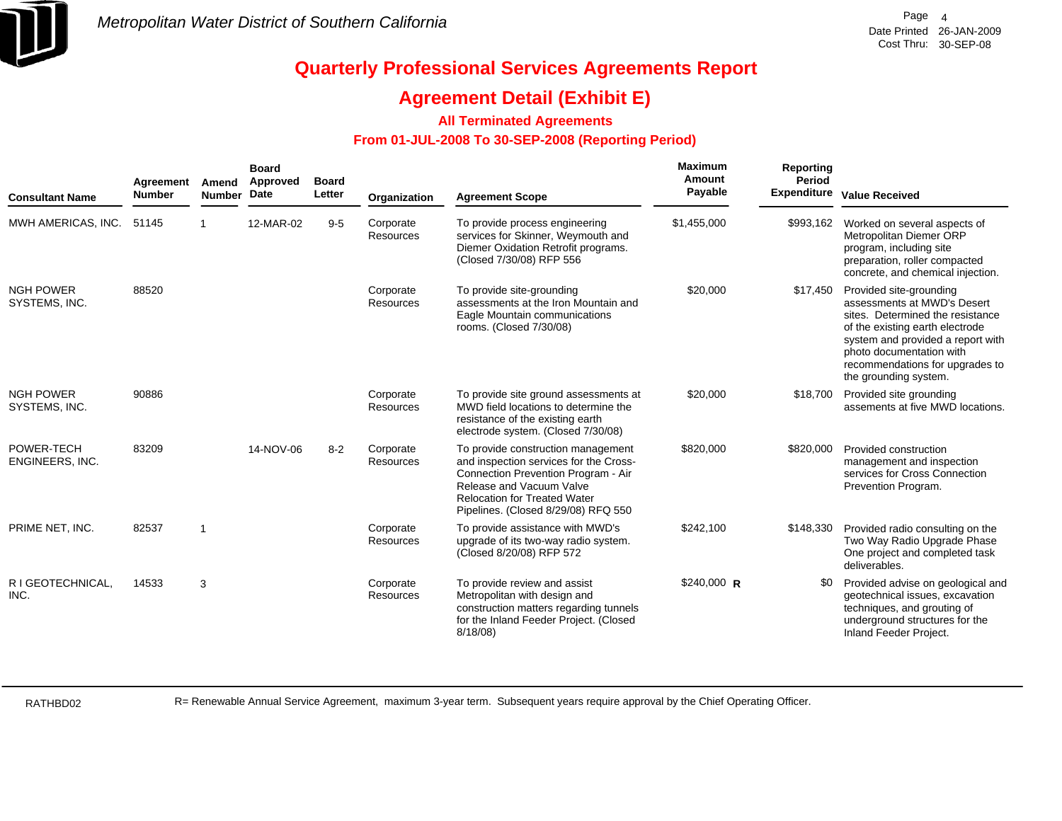# Quarterly Professional Services Agreements Report

## Agreement Detail (Exhibit E)

### All Terminated Agreements

### From 01-JUL-2008 To 30-SEP-2008 (Reporting Period)

| Consultant Name | Agreement Number | Amend Number | Board Approved Date | Board Letter | Organization | Agreement Scope | Maximum Amount Payable | Reporting Period Expenditure | Value Received |
|---|---|---|---|---|---|---|---|---|---|
| MWH AMERICAS, INC. | 51145 | 1 | 12-MAR-02 | 9-5 | Corporate Resources | To provide process engineering services for Skinner, Weymouth and Diemer Oxidation Retrofit programs. (Closed 7/30/08) RFP 556 | $1,455,000 | $993,162 | Worked on several aspects of Metropolitan Diemer ORP program, including site preparation, roller compacted concrete, and chemical injection. |
| NGH POWER SYSTEMS, INC. | 88520 | | | | Corporate Resources | To provide site-grounding assessments at the Iron Mountain and Eagle Mountain communications rooms. (Closed 7/30/08) | $20,000 | $17,450 | Provided site-grounding assessments at MWD's Desert sites. Determined the resistance of the existing earth electrode system and provided a report with photo documentation with recommendations for upgrades to the grounding system. |
| NGH POWER SYSTEMS, INC. | 90886 | | | | Corporate Resources | To provide site ground assessments at MWD field locations to determine the resistance of the existing earth electrode system. (Closed 7/30/08) | $20,000 | $18,700 | Provided site grounding assements at five MWD locations. |
| POWER-TECH ENGINEERS, INC. | 83209 | | 14-NOV-06 | 8-2 | Corporate Resources | To provide construction management and inspection services for the Cross-Connection Prevention Program - Air Release and Vacuum Valve Relocation for Treated Water Pipelines. (Closed 8/29/08) RFQ 550 | $820,000 | $820,000 | Provided construction management and inspection services for Cross Connection Prevention Program. |
| PRIME NET, INC. | 82537 | 1 | | | Corporate Resources | To provide assistance with MWD's upgrade of its two-way radio system. (Closed 8/20/08) RFP 572 | $242,100 | $148,330 | Provided radio consulting on the Two Way Radio Upgrade Phase One project and completed task deliverables. |
| R I GEOTECHNICAL, INC. | 14533 | 3 | | | Corporate Resources | To provide review and assist Metropolitan with design and construction matters regarding tunnels for the Inland Feeder Project. (Closed 8/18/08) | $240,000 **R** | $0 | Provided advise on geological and geotechnical issues, excavation techniques, and grouting of underground structures for the Inland Feeder Project. |

R= Renewable Annual Service Agreement, maximum 3-year term. Subsequent years require approval by the Chief Operating Officer.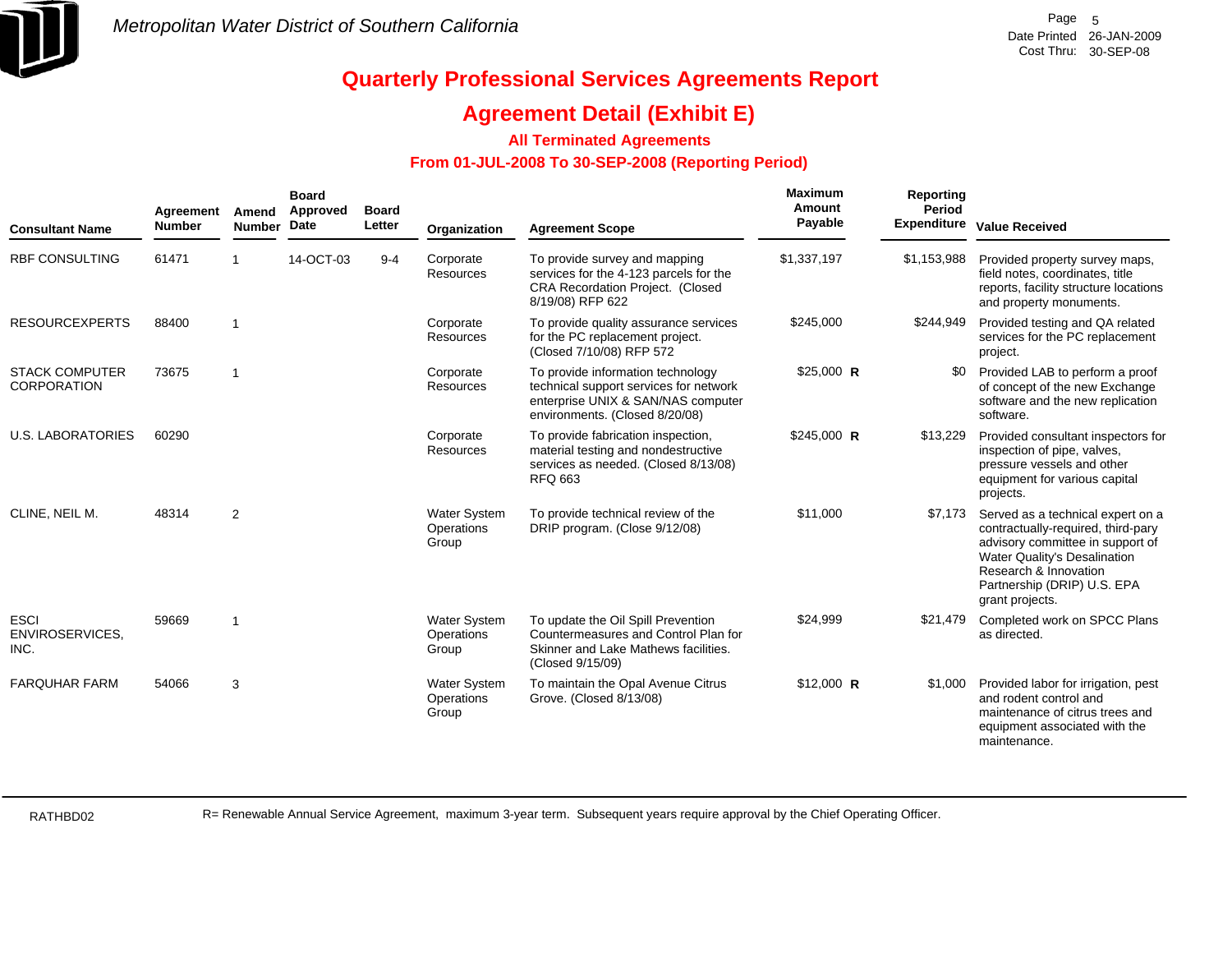# Quarterly Professional Services Agreements Report

## Agreement Detail (Exhibit E)

### All Terminated Agreements

### From 01-JUL-2008 To 30-SEP-2008 (Reporting Period)

| Consultant Name | Agreement Number | Amend Number | Board Approved Date | Board Letter | Organization | Agreement Scope | Maximum Amount Payable | | Reporting Period Expenditure | Value Received |
|---|---|---|---|---|---|---|---|---|---|---|
| RBF CONSULTING | 61471 | 1 | 14-OCT-03 | 9-4 | Corporate Resources | To provide survey and mapping services for the 4-123 parcels for the CRA Recordation Project. (Closed 8/19/08) RFP 622 | $1,337,197 | | $1,153,988 | Provided property survey maps, field notes, coordinates, title reports, facility structure locations and property monuments. |
| RESOURCEXPERTS | 88400 | 1 | | | Corporate Resources | To provide quality assurance services for the PC replacement project. (Closed 7/10/08) RFP 572 | $245,000 | | $244,949 | Provided testing and QA related services for the PC replacement project. |
| STACK COMPUTER CORPORATION | 73675 | 1 | | | Corporate Resources | To provide information technology technical support services for network enterprise UNIX & SAN/NAS computer environments. (Closed 8/20/08) | $25,000 | R | $0 | Provided LAB to perform a proof of concept of the new Exchange software and the new replication software. |
| U.S. LABORATORIES | 60290 | | | | Corporate Resources | To provide fabrication inspection, material testing and nondestructive services as needed. (Closed 8/13/08) RFQ 663 | $245,000 | R | $13,229 | Provided consultant inspectors for inspection of pipe, valves, pressure vessels and other equipment for various capital projects. |
| CLINE, NEIL M. | 48314 | 2 | | | Water System Operations Group | To provide technical review of the DRIP program. (Close 9/12/08) | $11,000 | | $7,173 | Served as a technical expert on a contractually-required, third-pary advisory committee in support of Water Quality's Desalination Research & Innovation Partnership (DRIP) U.S. EPA grant projects. |
| ESCI ENVIROSERVICES, INC. | 59669 | 1 | | | Water System Operations Group | To update the Oil Spill Prevention Countermeasures and Control Plan for Skinner and Lake Mathews facilities. (Closed 9/15/09) | $24,999 | | $21,479 | Completed work on SPCC Plans as directed. |
| FARQUHAR FARM | 54066 | 3 | | | Water System Operations Group | To maintain the Opal Avenue Citrus Grove. (Closed 8/13/08) | $12,000 | R | $1,000 | Provided labor for irrigation, pest and rodent control and maintenance of citrus trees and equipment associated with the maintenance. |

R= Renewable Annual Service Agreement, maximum 3-year term. Subsequent years require approval by the Chief Operating Officer.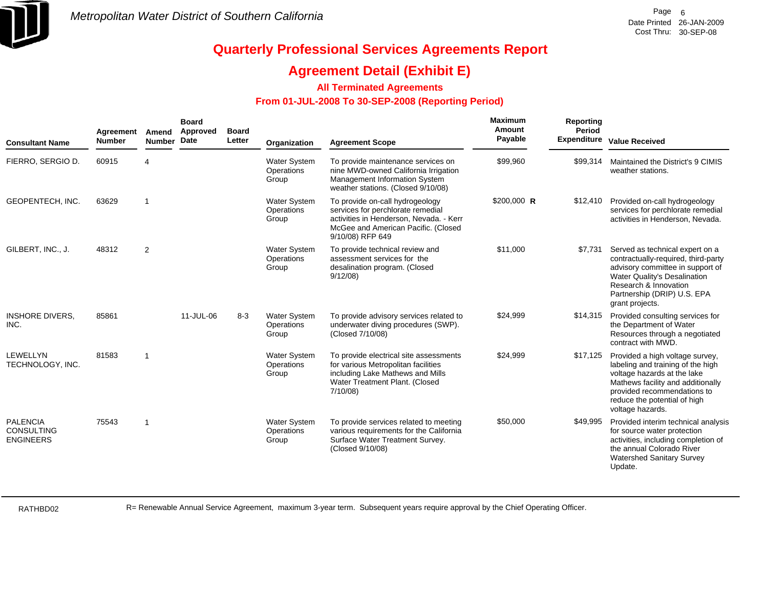# Quarterly Professional Services Agreements Report

## Agreement Detail (Exhibit E)

### All Terminated Agreements

### From 01-JUL-2008 To 30-SEP-2008 (Reporting Period)

| Consultant Name | Agreement Number | Amend Number | Board Approved Date | Board Letter | Organization | Agreement Scope | Maximum Amount Payable | Reporting Period Expenditure | Value Received |
|---|---|---|---|---|---|---|---|---|---|
| FIERRO, SERGIO D. | 60915 | 4 | | | Water System Operations Group | To provide maintenance services on nine MWD-owned California Irrigation Management Information System weather stations. (Closed 9/10/08) | $99,960 | $99,314 | Maintained the District's 9 CIMIS weather stations. |
| GEOPENTECH, INC. | 63629 | 1 | | | Water System Operations Group | To provide on-call hydrogeology services for perchlorate remedial activities in Henderson, Nevada. - Kerr McGee and American Pacific. (Closed 9/10/08) RFP 649 | $200,000 **R** | $12,410 | Provided on-call hydrogeology services for perchlorate remedial activities in Henderson, Nevada. |
| GILBERT, INC., J. | 48312 | 2 | | | Water System Operations Group | To provide technical review and assessment services for the desalination program. (Closed 9/12/08) | $11,000 | $7,731 | Served as technical expert on a contractually-required, third-party advisory committee in support of Water Quality's Desalination Research & Innovation Partnership (DRIP) U.S. EPA grant projects. |
| INSHORE DIVERS, INC. | 85861 | | 11-JUL-06 | 8-3 | Water System Operations Group | To provide advisory services related to underwater diving procedures (SWP). (Closed 7/10/08) | $24,999 | $14,315 | Provided consulting services for the Department of Water Resources through a negotiated contract with MWD. |
| LEWELLYN TECHNOLOGY, INC. | 81583 | 1 | | | Water System Operations Group | To provide electrical site assessments for various Metropolitan facilities including Lake Mathews and Mills Water Treatment Plant. (Closed 7/10/08) | $24,999 | $17,125 | Provided a high voltage survey, labeling and training of the high voltage hazards at the lake Mathews facility and additionally provided recommendations to reduce the potential of high voltage hazards. |
| PALENCIA CONSULTING ENGINEERS | 75543 | 1 | | | Water System Operations Group | To provide services related to meeting various requirements for the California Surface Water Treatment Survey. (Closed 9/10/08) | $50,000 | $49,995 | Provided interim technical analysis for source water protection activities, including completion of the annual Colorado River Watershed Sanitary Survey Update. |

R= Renewable Annual Service Agreement, maximum 3-year term. Subsequent years require approval by the Chief Operating Officer.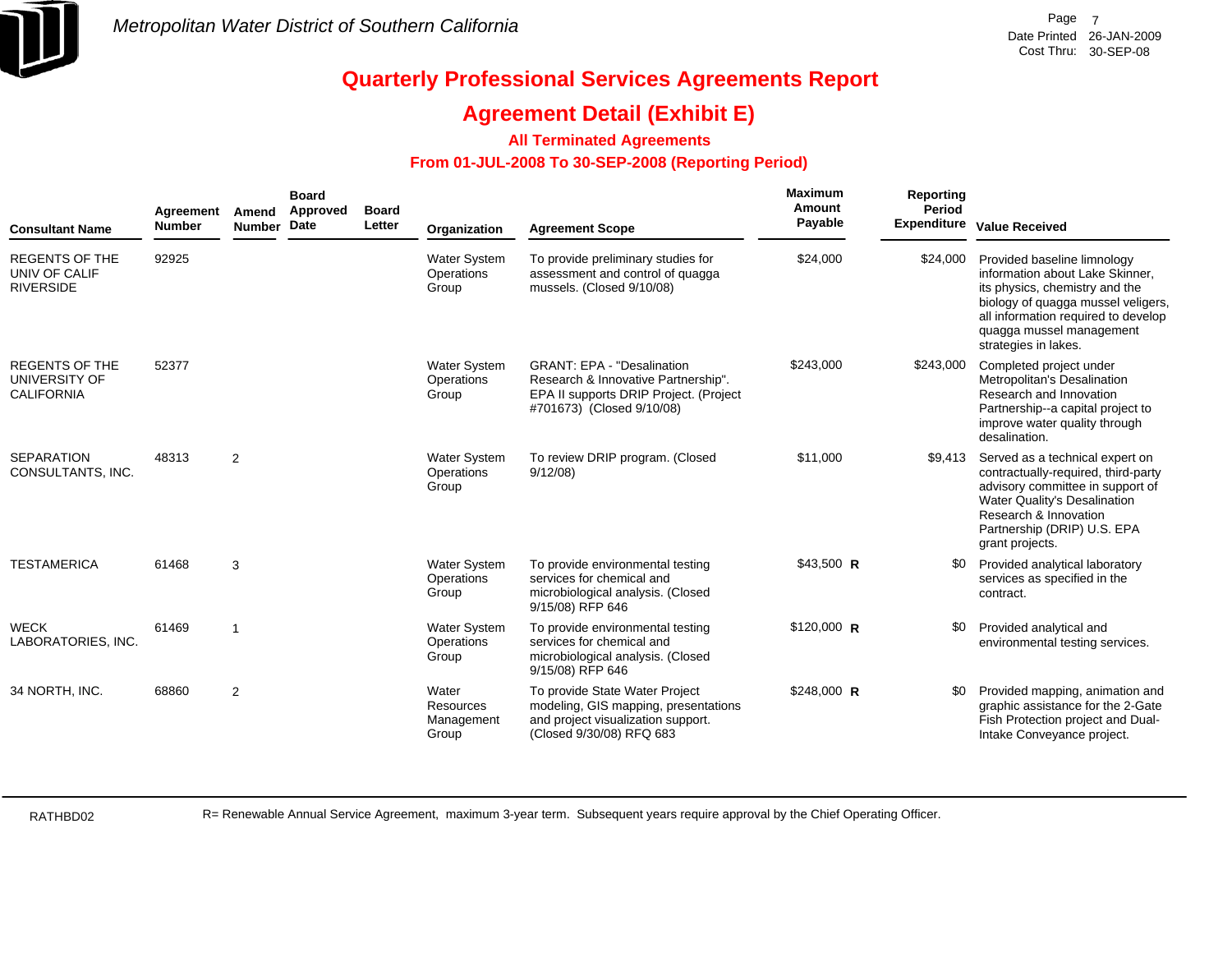# Metropolitan Water District of Southern California

Date Printed 26-JAN-2009
Cost Thru: 30-SEP-08

## Quarterly Professional Services Agreements Report

## Agreement Detail (Exhibit E)

### All Terminated Agreements

### From 01-JUL-2008 To 30-SEP-2008 (Reporting Period)

| Consultant Name | Agreement Number | Amend Number | Board Approved Date | Board Letter | Organization | Agreement Scope | Maximum Amount Payable | Reporting Period Expenditure | Value Received |
|---|---|---|---|---|---|---|---|---|---|
| REGENTS OF THE UNIV OF CALIF RIVERSIDE | 92925 | | | | Water System Operations Group | To provide preliminary studies for assessment and control of quagga mussels. (Closed 9/10/08) | $24,000 | $24,000 | Provided baseline limnology information about Lake Skinner, its physics, chemistry and the biology of quagga mussel veligers, all information required to develop quagga mussel management strategies in lakes. |
| REGENTS OF THE UNIVERSITY OF CALIFORNIA | 52377 | | | | Water System Operations Group | GRANT: EPA - "Desalination Research & Innovative Partnership". EPA II supports DRIP Project. (Project #701673) (Closed 9/10/08) | $243,000 | $243,000 | Completed project under Metropolitan's Desalination Research and Innovation Partnership--a capital project to improve water quality through desalination. |
| SEPARATION CONSULTANTS, INC. | 48313 | 2 | | | Water System Operations Group | To review DRIP program. (Closed 9/12/08) | $11,000 | $9,413 | Served as a technical expert on contractually-required, third-party advisory committee in support of Water Quality's Desalination Research & Innovation Partnership (DRIP) U.S. EPA grant projects. |
| TESTAMERICA | 61468 | 3 | | | Water System Operations Group | To provide environmental testing services for chemical and microbiological analysis. (Closed 9/15/08) RFP 646 | $43,500 **R** | $0 | Provided analytical laboratory services as specified in the contract. |
| WECK LABORATORIES, INC. | 61469 | 1 | | | Water System Operations Group | To provide environmental testing services for chemical and microbiological analysis. (Closed 9/15/08) RFP 646 | $120,000 **R** | $0 | Provided analytical and environmental testing services. |
| 34 NORTH, INC. | 68860 | 2 | | | Water Resources Management Group | To provide State Water Project modeling, GIS mapping, presentations and project visualization support. (Closed 9/30/08) RFQ 683 | $248,000 **R** | $0 | Provided mapping, animation and graphic assistance for the 2-Gate Fish Protection project and Dual-Intake Conveyance project. |

RATHBD02

R= Renewable Annual Service Agreement, maximum 3-year term. Subsequent years require approval by the Chief Operating Officer.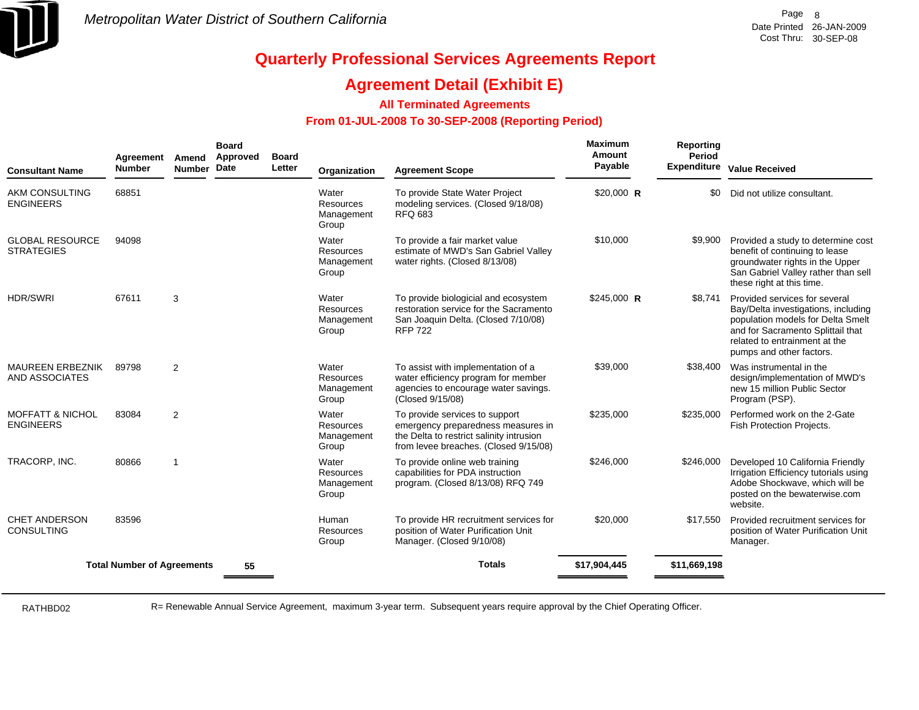Metropolitan Water District of Southern California

Date Printed 26-JAN-2009
Cost Thru: 30-SEP-08

# Quarterly Professional Services Agreements Report

## Agreement Detail (Exhibit E)

### All Terminated Agreements

### From 01-JUL-2008 To 30-SEP-2008 (Reporting Period)

| Consultant Name | Agreement Number | Amend Number | Board Approved Date | Board Letter | Organization | Agreement Scope | Maximum Amount Payable | | Reporting Period Expenditure | Value Received |
|---|---|---|---|---|---|---|---|---|---|---|
| AKM CONSULTING ENGINEERS | 68851 | | | | Water Resources Management Group | To provide State Water Project modeling services. (Closed 9/18/08) RFQ 683 | $20,000 | R | $0 | Did not utilize consultant. |
| GLOBAL RESOURCE STRATEGIES | 94098 | | | | Water Resources Management Group | To provide a fair market value estimate of MWD's San Gabriel Valley water rights. (Closed 8/13/08) | $10,000 | | $9,900 | Provided a study to determine cost benefit of continuing to lease groundwater rights in the Upper San Gabriel Valley rather than sell these right at this time. |
| HDR/SWRI | 67611 | 3 | | | Water Resources Management Group | To provide biologicial and ecosystem restoration service for the Sacramento San Joaquin Delta. (Closed 7/10/08) RFP 722 | $245,000 | R | $8,741 | Provided services for several Bay/Delta investigations, including population models for Delta Smelt and for Sacramento Splittail that related to entrainment at the pumps and other factors. |
| MAUREEN ERBEZNIK AND ASSOCIATES | 89798 | 2 | | | Water Resources Management Group | To assist with implementation of a water efficiency program for member agencies to encourage water savings. (Closed 9/15/08) | $39,000 | | $38,400 | Was instrumental in the design/implementation of MWD's new 15 million Public Sector Program (PSP). |
| MOFFATT & NICHOL ENGINEERS | 83084 | 2 | | | Water Resources Management Group | To provide services to support emergency preparedness measures in the Delta to restrict salinity intrusion from levee breaches. (Closed 9/15/08) | $235,000 | | $235,000 | Performed work on the 2-Gate Fish Protection Projects. |
| TRACORP, INC. | 80866 | 1 | | | Water Resources Management Group | To provide online web training capabilities for PDA instruction program. (Closed 8/13/08) RFQ 749 | $246,000 | | $246,000 | Developed 10 California Friendly Irrigation Efficiency tutorials using Adobe Shockwave, which will be posted on the bewaterwise.com website. |
| CHET ANDERSON CONSULTING | 83596 | | | | Human Resources Group | To provide HR recruitment services for position of Water Purification Unit Manager. (Closed 9/10/08) | $20,000 | | $17,550 | Provided recruitment services for position of Water Purification Unit Manager. |
| **Total Number of Agreements** | | | **55** | | | **Totals** | **$17,904,445** | | **$11,669,198** | |

RATHBD02

R= Renewable Annual Service Agreement, maximum 3-year term. Subsequent years require approval by the Chief Operating Officer.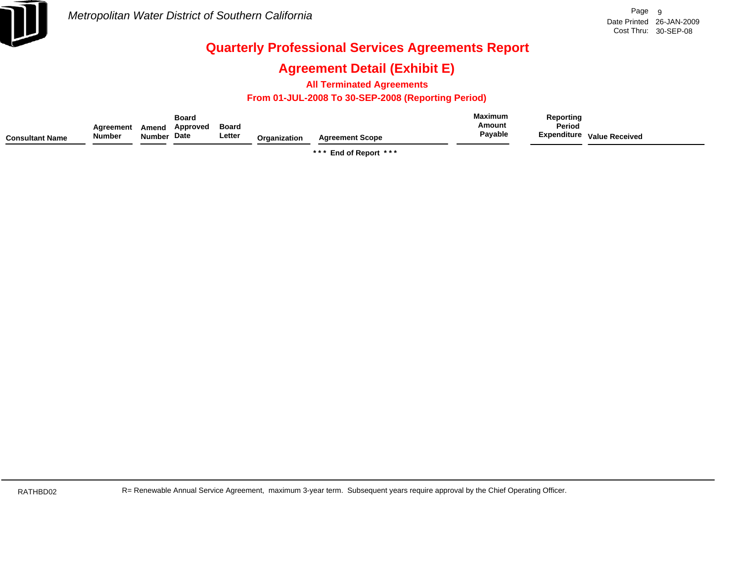# Quarterly Professional Services Agreements Report

## Agreement Detail (Exhibit E)

### All Terminated Agreements

### From 01-JUL-2008 To 30-SEP-2008 (Reporting Period)

| Consultant Name | Agreement Number | Amend Number | Board Approved Date | Board Letter | Organization | Agreement Scope | Maximum Amount Payable | Reporting Period Expenditure | Value Received |
|---|---|---|---|---|---|---|---|---|---|

*** End of Report ***

RATHBD02

R= Renewable Annual Service Agreement, maximum 3-year term. Subsequent years require approval by the Chief Operating Officer.